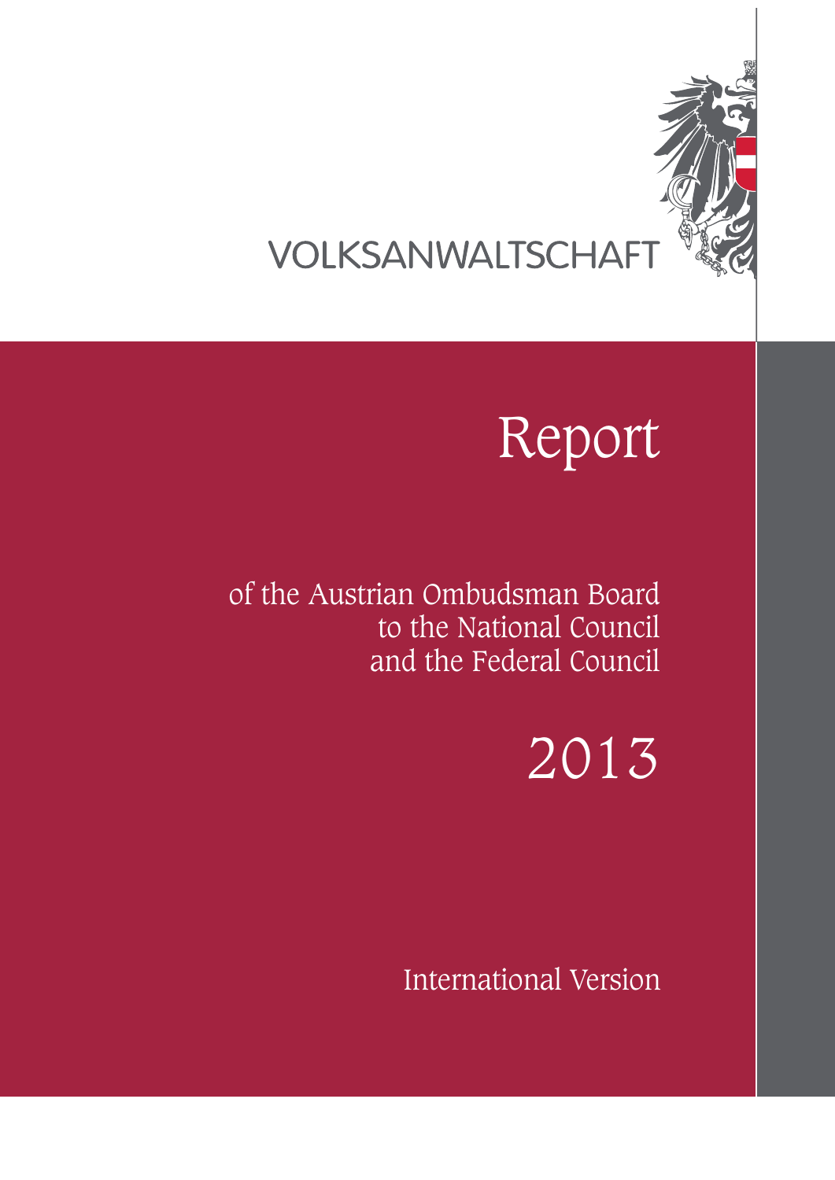VOLKSANWALTSCHAFT

# Report

of the Austrian Ombudsman Board
to the National Council
and the Federal Council

2013

International Version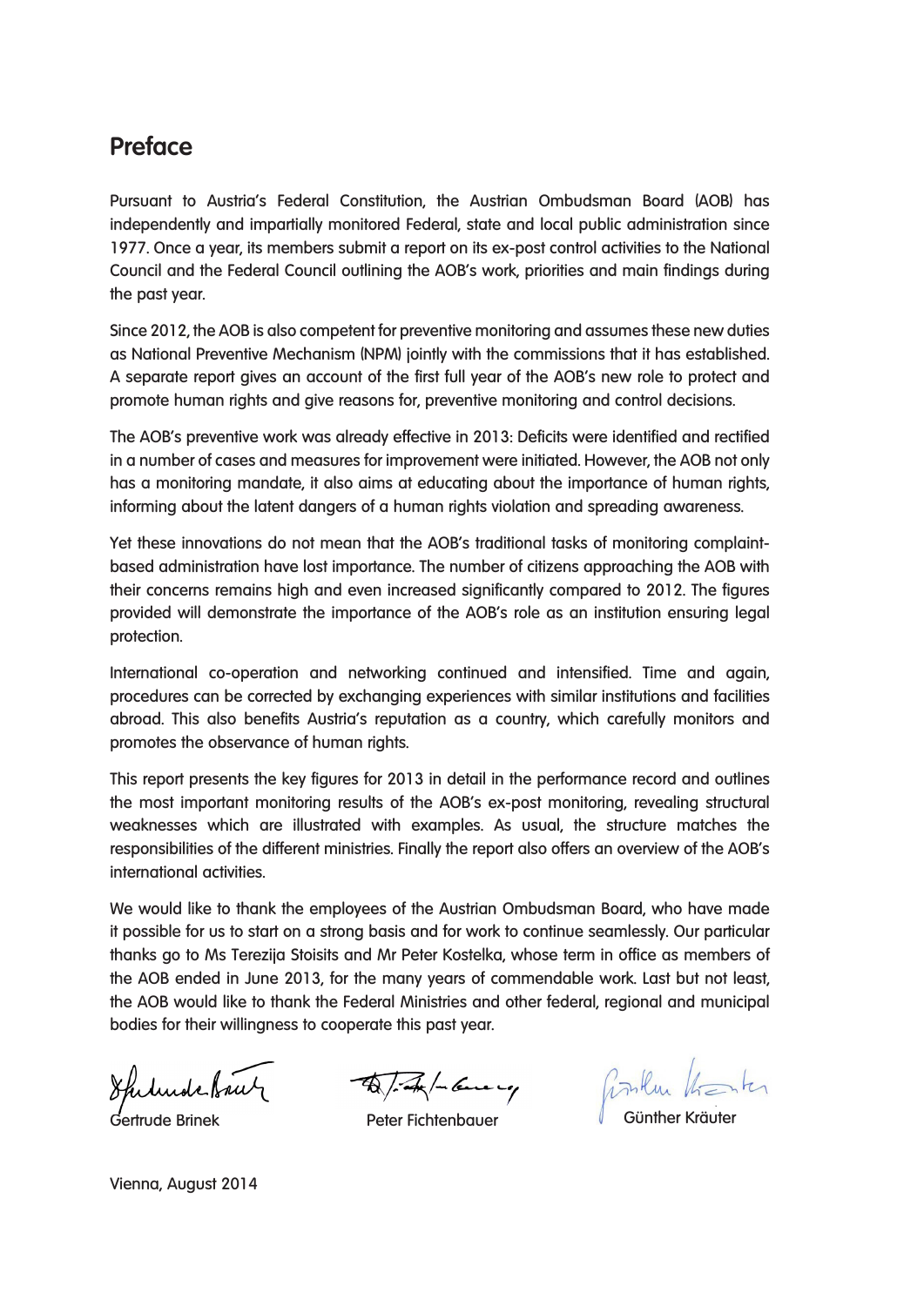# Preface

Pursuant to Austria's Federal Constitution, the Austrian Ombudsman Board (AOB) has independently and impartially monitored Federal, state and local public administration since 1977. Once a year, its members submit a report on its ex-post control activities to the National Council and the Federal Council outlining the AOB's work, priorities and main findings during the past year.

Since 2012, the AOB is also competent for preventive monitoring and assumes these new duties as National Preventive Mechanism (NPM) jointly with the commissions that it has established. A separate report gives an account of the first full year of the AOB's new role to protect and promote human rights and give reasons for, preventive monitoring and control decisions.

The AOB's preventive work was already effective in 2013: Deficits were identified and rectified in a number of cases and measures for improvement were initiated. However, the AOB not only has a monitoring mandate, it also aims at educating about the importance of human rights, informing about the latent dangers of a human rights violation and spreading awareness.

Yet these innovations do not mean that the AOB's traditional tasks of monitoring complaint-based administration have lost importance. The number of citizens approaching the AOB with their concerns remains high and even increased significantly compared to 2012. The figures provided will demonstrate the importance of the AOB's role as an institution ensuring legal protection.

International co-operation and networking continued and intensified. Time and again, procedures can be corrected by exchanging experiences with similar institutions and facilities abroad. This also benefits Austria's reputation as a country, which carefully monitors and promotes the observance of human rights.

This report presents the key figures for 2013 in detail in the performance record and outlines the most important monitoring results of the AOB's ex-post monitoring, revealing structural weaknesses which are illustrated with examples. As usual, the structure matches the responsibilities of the different ministries. Finally the report also offers an overview of the AOB's international activities.

We would like to thank the employees of the Austrian Ombudsman Board, who have made it possible for us to start on a strong basis and for work to continue seamlessly. Our particular thanks go to Ms Terezija Stoisits and Mr Peter Kostelka, whose term in office as members of the AOB ended in June 2013, for the many years of commendable work. Last but not least, the AOB would like to thank the Federal Ministries and other federal, regional and municipal bodies for their willingness to cooperate this past year.

Gertrude Brinek | Peter Fichtenbauer | Günther Kräuter

Vienna, August 2014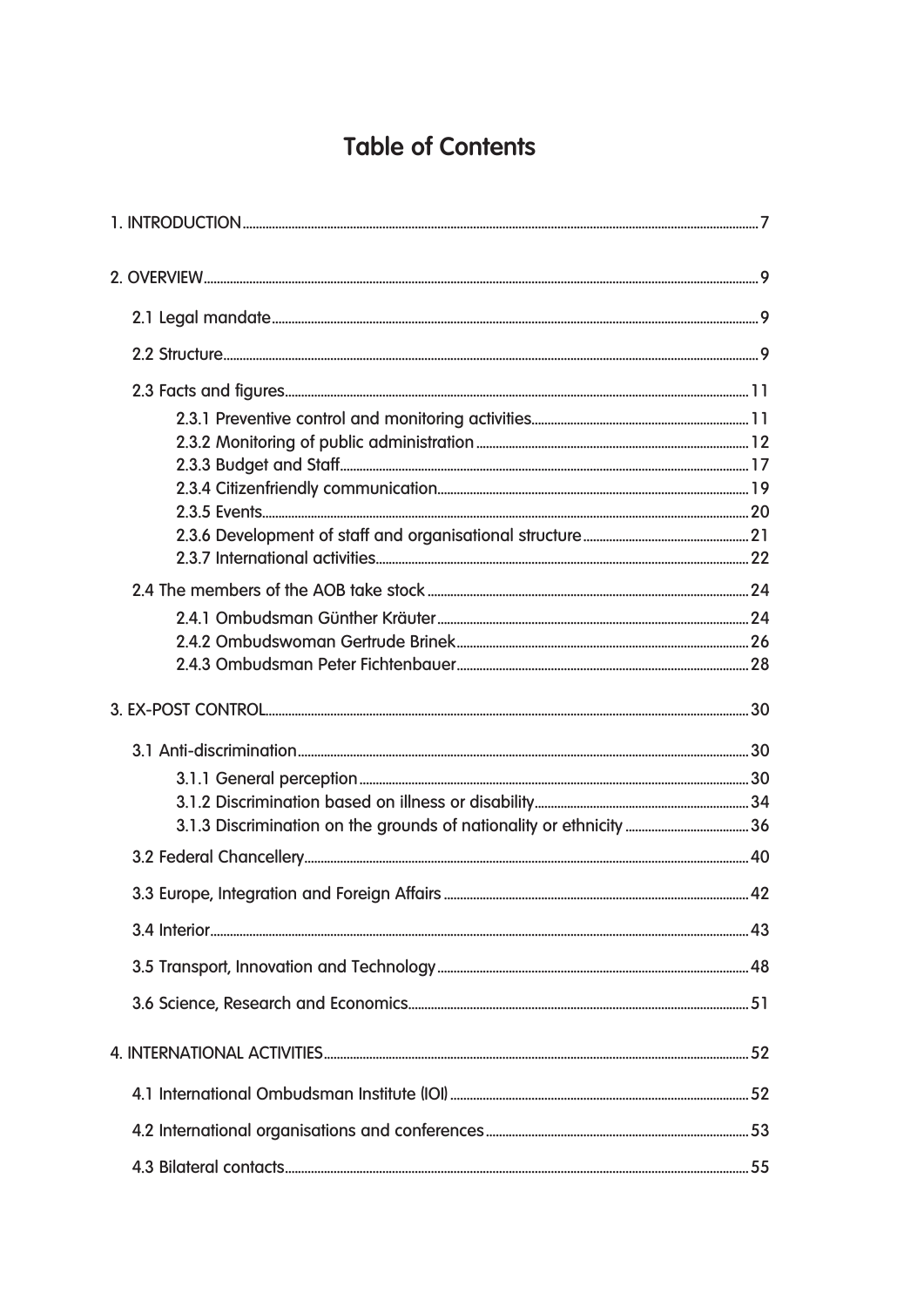# Table of Contents

1. INTRODUCTION ..... 7

2. OVERVIEW ..... 9

- 2.1 Legal mandate ..... 9
- 2.2 Structure ..... 9
- 2.3 Facts and figures ..... 11
  - 2.3.1 Preventive control and monitoring activities ..... 11
  - 2.3.2 Monitoring of public administration ..... 12
  - 2.3.3 Budget and Staff ..... 17
  - 2.3.4 Citizenfriendly communication ..... 19
  - 2.3.5 Events ..... 20
  - 2.3.6 Development of staff and organisational structure ..... 21
  - 2.3.7 International activities ..... 22
- 2.4 The members of the AOB take stock ..... 24
  - 2.4.1 Ombudsman Günther Kräuter ..... 24
  - 2.4.2 Ombudswoman Gertrude Brinek ..... 26
  - 2.4.3 Ombudsman Peter Fichtenbauer ..... 28

3. EX-POST CONTROL ..... 30

- 3.1 Anti-discrimination ..... 30
  - 3.1.1 General perception ..... 30
  - 3.1.2 Discrimination based on illness or disability ..... 34
  - 3.1.3 Discrimination on the grounds of nationality or ethnicity ..... 36
- 3.2 Federal Chancellery ..... 40
- 3.3 Europe, Integration and Foreign Affairs ..... 42
- 3.4 Interior ..... 43
- 3.5 Transport, Innovation and Technology ..... 48
- 3.6 Science, Research and Economics ..... 51

4. INTERNATIONAL ACTIVITIES ..... 52

- 4.1 International Ombudsman Institute (IOI) ..... 52
- 4.2 International organisations and conferences ..... 53
- 4.3 Bilateral contacts ..... 55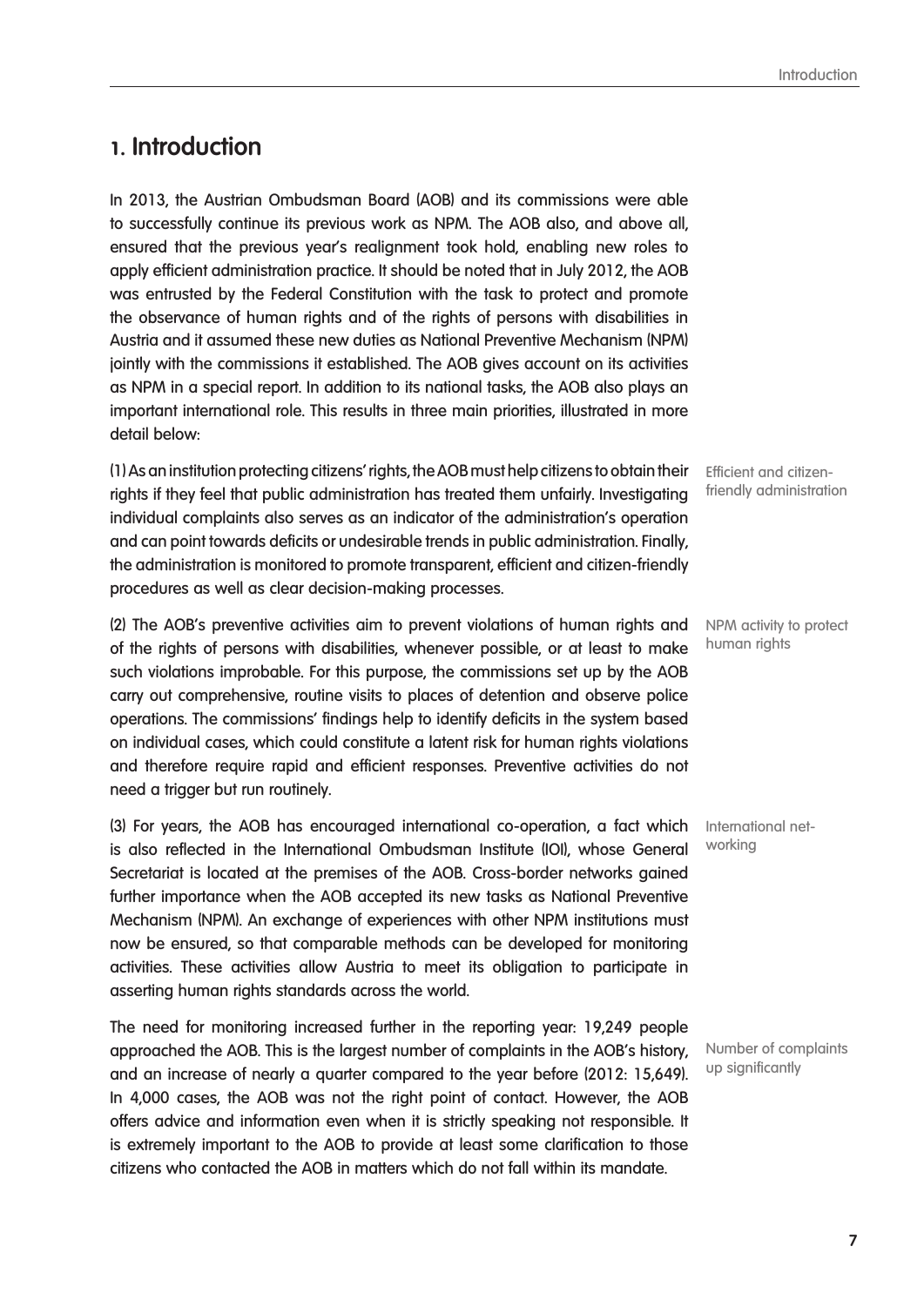# 1. Introduction

In 2013, the Austrian Ombudsman Board (AOB) and its commissions were able to successfully continue its previous work as NPM. The AOB also, and above all, ensured that the previous year's realignment took hold, enabling new roles to apply efficient administration practice. It should be noted that in July 2012, the AOB was entrusted by the Federal Constitution with the task to protect and promote the observance of human rights and of the rights of persons with disabilities in Austria and it assumed these new duties as National Preventive Mechanism (NPM) jointly with the commissions it established. The AOB gives account on its activities as NPM in a special report. In addition to its national tasks, the AOB also plays an important international role. This results in three main priorities, illustrated in more detail below:

Efficient and citizen-friendly administration

(1) As an institution protecting citizens' rights, the AOB must help citizens to obtain their rights if they feel that public administration has treated them unfairly. Investigating individual complaints also serves as an indicator of the administration's operation and can point towards deficits or undesirable trends in public administration. Finally, the administration is monitored to promote transparent, efficient and citizen-friendly procedures as well as clear decision-making processes.

NPM activity to protect human rights

(2) The AOB's preventive activities aim to prevent violations of human rights and of the rights of persons with disabilities, whenever possible, or at least to make such violations improbable. For this purpose, the commissions set up by the AOB carry out comprehensive, routine visits to places of detention and observe police operations. The commissions' findings help to identify deficits in the system based on individual cases, which could constitute a latent risk for human rights violations and therefore require rapid and efficient responses. Preventive activities do not need a trigger but run routinely.

International networking

(3) For years, the AOB has encouraged international co-operation, a fact which is also reflected in the International Ombudsman Institute (IOI), whose General Secretariat is located at the premises of the AOB. Cross-border networks gained further importance when the AOB accepted its new tasks as National Preventive Mechanism (NPM). An exchange of experiences with other NPM institutions must now be ensured, so that comparable methods can be developed for monitoring activities. These activities allow Austria to meet its obligation to participate in asserting human rights standards across the world.

Number of complaints up significantly

The need for monitoring increased further in the reporting year: 19,249 people approached the AOB. This is the largest number of complaints in the AOB's history, and an increase of nearly a quarter compared to the year before (2012: 15,649). In 4,000 cases, the AOB was not the right point of contact. However, the AOB offers advice and information even when it is strictly speaking not responsible. It is extremely important to the AOB to provide at least some clarification to those citizens who contacted the AOB in matters which do not fall within its mandate.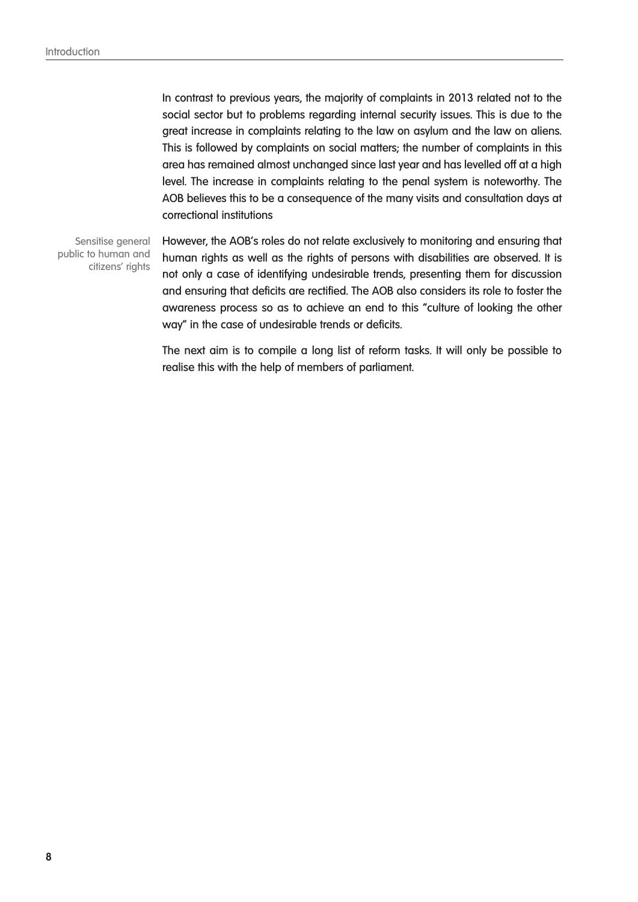In contrast to previous years, the majority of complaints in 2013 related not to the social sector but to problems regarding internal security issues. This is due to the great increase in complaints relating to the law on asylum and the law on aliens. This is followed by complaints on social matters; the number of complaints in this area has remained almost unchanged since last year and has levelled off at a high level. The increase in complaints relating to the penal system is noteworthy. The AOB believes this to be a consequence of the many visits and consultation days at correctional institutions

Sensitise general public to human and citizens' rights

However, the AOB's roles do not relate exclusively to monitoring and ensuring that human rights as well as the rights of persons with disabilities are observed. It is not only a case of identifying undesirable trends, presenting them for discussion and ensuring that deficits are rectified. The AOB also considers its role to foster the awareness process so as to achieve an end to this "culture of looking the other way" in the case of undesirable trends or deficits.

The next aim is to compile a long list of reform tasks. It will only be possible to realise this with the help of members of parliament.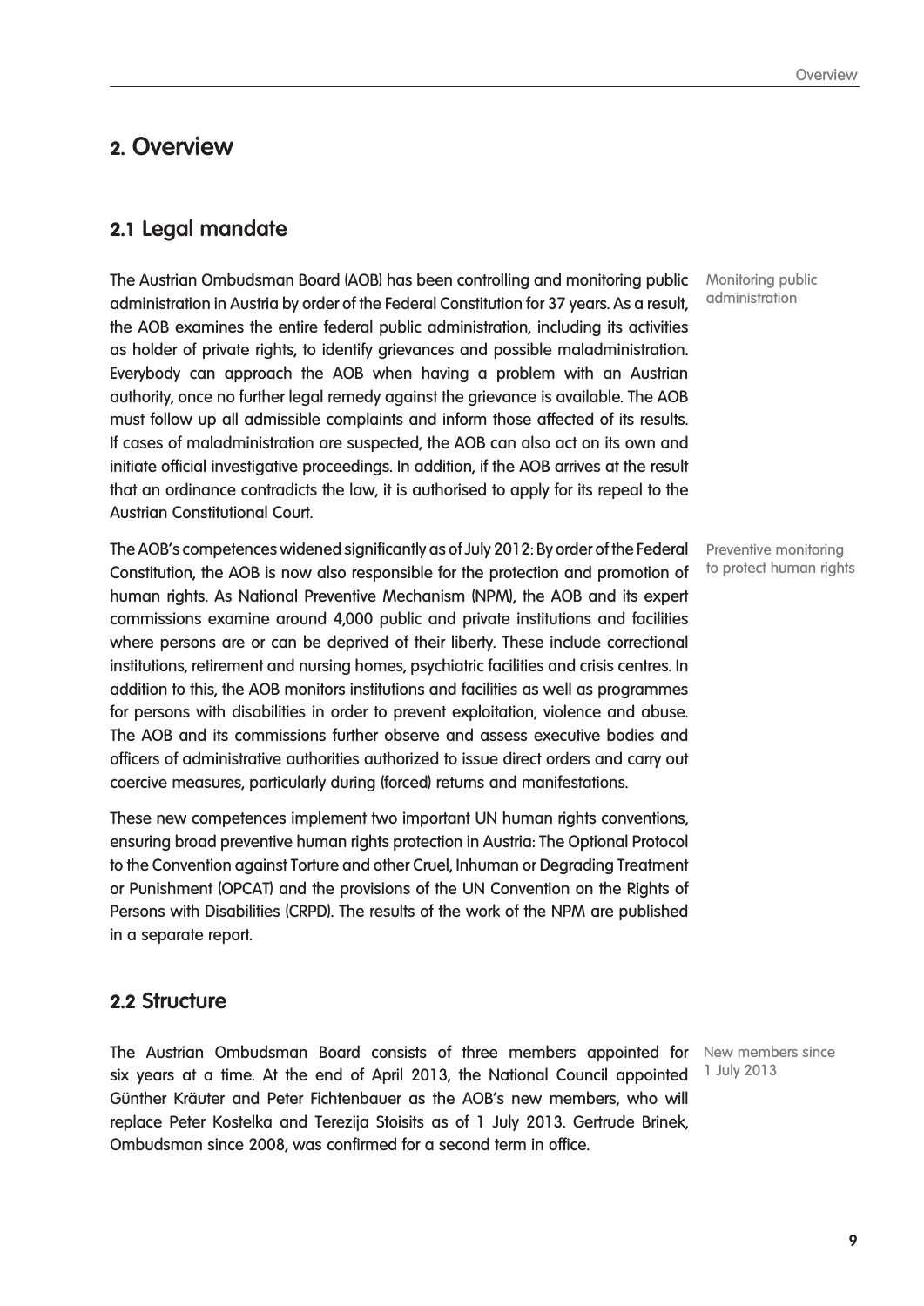## 2. Overview

### 2.1 Legal mandate

Monitoring public administration

The Austrian Ombudsman Board (AOB) has been controlling and monitoring public administration in Austria by order of the Federal Constitution for 37 years. As a result, the AOB examines the entire federal public administration, including its activities as holder of private rights, to identify grievances and possible maladministration. Everybody can approach the AOB when having a problem with an Austrian authority, once no further legal remedy against the grievance is available. The AOB must follow up all admissible complaints and inform those affected of its results. If cases of maladministration are suspected, the AOB can also act on its own and initiate official investigative proceedings. In addition, if the AOB arrives at the result that an ordinance contradicts the law, it is authorised to apply for its repeal to the Austrian Constitutional Court.

Preventive monitoring to protect human rights

The AOB's competences widened significantly as of July 2012: By order of the Federal Constitution, the AOB is now also responsible for the protection and promotion of human rights. As National Preventive Mechanism (NPM), the AOB and its expert commissions examine around 4,000 public and private institutions and facilities where persons are or can be deprived of their liberty. These include correctional institutions, retirement and nursing homes, psychiatric facilities and crisis centres. In addition to this, the AOB monitors institutions and facilities as well as programmes for persons with disabilities in order to prevent exploitation, violence and abuse. The AOB and its commissions further observe and assess executive bodies and officers of administrative authorities authorized to issue direct orders and carry out coercive measures, particularly during (forced) returns and manifestations.

These new competences implement two important UN human rights conventions, ensuring broad preventive human rights protection in Austria: The Optional Protocol to the Convention against Torture and other Cruel, Inhuman or Degrading Treatment or Punishment (OPCAT) and the provisions of the UN Convention on the Rights of Persons with Disabilities (CRPD). The results of the work of the NPM are published in a separate report.

### 2.2 Structure

New members since 1 July 2013

The Austrian Ombudsman Board consists of three members appointed for six years at a time. At the end of April 2013, the National Council appointed Günther Kräuter and Peter Fichtenbauer as the AOB's new members, who will replace Peter Kostelka and Terezija Stoisits as of 1 July 2013. Gertrude Brinek, Ombudsman since 2008, was confirmed for a second term in office.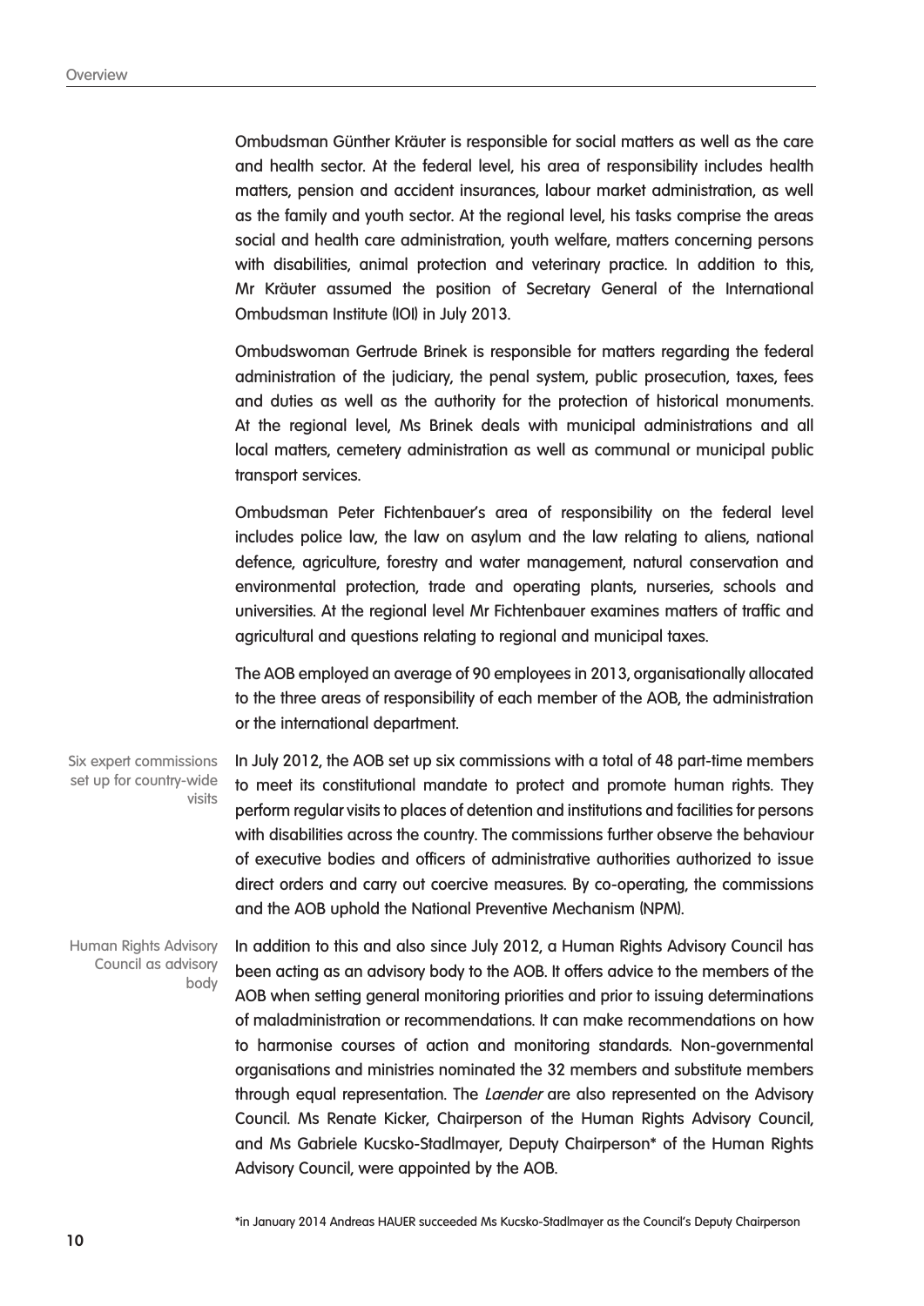Ombudsman Günther Kräuter is responsible for social matters as well as the care and health sector. At the federal level, his area of responsibility includes health matters, pension and accident insurances, labour market administration, as well as the family and youth sector. At the regional level, his tasks comprise the areas social and health care administration, youth welfare, matters concerning persons with disabilities, animal protection and veterinary practice. In addition to this, Mr Kräuter assumed the position of Secretary General of the International Ombudsman Institute (IOI) in July 2013.

Ombudswoman Gertrude Brinek is responsible for matters regarding the federal administration of the judiciary, the penal system, public prosecution, taxes, fees and duties as well as the authority for the protection of historical monuments. At the regional level, Ms Brinek deals with municipal administrations and all local matters, cemetery administration as well as communal or municipal public transport services.

Ombudsman Peter Fichtenbauer's area of responsibility on the federal level includes police law, the law on asylum and the law relating to aliens, national defence, agriculture, forestry and water management, natural conservation and environmental protection, trade and operating plants, nurseries, schools and universities. At the regional level Mr Fichtenbauer examines matters of traffic and agricultural and questions relating to regional and municipal taxes.

The AOB employed an average of 90 employees in 2013, organisationally allocated to the three areas of responsibility of each member of the AOB, the administration or the international department.

*Six expert commissions set up for country-wide visits*

In July 2012, the AOB set up six commissions with a total of 48 part-time members to meet its constitutional mandate to protect and promote human rights. They perform regular visits to places of detention and institutions and facilities for persons with disabilities across the country. The commissions further observe the behaviour of executive bodies and officers of administrative authorities authorized to issue direct orders and carry out coercive measures. By co-operating, the commissions and the AOB uphold the National Preventive Mechanism (NPM).

*Human Rights Advisory Council as advisory body*

In addition to this and also since July 2012, a Human Rights Advisory Council has been acting as an advisory body to the AOB. It offers advice to the members of the AOB when setting general monitoring priorities and prior to issuing determinations of maladministration or recommendations. It can make recommendations on how to harmonise courses of action and monitoring standards. Non-governmental organisations and ministries nominated the 32 members and substitute members through equal representation. The *Laender* are also represented on the Advisory Council. Ms Renate Kicker, Chairperson of the Human Rights Advisory Council, and Ms Gabriele Kucsko-Stadlmayer, Deputy Chairperson* of the Human Rights Advisory Council, were appointed by the AOB.

*in January 2014 Andreas HAUER succeeded Ms Kucsko-Stadlmayer as the Council's Deputy Chairperson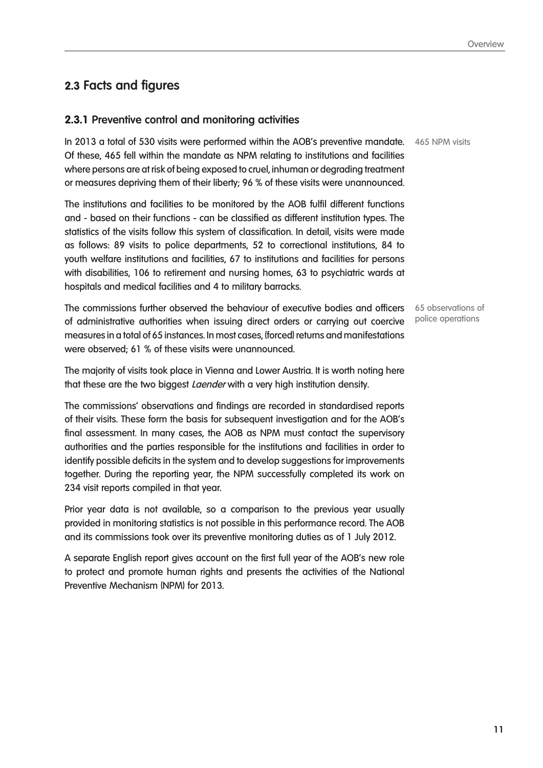## 2.3 Facts and figures

### 2.3.1 Preventive control and monitoring activities

465 NPM visits

In 2013 a total of 530 visits were performed within the AOB's preventive mandate. Of these, 465 fell within the mandate as NPM relating to institutions and facilities where persons are at risk of being exposed to cruel, inhuman or degrading treatment or measures depriving them of their liberty; 96 % of these visits were unannounced.

The institutions and facilities to be monitored by the AOB fulfil different functions and - based on their functions - can be classified as different institution types. The statistics of the visits follow this system of classification. In detail, visits were made as follows: 89 visits to police departments, 52 to correctional institutions, 84 to youth welfare institutions and facilities, 67 to institutions and facilities for persons with disabilities, 106 to retirement and nursing homes, 63 to psychiatric wards at hospitals and medical facilities and 4 to military barracks.

65 observations of police operations

The commissions further observed the behaviour of executive bodies and officers of administrative authorities when issuing direct orders or carrying out coercive measures in a total of 65 instances. In most cases, (forced) returns and manifestations were observed; 61 % of these visits were unannounced.

The majority of visits took place in Vienna and Lower Austria. It is worth noting here that these are the two biggest *Laender* with a very high institution density.

The commissions' observations and findings are recorded in standardised reports of their visits. These form the basis for subsequent investigation and for the AOB's final assessment. In many cases, the AOB as NPM must contact the supervisory authorities and the parties responsible for the institutions and facilities in order to identify possible deficits in the system and to develop suggestions for improvements together. During the reporting year, the NPM successfully completed its work on 234 visit reports compiled in that year.

Prior year data is not available, so a comparison to the previous year usually provided in monitoring statistics is not possible in this performance record. The AOB and its commissions took over its preventive monitoring duties as of 1 July 2012.

A separate English report gives account on the first full year of the AOB's new role to protect and promote human rights and presents the activities of the National Preventive Mechanism (NPM) for 2013.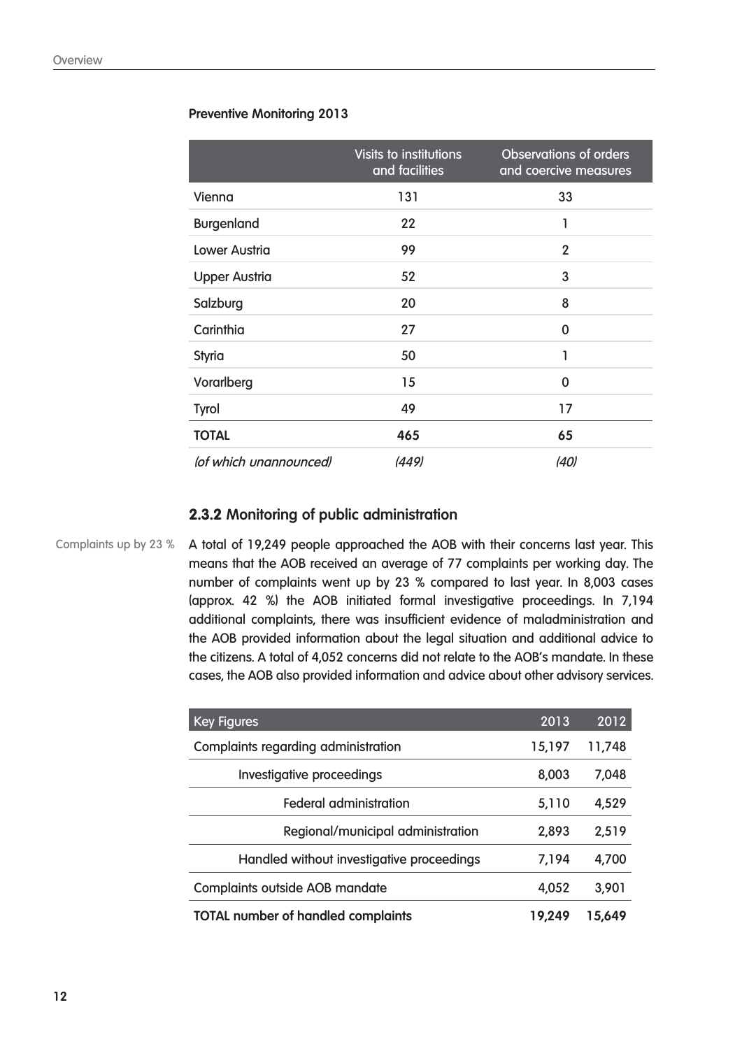**Preventive Monitoring 2013**

| | Visits to institutions and facilities | Observations of orders and coercive measures |
|---|---|---|
| Vienna | 131 | 33 |
| Burgenland | 22 | 1 |
| Lower Austria | 99 | 2 |
| Upper Austria | 52 | 3 |
| Salzburg | 20 | 8 |
| Carinthia | 27 | 0 |
| Styria | 50 | 1 |
| Vorarlberg | 15 | 0 |
| Tyrol | 49 | 17 |
| **TOTAL** | **465** | **65** |
| *(of which unannounced)* | *(449)* | *(40)* |

### 2.3.2 Monitoring of public administration

Complaints up by 23 %

A total of 19,249 people approached the AOB with their concerns last year. This means that the AOB received an average of 77 complaints per working day. The number of complaints went up by 23 % compared to last year. In 8,003 cases (approx. 42 %) the AOB initiated formal investigative proceedings. In 7,194 additional complaints, there was insufficient evidence of maladministration and the AOB provided information about the legal situation and additional advice to the citizens. A total of 4,052 concerns did not relate to the AOB's mandate. In these cases, the AOB also provided information and advice about other advisory services.

| Key Figures | 2013 | 2012 |
|---|---|---|
| Complaints regarding administration | 15,197 | 11,748 |
| Investigative proceedings | 8,003 | 7,048 |
| Federal administration | 5,110 | 4,529 |
| Regional/municipal administration | 2,893 | 2,519 |
| Handled without investigative proceedings | 7,194 | 4,700 |
| Complaints outside AOB mandate | 4,052 | 3,901 |
| **TOTAL number of handled complaints** | **19,249** | **15,649** |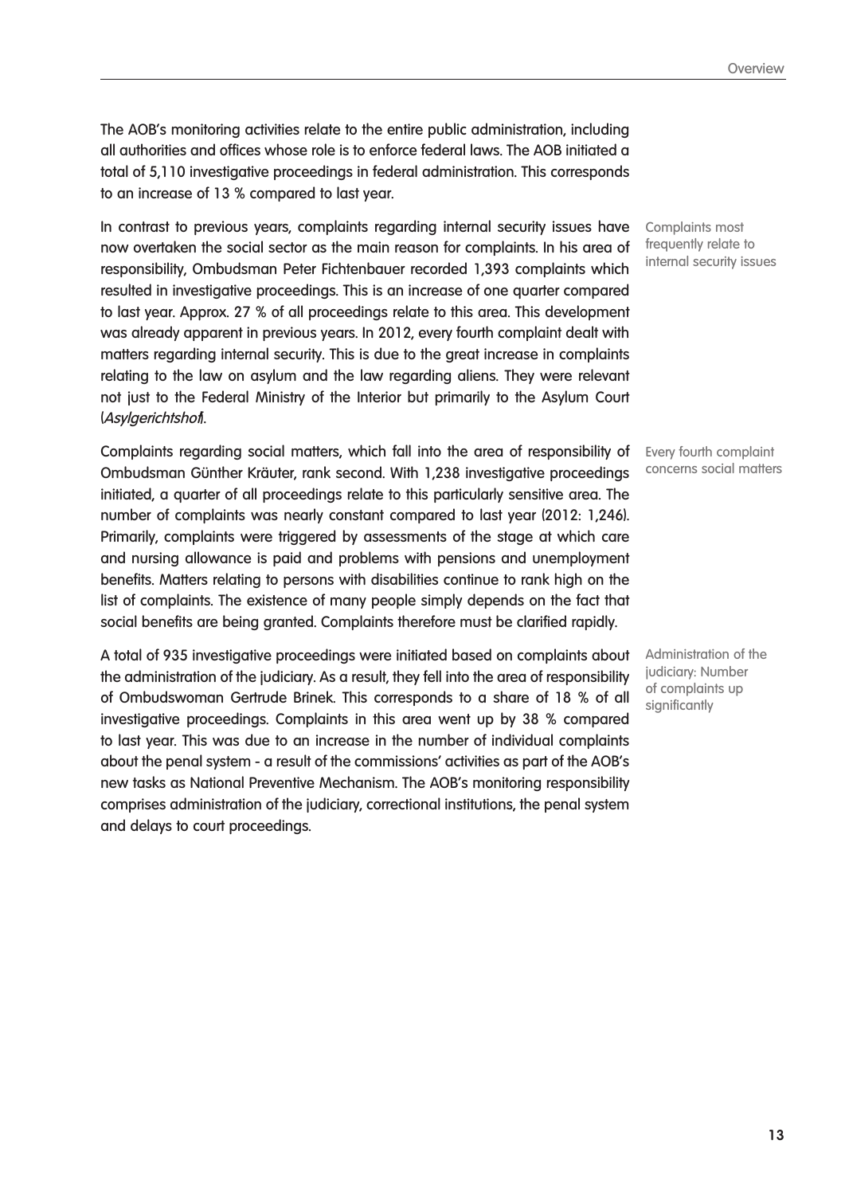The AOB's monitoring activities relate to the entire public administration, including all authorities and offices whose role is to enforce federal laws. The AOB initiated a total of 5,110 investigative proceedings in federal administration. This corresponds to an increase of 13 % compared to last year.

Complaints most frequently relate to internal security issues

In contrast to previous years, complaints regarding internal security issues have now overtaken the social sector as the main reason for complaints. In his area of responsibility, Ombudsman Peter Fichtenbauer recorded 1,393 complaints which resulted in investigative proceedings. This is an increase of one quarter compared to last year. Approx. 27 % of all proceedings relate to this area. This development was already apparent in previous years. In 2012, every fourth complaint dealt with matters regarding internal security. This is due to the great increase in complaints relating to the law on asylum and the law regarding aliens. They were relevant not just to the Federal Ministry of the Interior but primarily to the Asylum Court (*Asylgerichtshof*).

Every fourth complaint concerns social matters

Complaints regarding social matters, which fall into the area of responsibility of Ombudsman Günther Kräuter, rank second. With 1,238 investigative proceedings initiated, a quarter of all proceedings relate to this particularly sensitive area. The number of complaints was nearly constant compared to last year (2012: 1,246). Primarily, complaints were triggered by assessments of the stage at which care and nursing allowance is paid and problems with pensions and unemployment benefits. Matters relating to persons with disabilities continue to rank high on the list of complaints. The existence of many people simply depends on the fact that social benefits are being granted. Complaints therefore must be clarified rapidly.

Administration of the judiciary: Number of complaints up significantly

A total of 935 investigative proceedings were initiated based on complaints about the administration of the judiciary. As a result, they fell into the area of responsibility of Ombudswoman Gertrude Brinek. This corresponds to a share of 18 % of all investigative proceedings. Complaints in this area went up by 38 % compared to last year. This was due to an increase in the number of individual complaints about the penal system - a result of the commissions' activities as part of the AOB's new tasks as National Preventive Mechanism. The AOB's monitoring responsibility comprises administration of the judiciary, correctional institutions, the penal system and delays to court proceedings.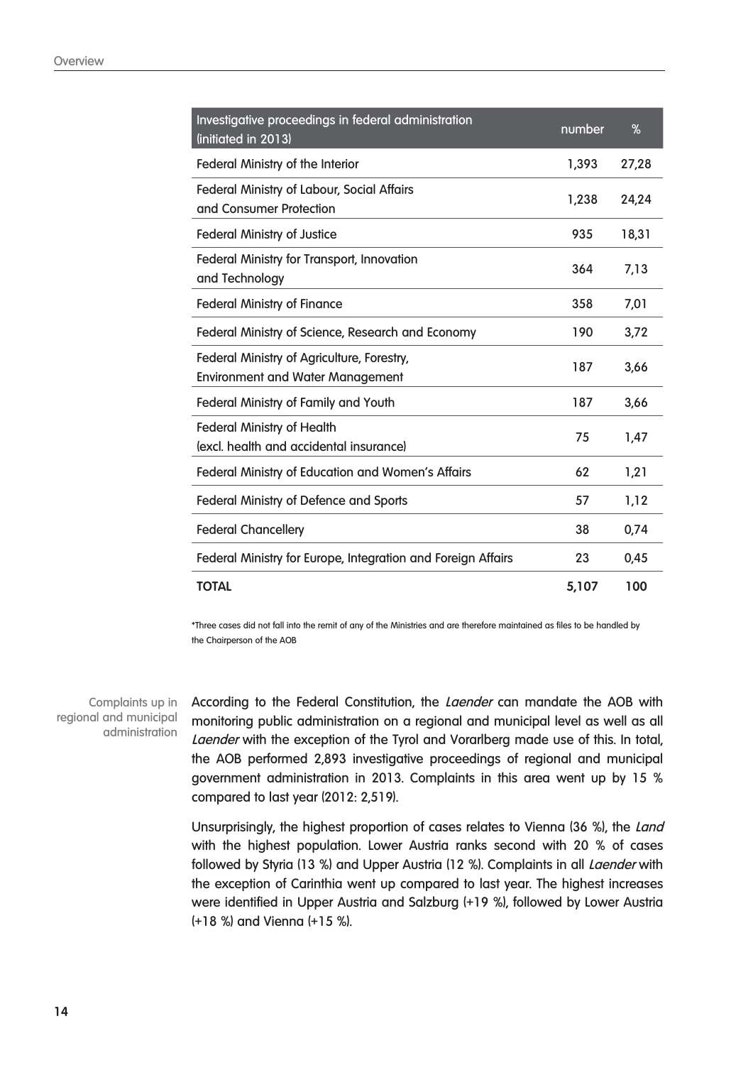| Investigative proceedings in federal administration (initiated in 2013) | number | % |
| --- | --- | --- |
| Federal Ministry of the Interior | 1,393 | 27,28 |
| Federal Ministry of Labour, Social Affairs and Consumer Protection | 1,238 | 24,24 |
| Federal Ministry of Justice | 935 | 18,31 |
| Federal Ministry for Transport, Innovation and Technology | 364 | 7,13 |
| Federal Ministry of Finance | 358 | 7,01 |
| Federal Ministry of Science, Research and Economy | 190 | 3,72 |
| Federal Ministry of Agriculture, Forestry, Environment and Water Management | 187 | 3,66 |
| Federal Ministry of Family and Youth | 187 | 3,66 |
| Federal Ministry of Health (excl. health and accidental insurance) | 75 | 1,47 |
| Federal Ministry of Education and Women's Affairs | 62 | 1,21 |
| Federal Ministry of Defence and Sports | 57 | 1,12 |
| Federal Chancellery | 38 | 0,74 |
| Federal Ministry for Europe, Integration and Foreign Affairs | 23 | 0,45 |
| **TOTAL** | **5,107** | **100** |

*Three cases did not fall into the remit of any of the Ministries and are therefore maintained as files to be handled by the Chairperson of the AOB

Complaints up in regional and municipal administration

According to the Federal Constitution, the *Laender* can mandate the AOB with monitoring public administration on a regional and municipal level as well as all *Laender* with the exception of the Tyrol and Vorarlberg made use of this. In total, the AOB performed 2,893 investigative proceedings of regional and municipal government administration in 2013. Complaints in this area went up by 15 % compared to last year (2012: 2,519).

Unsurprisingly, the highest proportion of cases relates to Vienna (36 %), the *Land* with the highest population. Lower Austria ranks second with 20 % of cases followed by Styria (13 %) and Upper Austria (12 %). Complaints in all *Laender* with the exception of Carinthia went up compared to last year. The highest increases were identified in Upper Austria and Salzburg (+19 %), followed by Lower Austria (+18 %) and Vienna (+15 %).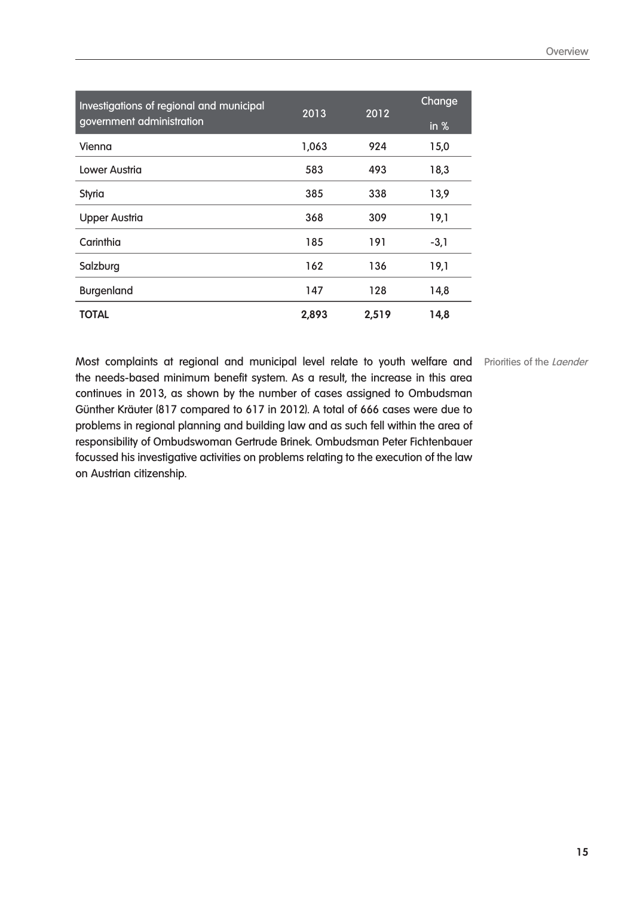| Investigations of regional and municipal government administration | 2013 | 2012 | Change in % |
|---|---|---|---|
| Vienna | 1,063 | 924 | 15,0 |
| Lower Austria | 583 | 493 | 18,3 |
| Styria | 385 | 338 | 13,9 |
| Upper Austria | 368 | 309 | 19,1 |
| Carinthia | 185 | 191 | -3,1 |
| Salzburg | 162 | 136 | 19,1 |
| Burgenland | 147 | 128 | 14,8 |
| **TOTAL** | **2,893** | **2,519** | **14,8** |

Priorities of the *Laender*

Most complaints at regional and municipal level relate to youth welfare and the needs-based minimum benefit system. As a result, the increase in this area continues in 2013, as shown by the number of cases assigned to Ombudsman Günther Kräuter (817 compared to 617 in 2012). A total of 666 cases were due to problems in regional planning and building law and as such fell within the area of responsibility of Ombudswoman Gertrude Brinek. Ombudsman Peter Fichtenbauer focussed his investigative activities on problems relating to the execution of the law on Austrian citizenship.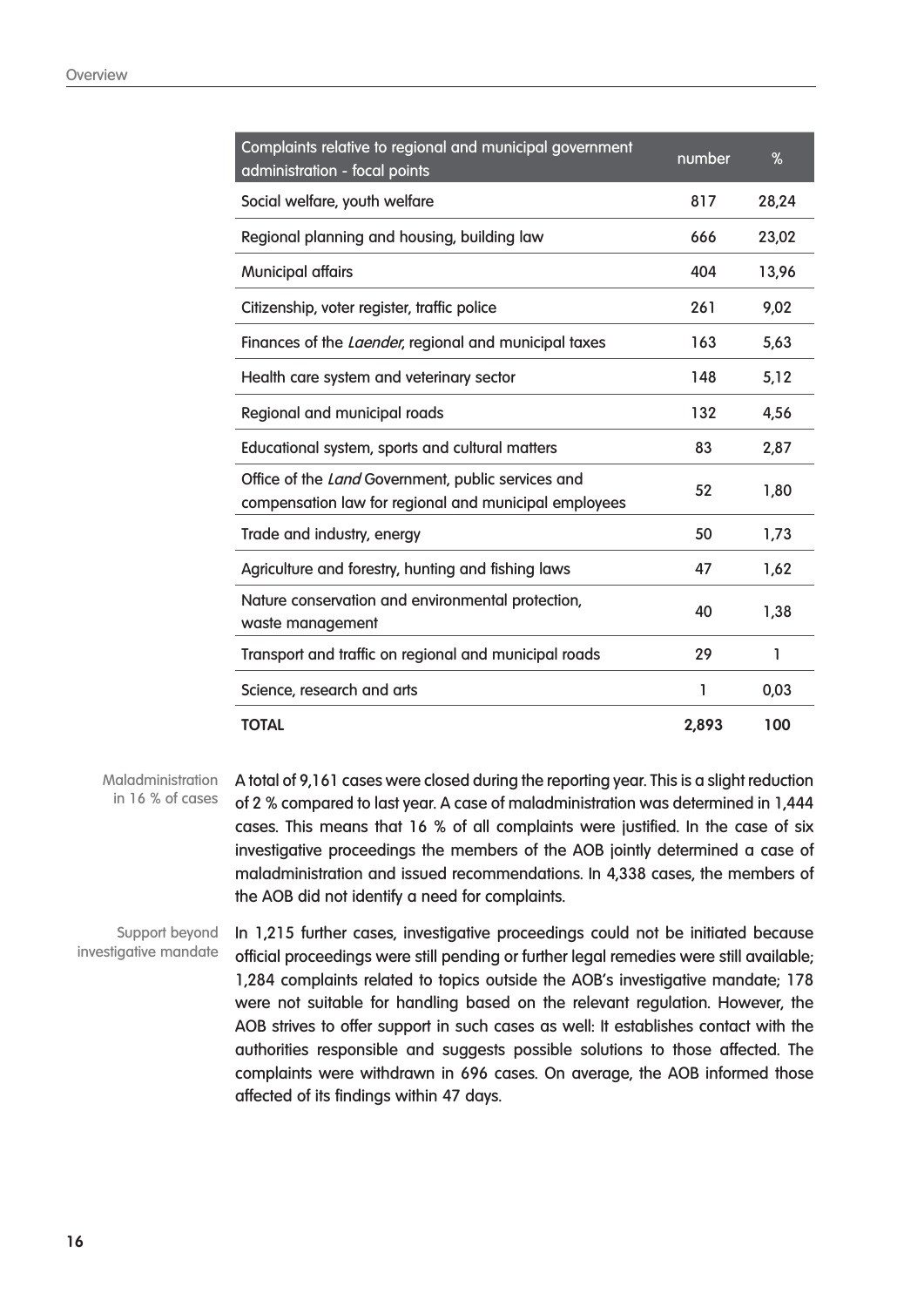| Complaints relative to regional and municipal government administration - focal points | number | % |
|---|---|---|
| Social welfare, youth welfare | 817 | 28,24 |
| Regional planning and housing, building law | 666 | 23,02 |
| Municipal affairs | 404 | 13,96 |
| Citizenship, voter register, traffic police | 261 | 9,02 |
| Finances of the *Laender*, regional and municipal taxes | 163 | 5,63 |
| Health care system and veterinary sector | 148 | 5,12 |
| Regional and municipal roads | 132 | 4,56 |
| Educational system, sports and cultural matters | 83 | 2,87 |
| Office of the *Land* Government, public services and compensation law for regional and municipal employees | 52 | 1,80 |
| Trade and industry, energy | 50 | 1,73 |
| Agriculture and forestry, hunting and fishing laws | 47 | 1,62 |
| Nature conservation and environmental protection, waste management | 40 | 1,38 |
| Transport and traffic on regional and municipal roads | 29 | 1 |
| Science, research and arts | 1 | 0,03 |
| **TOTAL** | **2,893** | **100** |

Maladministration in 16 % of cases

A total of 9,161 cases were closed during the reporting year. This is a slight reduction of 2 % compared to last year. A case of maladministration was determined in 1,444 cases. This means that 16 % of all complaints were justified. In the case of six investigative proceedings the members of the AOB jointly determined a case of maladministration and issued recommendations. In 4,338 cases, the members of the AOB did not identify a need for complaints.

Support beyond investigative mandate

In 1,215 further cases, investigative proceedings could not be initiated because official proceedings were still pending or further legal remedies were still available; 1,284 complaints related to topics outside the AOB's investigative mandate; 178 were not suitable for handling based on the relevant regulation. However, the AOB strives to offer support in such cases as well: It establishes contact with the authorities responsible and suggests possible solutions to those affected. The complaints were withdrawn in 696 cases. On average, the AOB informed those affected of its findings within 47 days.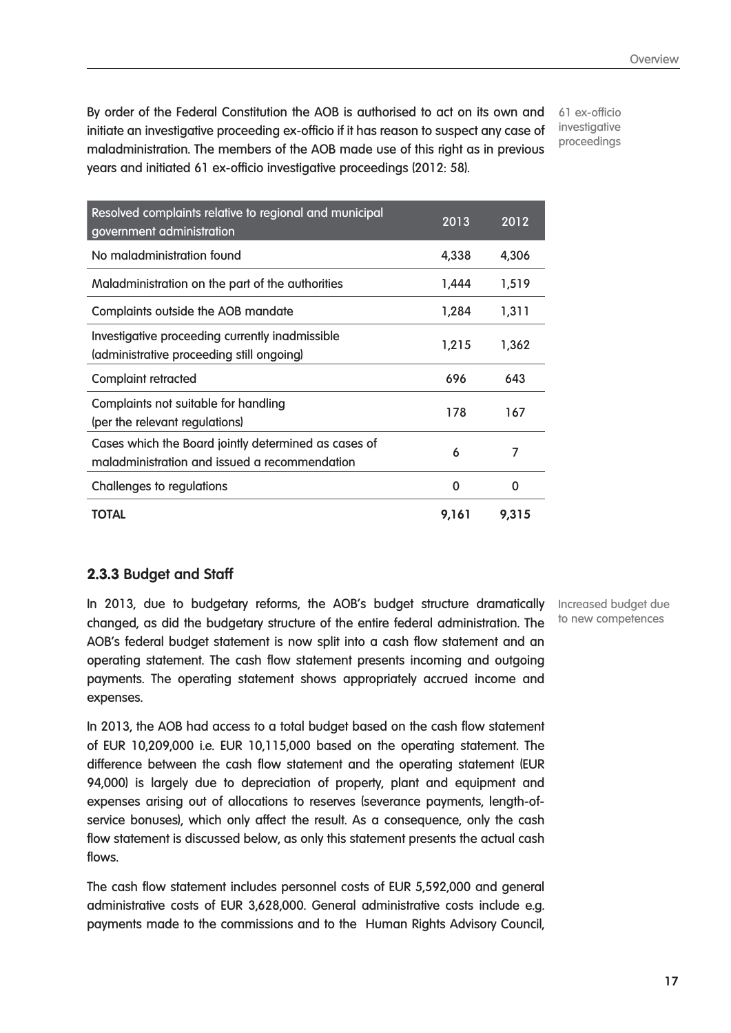By order of the Federal Constitution the AOB is authorised to act on its own and initiate an investigative proceeding ex-officio if it has reason to suspect any case of maladministration. The members of the AOB made use of this right as in previous years and initiated 61 ex-officio investigative proceedings (2012: 58).

61 ex-officio investigative proceedings

| Resolved complaints relative to regional and municipal government administration | 2013 | 2012 |
|---|---|---|
| No maladministration found | 4,338 | 4,306 |
| Maladministration on the part of the authorities | 1,444 | 1,519 |
| Complaints outside the AOB mandate | 1,284 | 1,311 |
| Investigative proceeding currently inadmissible (administrative proceeding still ongoing) | 1,215 | 1,362 |
| Complaint retracted | 696 | 643 |
| Complaints not suitable for handling (per the relevant regulations) | 178 | 167 |
| Cases which the Board jointly determined as cases of maladministration and issued a recommendation | 6 | 7 |
| Challenges to regulations | 0 | 0 |
| **TOTAL** | **9,161** | **9,315** |

### 2.3.3 Budget and Staff

Increased budget due to new competences

In 2013, due to budgetary reforms, the AOB's budget structure dramatically changed, as did the budgetary structure of the entire federal administration. The AOB's federal budget statement is now split into a cash flow statement and an operating statement. The cash flow statement presents incoming and outgoing payments. The operating statement shows appropriately accrued income and expenses.

In 2013, the AOB had access to a total budget based on the cash flow statement of EUR 10,209,000 i.e. EUR 10,115,000 based on the operating statement. The difference between the cash flow statement and the operating statement (EUR 94,000) is largely due to depreciation of property, plant and equipment and expenses arising out of allocations to reserves (severance payments, length-of-service bonuses), which only affect the result. As a consequence, only the cash flow statement is discussed below, as only this statement presents the actual cash flows.

The cash flow statement includes personnel costs of EUR 5,592,000 and general administrative costs of EUR 3,628,000. General administrative costs include e.g. payments made to the commissions and to the Human Rights Advisory Council,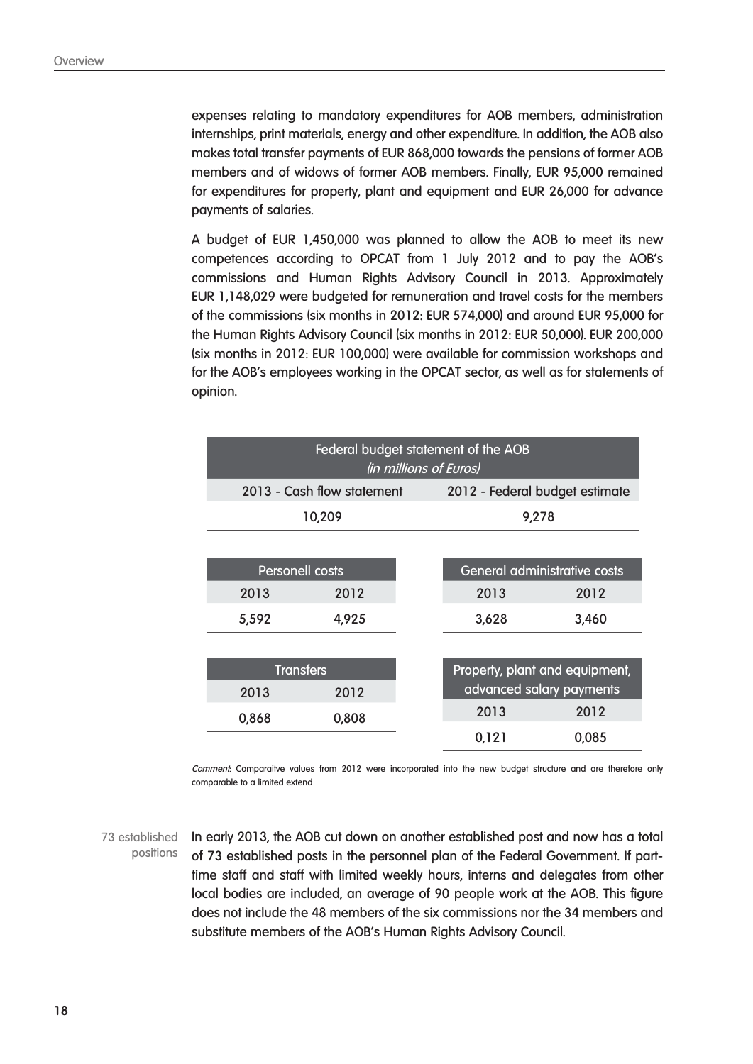expenses relating to mandatory expenditures for AOB members, administration internships, print materials, energy and other expenditure. In addition, the AOB also makes total transfer payments of EUR 868,000 towards the pensions of former AOB members and of widows of former AOB members. Finally, EUR 95,000 remained for expenditures for property, plant and equipment and EUR 26,000 for advance payments of salaries.

A budget of EUR 1,450,000 was planned to allow the AOB to meet its new competences according to OPCAT from 1 July 2012 and to pay the AOB's commissions and Human Rights Advisory Council in 2013. Approximately EUR 1,148,029 were budgeted for remuneration and travel costs for the members of the commissions (six months in 2012: EUR 574,000) and around EUR 95,000 for the Human Rights Advisory Council (six months in 2012: EUR 50,000). EUR 200,000 (six months in 2012: EUR 100,000) were available for commission workshops and for the AOB's employees working in the OPCAT sector, as well as for statements of opinion.

| Federal budget statement of the AOB *(in millions of Euros)* | |
|---|---|
| 2013 - Cash flow statement | 2012 - Federal budget estimate |
| 10,209 | 9,278 |

| Personell costs | |
|---|---|
| 2013 | 2012 |
| 5,592 | 4,925 |

| General administrative costs | |
|---|---|
| 2013 | 2012 |
| 3,628 | 3,460 |

| Transfers | |
|---|---|
| 2013 | 2012 |
| 0,868 | 0,808 |

| Property, plant and equipment, advanced salary payments | |
|---|---|
| 2013 | 2012 |
| 0,121 | 0,085 |

*Comment*: Comparaitve values from 2012 were incorporated into the new budget structure and are therefore only comparable to a limited extend

73 established positions

In early 2013, the AOB cut down on another established post and now has a total of 73 established posts in the personnel plan of the Federal Government. If part-time staff and staff with limited weekly hours, interns and delegates from other local bodies are included, an average of 90 people work at the AOB. This figure does not include the 48 members of the six commissions nor the 34 members and substitute members of the AOB's Human Rights Advisory Council.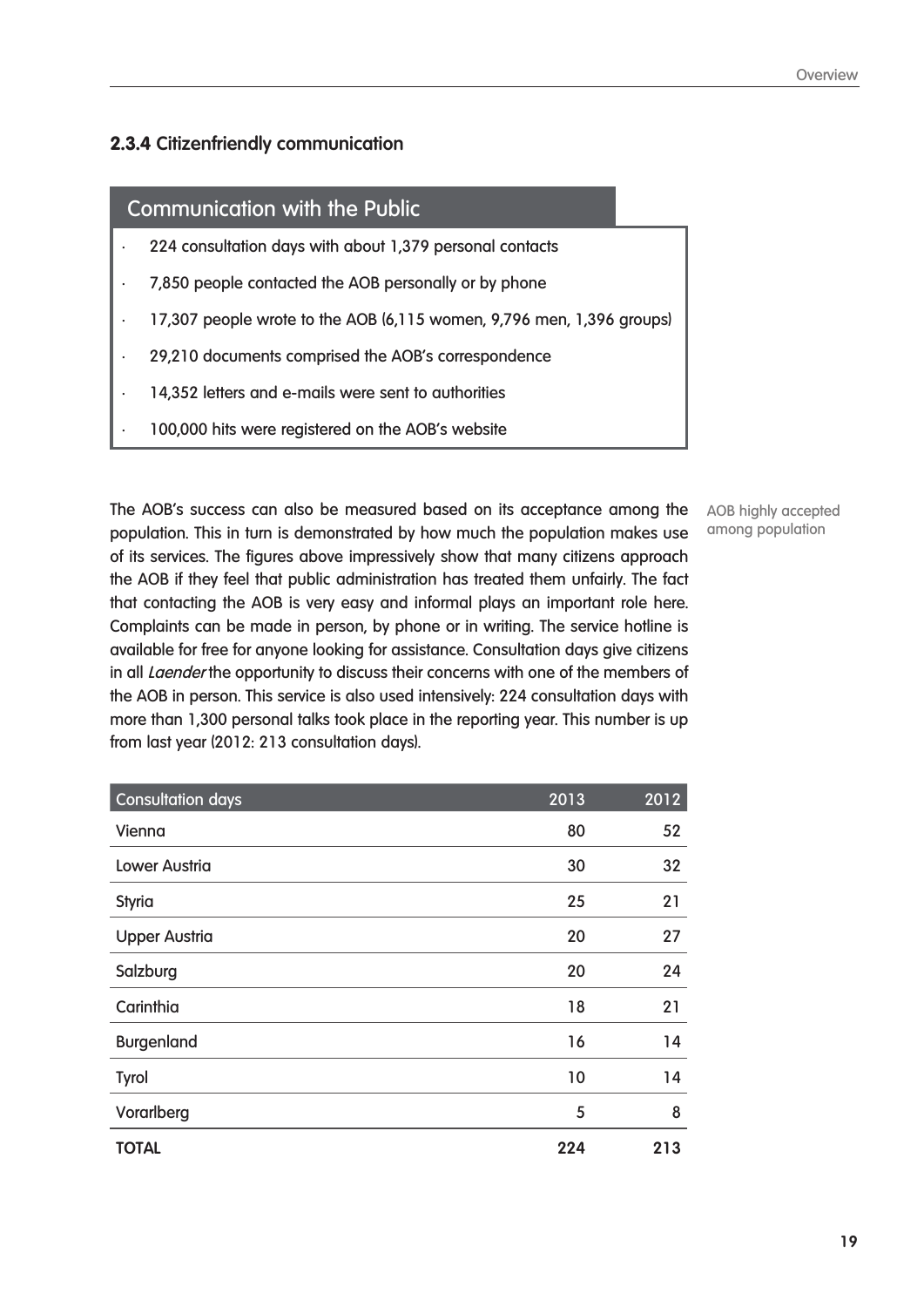### 2.3.4 Citizenfriendly communication

**Communication with the Public**

- 224 consultation days with about 1,379 personal contacts
- 7,850 people contacted the AOB personally or by phone
- 17,307 people wrote to the AOB (6,115 women, 9,796 men, 1,396 groups)
- 29,210 documents comprised the AOB's correspondence
- 14,352 letters and e-mails were sent to authorities
- 100,000 hits were registered on the AOB's website

AOB highly accepted among population

The AOB's success can also be measured based on its acceptance among the population. This in turn is demonstrated by how much the population makes use of its services. The figures above impressively show that many citizens approach the AOB if they feel that public administration has treated them unfairly. The fact that contacting the AOB is very easy and informal plays an important role here. Complaints can be made in person, by phone or in writing. The service hotline is available for free for anyone looking for assistance. Consultation days give citizens in all *Laender* the opportunity to discuss their concerns with one of the members of the AOB in person. This service is also used intensively: 224 consultation days with more than 1,300 personal talks took place in the reporting year. This number is up from last year (2012: 213 consultation days).

| Consultation days | 2013 | 2012 |
|---|---|---|
| Vienna | 80 | 52 |
| Lower Austria | 30 | 32 |
| Styria | 25 | 21 |
| Upper Austria | 20 | 27 |
| Salzburg | 20 | 24 |
| Carinthia | 18 | 21 |
| Burgenland | 16 | 14 |
| Tyrol | 10 | 14 |
| Vorarlberg | 5 | 8 |
| **TOTAL** | **224** | **213** |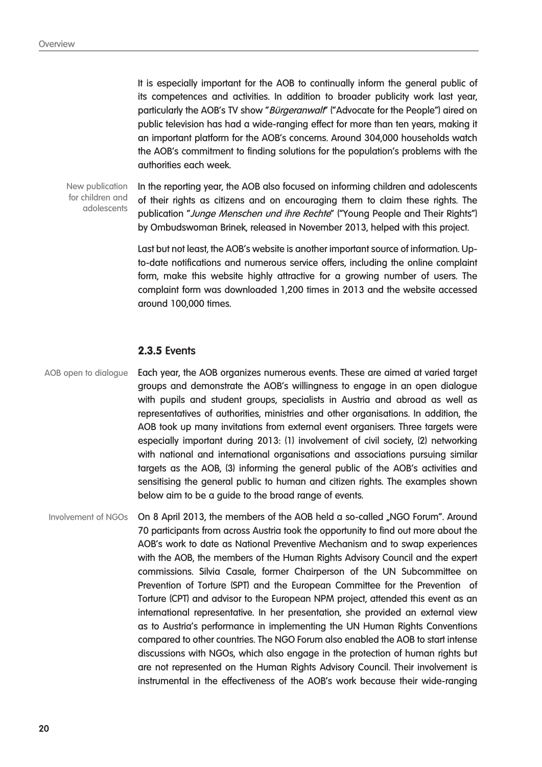It is especially important for the AOB to continually inform the general public of its competences and activities. In addition to broader publicity work last year, particularly the AOB's TV show "*Bürgeranwalt*" ("Advocate for the People") aired on public television has had a wide-ranging effect for more than ten years, making it an important platform for the AOB's concerns. Around 304,000 households watch the AOB's commitment to finding solutions for the population's problems with the authorities each week.

New publication for children and adolescents

In the reporting year, the AOB also focused on informing children and adolescents of their rights as citizens and on encouraging them to claim these rights. The publication "*Junge Menschen und ihre Rechte*" ("Young People and Their Rights") by Ombudswoman Brinek, released in November 2013, helped with this project.

Last but not least, the AOB's website is another important source of information. Up-to-date notifications and numerous service offers, including the online complaint form, make this website highly attractive for a growing number of users. The complaint form was downloaded 1,200 times in 2013 and the website accessed around 100,000 times.

### 2.3.5 Events

AOB open to dialogue

Each year, the AOB organizes numerous events. These are aimed at varied target groups and demonstrate the AOB's willingness to engage in an open dialogue with pupils and student groups, specialists in Austria and abroad as well as representatives of authorities, ministries and other organisations. In addition, the AOB took up many invitations from external event organisers. Three targets were especially important during 2013: (1) involvement of civil society, (2) networking with national and international organisations and associations pursuing similar targets as the AOB, (3) informing the general public of the AOB's activities and sensitising the general public to human and citizen rights. The examples shown below aim to be a guide to the broad range of events.

Involvement of NGOs

On 8 April 2013, the members of the AOB held a so-called „NGO Forum". Around 70 participants from across Austria took the opportunity to find out more about the AOB's work to date as National Preventive Mechanism and to swap experiences with the AOB, the members of the Human Rights Advisory Council and the expert commissions. Silvia Casale, former Chairperson of the UN Subcommittee on Prevention of Torture (SPT) and the European Committee for the Prevention of Torture (CPT) and advisor to the European NPM project, attended this event as an international representative. In her presentation, she provided an external view as to Austria's performance in implementing the UN Human Rights Conventions compared to other countries. The NGO Forum also enabled the AOB to start intense discussions with NGOs, which also engage in the protection of human rights but are not represented on the Human Rights Advisory Council. Their involvement is instrumental in the effectiveness of the AOB's work because their wide-ranging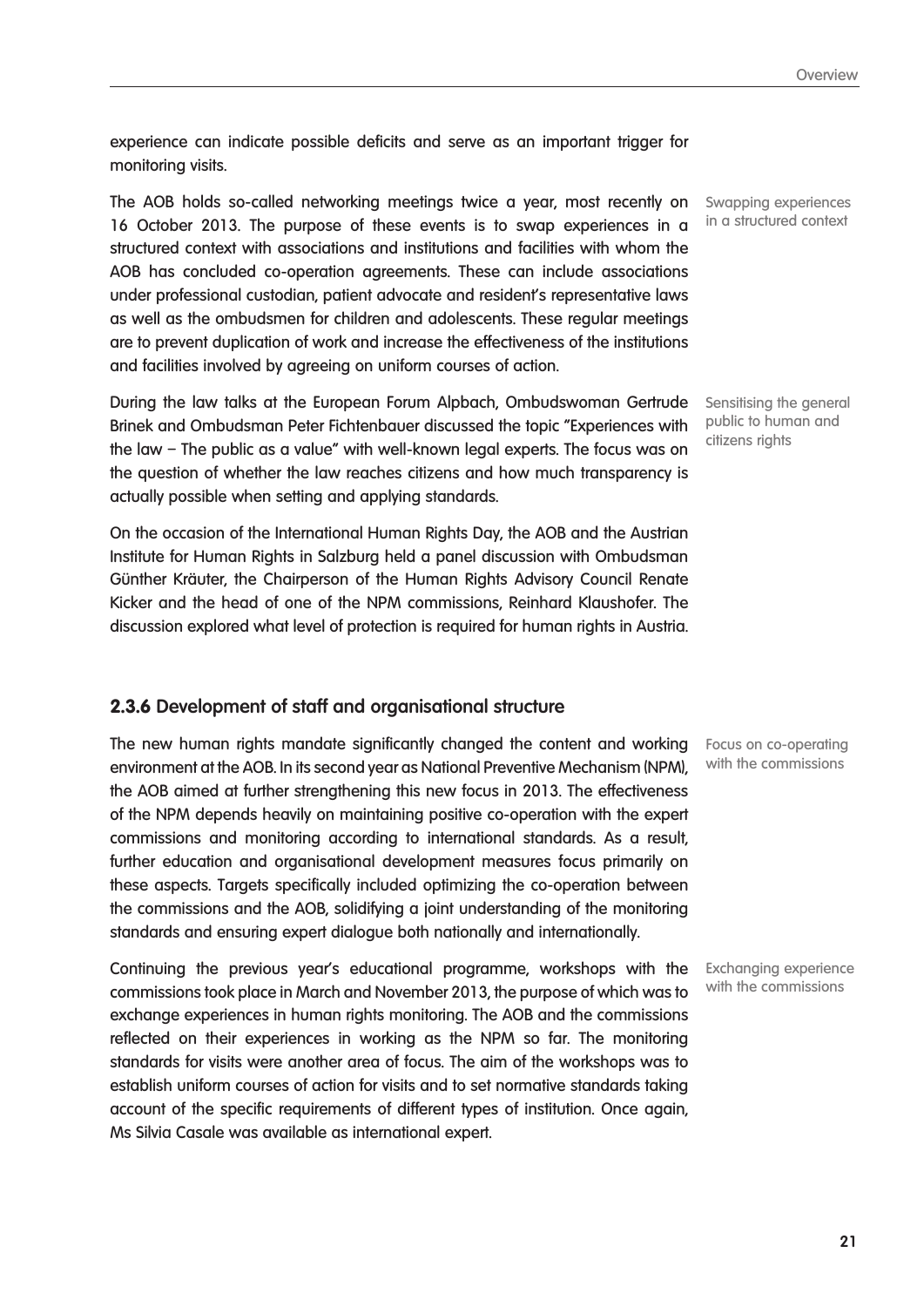experience can indicate possible deficits and serve as an important trigger for monitoring visits.

Swapping experiences in a structured context

The AOB holds so-called networking meetings twice a year, most recently on 16 October 2013. The purpose of these events is to swap experiences in a structured context with associations and institutions and facilities with whom the AOB has concluded co-operation agreements. These can include associations under professional custodian, patient advocate and resident's representative laws as well as the ombudsmen for children and adolescents. These regular meetings are to prevent duplication of work and increase the effectiveness of the institutions and facilities involved by agreeing on uniform courses of action.

Sensitising the general public to human and citizens rights

During the law talks at the European Forum Alpbach, Ombudswoman Gertrude Brinek and Ombudsman Peter Fichtenbauer discussed the topic "Experiences with the law – The public as a value" with well-known legal experts. The focus was on the question of whether the law reaches citizens and how much transparency is actually possible when setting and applying standards.

On the occasion of the International Human Rights Day, the AOB and the Austrian Institute for Human Rights in Salzburg held a panel discussion with Ombudsman Günther Kräuter, the Chairperson of the Human Rights Advisory Council Renate Kicker and the head of one of the NPM commissions, Reinhard Klaushofer. The discussion explored what level of protection is required for human rights in Austria.

### 2.3.6 Development of staff and organisational structure

Focus on co-operating with the commissions

The new human rights mandate significantly changed the content and working environment at the AOB. In its second year as National Preventive Mechanism (NPM), the AOB aimed at further strengthening this new focus in 2013. The effectiveness of the NPM depends heavily on maintaining positive co-operation with the expert commissions and monitoring according to international standards. As a result, further education and organisational development measures focus primarily on these aspects. Targets specifically included optimizing the co-operation between the commissions and the AOB, solidifying a joint understanding of the monitoring standards and ensuring expert dialogue both nationally and internationally.

Exchanging experience with the commissions

Continuing the previous year's educational programme, workshops with the commissions took place in March and November 2013, the purpose of which was to exchange experiences in human rights monitoring. The AOB and the commissions reflected on their experiences in working as the NPM so far. The monitoring standards for visits were another area of focus. The aim of the workshops was to establish uniform courses of action for visits and to set normative standards taking account of the specific requirements of different types of institution. Once again, Ms Silvia Casale was available as international expert.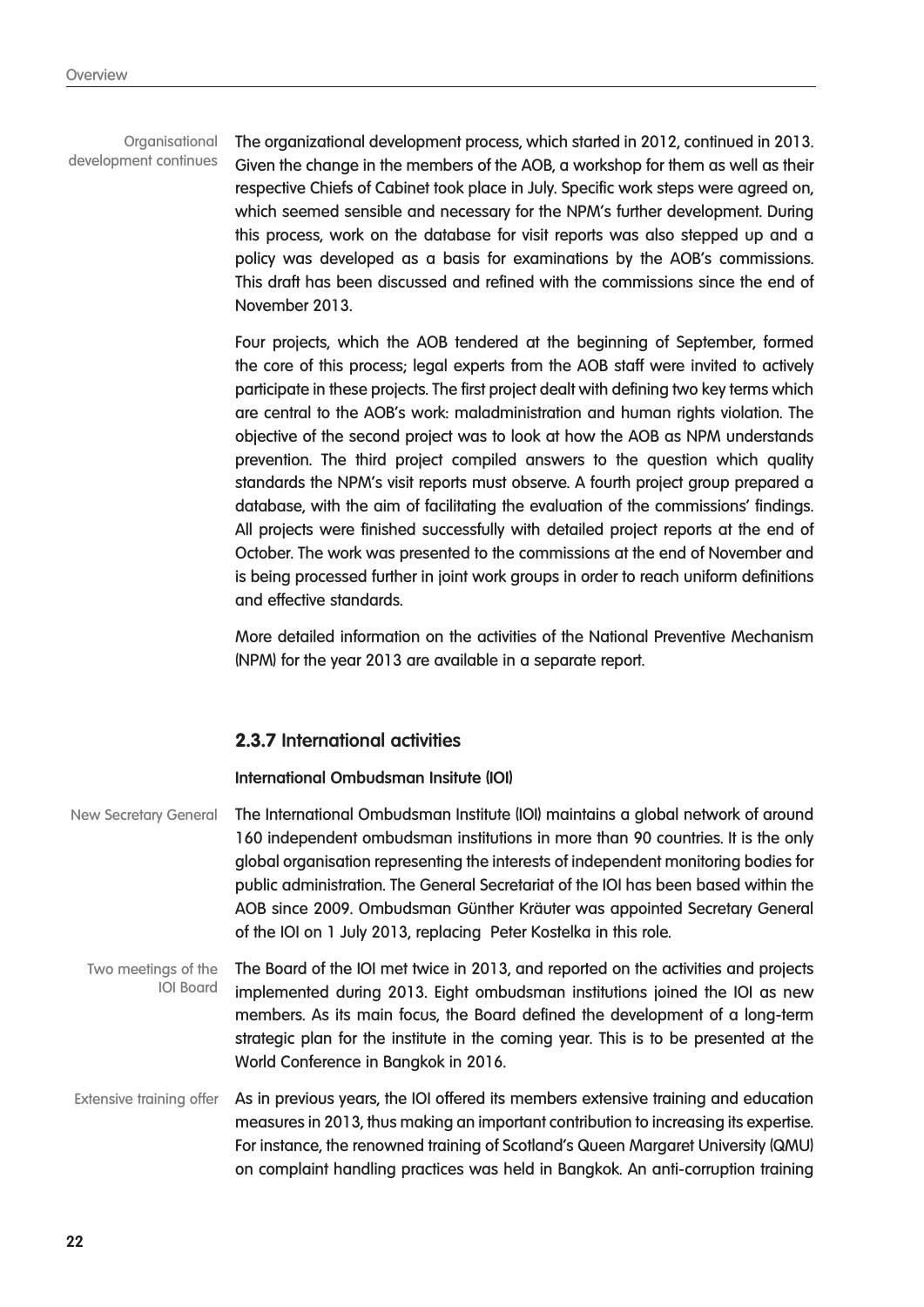Organisational development continues

The organizational development process, which started in 2012, continued in 2013. Given the change in the members of the AOB, a workshop for them as well as their respective Chiefs of Cabinet took place in July. Specific work steps were agreed on, which seemed sensible and necessary for the NPM's further development. During this process, work on the database for visit reports was also stepped up and a policy was developed as a basis for examinations by the AOB's commissions. This draft has been discussed and refined with the commissions since the end of November 2013.

Four projects, which the AOB tendered at the beginning of September, formed the core of this process; legal experts from the AOB staff were invited to actively participate in these projects. The first project dealt with defining two key terms which are central to the AOB's work: maladministration and human rights violation. The objective of the second project was to look at how the AOB as NPM understands prevention. The third project compiled answers to the question which quality standards the NPM's visit reports must observe. A fourth project group prepared a database, with the aim of facilitating the evaluation of the commissions' findings. All projects were finished successfully with detailed project reports at the end of October. The work was presented to the commissions at the end of November and is being processed further in joint work groups in order to reach uniform definitions and effective standards.

More detailed information on the activities of the National Preventive Mechanism (NPM) for the year 2013 are available in a separate report.

### 2.3.7 International activities

**International Ombudsman Insitute (IOI)**

New Secretary General

The International Ombudsman Institute (IOI) maintains a global network of around 160 independent ombudsman institutions in more than 90 countries. It is the only global organisation representing the interests of independent monitoring bodies for public administration. The General Secretariat of the IOI has been based within the AOB since 2009. Ombudsman Günther Kräuter was appointed Secretary General of the IOI on 1 July 2013, replacing Peter Kostelka in this role.

Two meetings of the IOI Board

The Board of the IOI met twice in 2013, and reported on the activities and projects implemented during 2013. Eight ombudsman institutions joined the IOI as new members. As its main focus, the Board defined the development of a long-term strategic plan for the institute in the coming year. This is to be presented at the World Conference in Bangkok in 2016.

Extensive training offer

As in previous years, the IOI offered its members extensive training and education measures in 2013, thus making an important contribution to increasing its expertise. For instance, the renowned training of Scotland's Queen Margaret University (QMU) on complaint handling practices was held in Bangkok. An anti-corruption training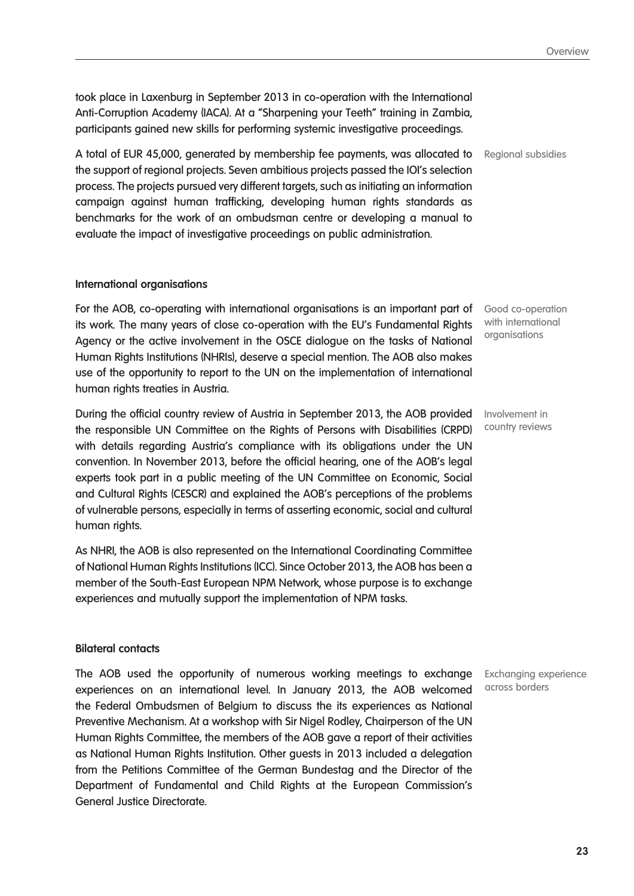took place in Laxenburg in September 2013 in co-operation with the International Anti-Corruption Academy (IACA). At a "Sharpening your Teeth" training in Zambia, participants gained new skills for performing systemic investigative proceedings.

Regional subsidies

A total of EUR 45,000, generated by membership fee payments, was allocated to the support of regional projects. Seven ambitious projects passed the IOI's selection process. The projects pursued very different targets, such as initiating an information campaign against human trafficking, developing human rights standards as benchmarks for the work of an ombudsman centre or developing a manual to evaluate the impact of investigative proceedings on public administration.

**International organisations**

Good co-operation with international organisations

For the AOB, co-operating with international organisations is an important part of its work. The many years of close co-operation with the EU's Fundamental Rights Agency or the active involvement in the OSCE dialogue on the tasks of National Human Rights Institutions (NHRIs), deserve a special mention. The AOB also makes use of the opportunity to report to the UN on the implementation of international human rights treaties in Austria.

Involvement in country reviews

During the official country review of Austria in September 2013, the AOB provided the responsible UN Committee on the Rights of Persons with Disabilities (CRPD) with details regarding Austria's compliance with its obligations under the UN convention. In November 2013, before the official hearing, one of the AOB's legal experts took part in a public meeting of the UN Committee on Economic, Social and Cultural Rights (CESCR) and explained the AOB's perceptions of the problems of vulnerable persons, especially in terms of asserting economic, social and cultural human rights.

As NHRI, the AOB is also represented on the International Coordinating Committee of National Human Rights Institutions (ICC). Since October 2013, the AOB has been a member of the South-East European NPM Network, whose purpose is to exchange experiences and mutually support the implementation of NPM tasks.

**Bilateral contacts**

Exchanging experience across borders

The AOB used the opportunity of numerous working meetings to exchange experiences on an international level. In January 2013, the AOB welcomed the Federal Ombudsmen of Belgium to discuss the its experiences as National Preventive Mechanism. At a workshop with Sir Nigel Rodley, Chairperson of the UN Human Rights Committee, the members of the AOB gave a report of their activities as National Human Rights Institution. Other guests in 2013 included a delegation from the Petitions Committee of the German Bundestag and the Director of the Department of Fundamental and Child Rights at the European Commission's General Justice Directorate.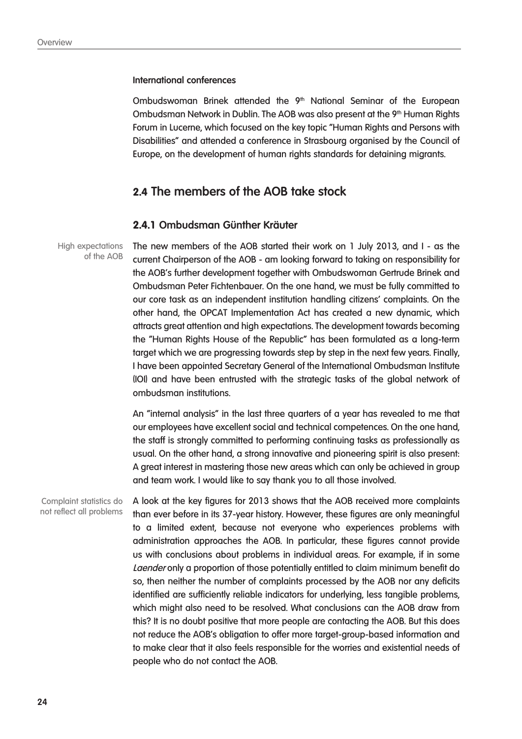**International conferences**

Ombudswoman Brinek attended the 9th National Seminar of the European Ombudsman Network in Dublin. The AOB was also present at the 9th Human Rights Forum in Lucerne, which focused on the key topic "Human Rights and Persons with Disabilities" and attended a conference in Strasbourg organised by the Council of Europe, on the development of human rights standards for detaining migrants.

## 2.4 The members of the AOB take stock

### 2.4.1 Ombudsman Günther Kräuter

High expectations of the AOB

The new members of the AOB started their work on 1 July 2013, and I - as the current Chairperson of the AOB - am looking forward to taking on responsibility for the AOB's further development together with Ombudswoman Gertrude Brinek and Ombudsman Peter Fichtenbauer. On the one hand, we must be fully committed to our core task as an independent institution handling citizens' complaints. On the other hand, the OPCAT Implementation Act has created a new dynamic, which attracts great attention and high expectations. The development towards becoming the "Human Rights House of the Republic" has been formulated as a long-term target which we are progressing towards step by step in the next few years. Finally, I have been appointed Secretary General of the International Ombudsman Institute (IOI) and have been entrusted with the strategic tasks of the global network of ombudsman institutions.

An "internal analysis" in the last three quarters of a year has revealed to me that our employees have excellent social and technical competences. On the one hand, the staff is strongly committed to performing continuing tasks as professionally as usual. On the other hand, a strong innovative and pioneering spirit is also present: A great interest in mastering those new areas which can only be achieved in group and team work. I would like to say thank you to all those involved.

Complaint statistics do not reflect all problems

A look at the key figures for 2013 shows that the AOB received more complaints than ever before in its 37-year history. However, these figures are only meaningful to a limited extent, because not everyone who experiences problems with administration approaches the AOB. In particular, these figures cannot provide us with conclusions about problems in individual areas. For example, if in some *Laender* only a proportion of those potentially entitled to claim minimum benefit do so, then neither the number of complaints processed by the AOB nor any deficits identified are sufficiently reliable indicators for underlying, less tangible problems, which might also need to be resolved. What conclusions can the AOB draw from this? It is no doubt positive that more people are contacting the AOB. But this does not reduce the AOB's obligation to offer more target-group-based information and to make clear that it also feels responsible for the worries and existential needs of people who do not contact the AOB.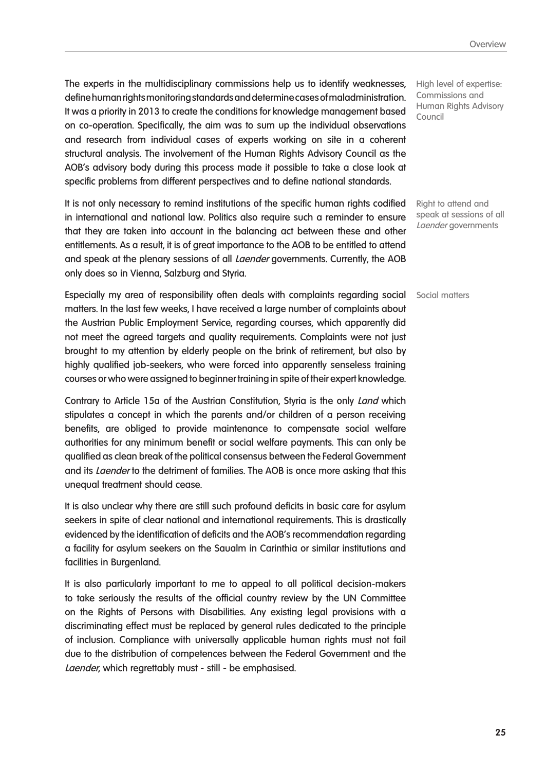The experts in the multidisciplinary commissions help us to identify weaknesses, define human rights monitoring standards and determine cases of maladministration. It was a priority in 2013 to create the conditions for knowledge management based on co-operation. Specifically, the aim was to sum up the individual observations and research from individual cases of experts working on site in a coherent structural analysis. The involvement of the Human Rights Advisory Council as the AOB's advisory body during this process made it possible to take a close look at specific problems from different perspectives and to define national standards.

High level of expertise: Commissions and Human Rights Advisory Council

It is not only necessary to remind institutions of the specific human rights codified in international and national law. Politics also require such a reminder to ensure that they are taken into account in the balancing act between these and other entitlements. As a result, it is of great importance to the AOB to be entitled to attend and speak at the plenary sessions of all *Laender* governments. Currently, the AOB only does so in Vienna, Salzburg and Styria.

Right to attend and speak at sessions of all *Laender* governments

Especially my area of responsibility often deals with complaints regarding social matters. In the last few weeks, I have received a large number of complaints about the Austrian Public Employment Service, regarding courses, which apparently did not meet the agreed targets and quality requirements. Complaints were not just brought to my attention by elderly people on the brink of retirement, but also by highly qualified job-seekers, who were forced into apparently senseless training courses or who were assigned to beginner training in spite of their expert knowledge.

Social matters

Contrary to Article 15a of the Austrian Constitution, Styria is the only *Land* which stipulates a concept in which the parents and/or children of a person receiving benefits, are obliged to provide maintenance to compensate social welfare authorities for any minimum benefit or social welfare payments. This can only be qualified as clean break of the political consensus between the Federal Government and its *Laender* to the detriment of families. The AOB is once more asking that this unequal treatment should cease.

It is also unclear why there are still such profound deficits in basic care for asylum seekers in spite of clear national and international requirements. This is drastically evidenced by the identification of deficits and the AOB's recommendation regarding a facility for asylum seekers on the Saualm in Carinthia or similar institutions and facilities in Burgenland.

It is also particularly important to me to appeal to all political decision-makers to take seriously the results of the official country review by the UN Committee on the Rights of Persons with Disabilities. Any existing legal provisions with a discriminating effect must be replaced by general rules dedicated to the principle of inclusion. Compliance with universally applicable human rights must not fail due to the distribution of competences between the Federal Government and the *Laender*, which regrettably must - still - be emphasised.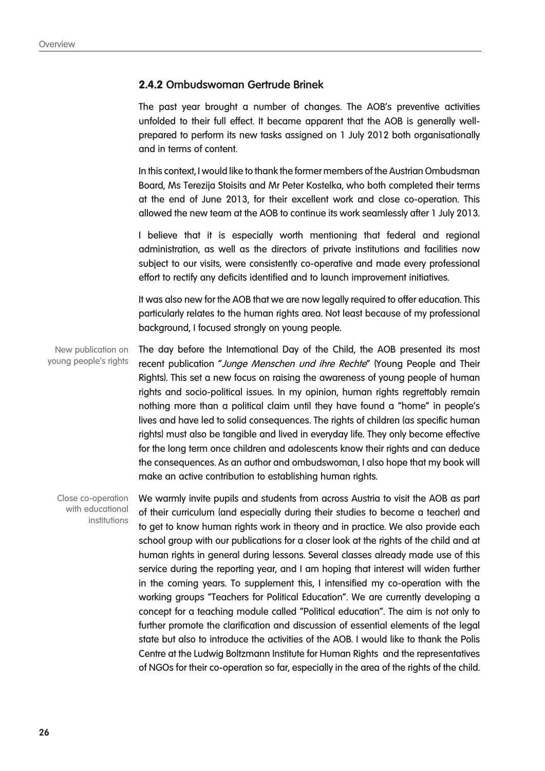### 2.4.2 Ombudswoman Gertrude Brinek

The past year brought a number of changes. The AOB's preventive activities unfolded to their full effect. It became apparent that the AOB is generally well-prepared to perform its new tasks assigned on 1 July 2012 both organisationally and in terms of content.

In this context, I would like to thank the former members of the Austrian Ombudsman Board, Ms Terezija Stoisits and Mr Peter Kostelka, who both completed their terms at the end of June 2013, for their excellent work and close co-operation. This allowed the new team at the AOB to continue its work seamlessly after 1 July 2013.

I believe that it is especially worth mentioning that federal and regional administration, as well as the directors of private institutions and facilities now subject to our visits, were consistently co-operative and made every professional effort to rectify any deficits identified and to launch improvement initiatives.

It was also new for the AOB that we are now legally required to offer education. This particularly relates to the human rights area. Not least because of my professional background, I focused strongly on young people.

New publication on young people's rights

The day before the International Day of the Child, the AOB presented its most recent publication "*Junge Menschen und ihre Rechte*" (Young People and Their Rights). This set a new focus on raising the awareness of young people of human rights and socio-political issues. In my opinion, human rights regrettably remain nothing more than a political claim until they have found a "home" in people's lives and have led to solid consequences. The rights of children (as specific human rights) must also be tangible and lived in everyday life. They only become effective for the long term once children and adolescents know their rights and can deduce the consequences. As an author and ombudswoman, I also hope that my book will make an active contribution to establishing human rights.

Close co-operation with educational institutions

We warmly invite pupils and students from across Austria to visit the AOB as part of their curriculum (and especially during their studies to become a teacher) and to get to know human rights work in theory and in practice. We also provide each school group with our publications for a closer look at the rights of the child and at human rights in general during lessons. Several classes already made use of this service during the reporting year, and I am hoping that interest will widen further in the coming years. To supplement this, I intensified my co-operation with the working groups "Teachers for Political Education". We are currently developing a concept for a teaching module called "Political education". The aim is not only to further promote the clarification and discussion of essential elements of the legal state but also to introduce the activities of the AOB. I would like to thank the Polis Centre at the Ludwig Boltzmann Institute for Human Rights and the representatives of NGOs for their co-operation so far, especially in the area of the rights of the child.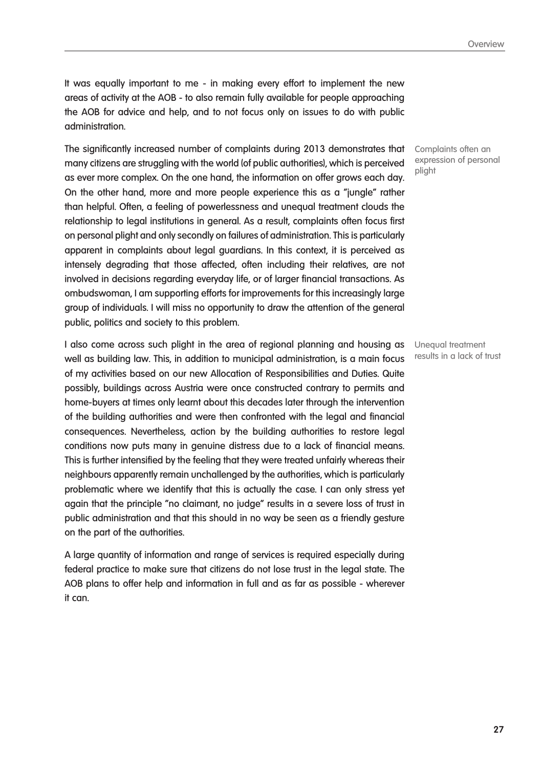It was equally important to me - in making every effort to implement the new areas of activity at the AOB - to also remain fully available for people approaching the AOB for advice and help, and to not focus only on issues to do with public administration.

Complaints often an expression of personal plight

The significantly increased number of complaints during 2013 demonstrates that many citizens are struggling with the world (of public authorities), which is perceived as ever more complex. On the one hand, the information on offer grows each day. On the other hand, more and more people experience this as a "jungle" rather than helpful. Often, a feeling of powerlessness and unequal treatment clouds the relationship to legal institutions in general. As a result, complaints often focus first on personal plight and only secondly on failures of administration. This is particularly apparent in complaints about legal guardians. In this context, it is perceived as intensely degrading that those affected, often including their relatives, are not involved in decisions regarding everyday life, or of larger financial transactions. As ombudswoman, I am supporting efforts for improvements for this increasingly large group of individuals. I will miss no opportunity to draw the attention of the general public, politics and society to this problem.

Unequal treatment results in a lack of trust

I also come across such plight in the area of regional planning and housing as well as building law. This, in addition to municipal administration, is a main focus of my activities based on our new Allocation of Responsibilities and Duties. Quite possibly, buildings across Austria were once constructed contrary to permits and home-buyers at times only learnt about this decades later through the intervention of the building authorities and were then confronted with the legal and financial consequences. Nevertheless, action by the building authorities to restore legal conditions now puts many in genuine distress due to a lack of financial means. This is further intensified by the feeling that they were treated unfairly whereas their neighbours apparently remain unchallenged by the authorities, which is particularly problematic where we identify that this is actually the case. I can only stress yet again that the principle "no claimant, no judge" results in a severe loss of trust in public administration and that this should in no way be seen as a friendly gesture on the part of the authorities.

A large quantity of information and range of services is required especially during federal practice to make sure that citizens do not lose trust in the legal state. The AOB plans to offer help and information in full and as far as possible - wherever it can.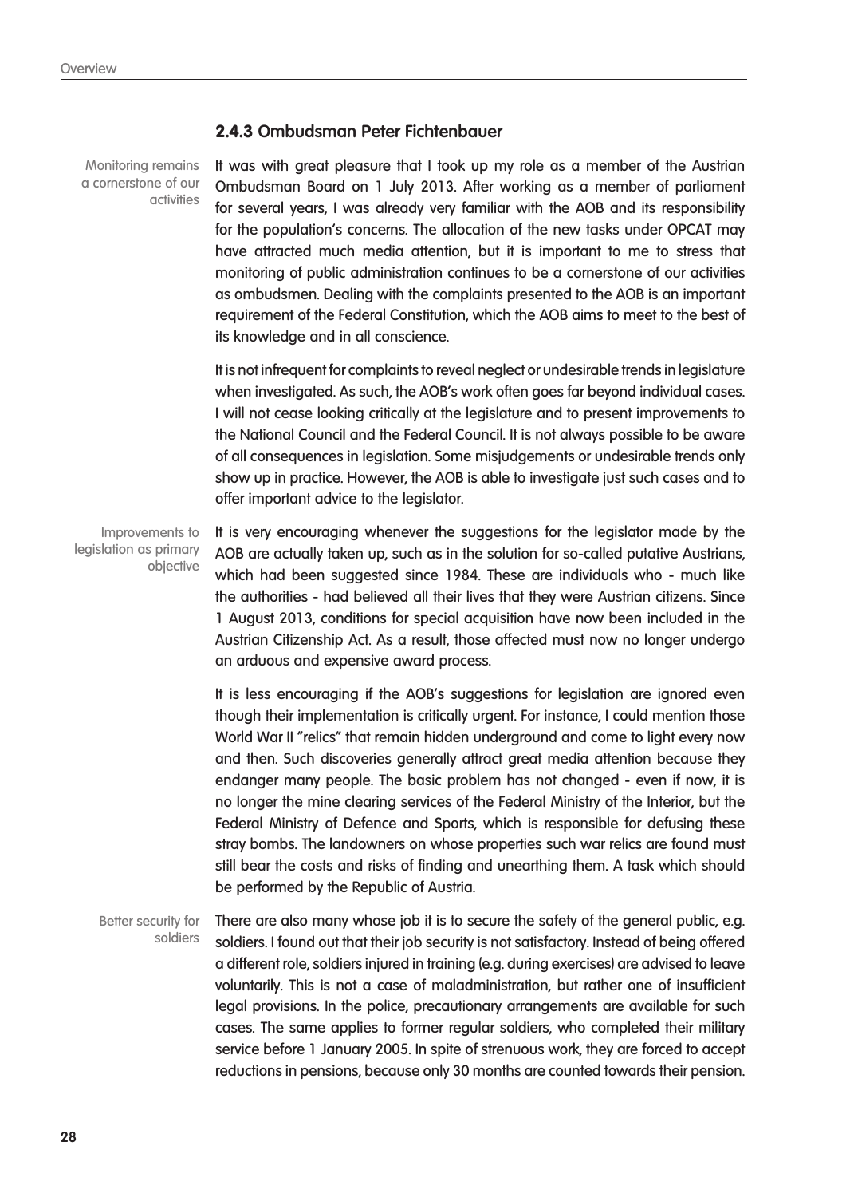### 2.4.3 Ombudsman Peter Fichtenbauer

Monitoring remains a cornerstone of our activities

It was with great pleasure that I took up my role as a member of the Austrian Ombudsman Board on 1 July 2013. After working as a member of parliament for several years, I was already very familiar with the AOB and its responsibility for the population's concerns. The allocation of the new tasks under OPCAT may have attracted much media attention, but it is important to me to stress that monitoring of public administration continues to be a cornerstone of our activities as ombudsmen. Dealing with the complaints presented to the AOB is an important requirement of the Federal Constitution, which the AOB aims to meet to the best of its knowledge and in all conscience.

It is not infrequent for complaints to reveal neglect or undesirable trends in legislature when investigated. As such, the AOB's work often goes far beyond individual cases. I will not cease looking critically at the legislature and to present improvements to the National Council and the Federal Council. It is not always possible to be aware of all consequences in legislation. Some misjudgements or undesirable trends only show up in practice. However, the AOB is able to investigate just such cases and to offer important advice to the legislator.

Improvements to legislation as primary objective

It is very encouraging whenever the suggestions for the legislator made by the AOB are actually taken up, such as in the solution for so-called putative Austrians, which had been suggested since 1984. These are individuals who - much like the authorities - had believed all their lives that they were Austrian citizens. Since 1 August 2013, conditions for special acquisition have now been included in the Austrian Citizenship Act. As a result, those affected must now no longer undergo an arduous and expensive award process.

It is less encouraging if the AOB's suggestions for legislation are ignored even though their implementation is critically urgent. For instance, I could mention those World War II "relics" that remain hidden underground and come to light every now and then. Such discoveries generally attract great media attention because they endanger many people. The basic problem has not changed - even if now, it is no longer the mine clearing services of the Federal Ministry of the Interior, but the Federal Ministry of Defence and Sports, which is responsible for defusing these stray bombs. The landowners on whose properties such war relics are found must still bear the costs and risks of finding and unearthing them. A task which should be performed by the Republic of Austria.

Better security for soldiers

There are also many whose job it is to secure the safety of the general public, e.g. soldiers. I found out that their job security is not satisfactory. Instead of being offered a different role, soldiers injured in training (e.g. during exercises) are advised to leave voluntarily. This is not a case of maladministration, but rather one of insufficient legal provisions. In the police, precautionary arrangements are available for such cases. The same applies to former regular soldiers, who completed their military service before 1 January 2005. In spite of strenuous work, they are forced to accept reductions in pensions, because only 30 months are counted towards their pension.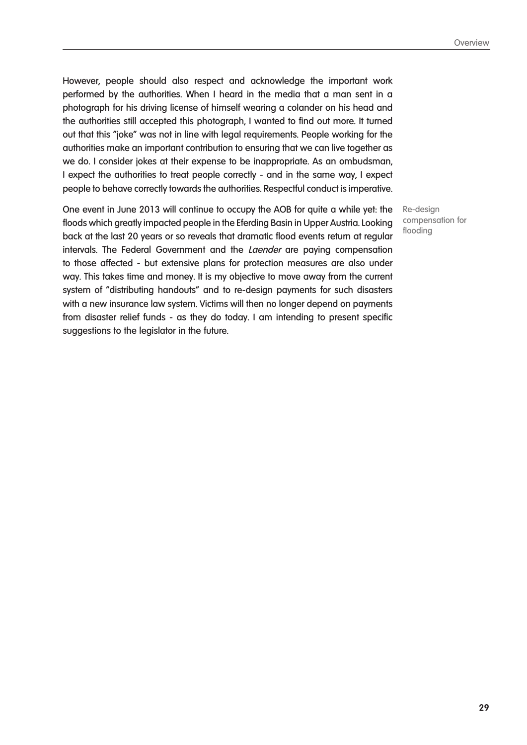However, people should also respect and acknowledge the important work performed by the authorities. When I heard in the media that a man sent in a photograph for his driving license of himself wearing a colander on his head and the authorities still accepted this photograph, I wanted to find out more. It turned out that this "joke" was not in line with legal requirements. People working for the authorities make an important contribution to ensuring that we can live together as we do. I consider jokes at their expense to be inappropriate. As an ombudsman, I expect the authorities to treat people correctly - and in the same way, I expect people to behave correctly towards the authorities. Respectful conduct is imperative.

Re-design compensation for flooding

One event in June 2013 will continue to occupy the AOB for quite a while yet: the floods which greatly impacted people in the Eferding Basin in Upper Austria. Looking back at the last 20 years or so reveals that dramatic flood events return at regular intervals. The Federal Government and the *Laender* are paying compensation to those affected - but extensive plans for protection measures are also under way. This takes time and money. It is my objective to move away from the current system of "distributing handouts" and to re-design payments for such disasters with a new insurance law system. Victims will then no longer depend on payments from disaster relief funds - as they do today. I am intending to present specific suggestions to the legislator in the future.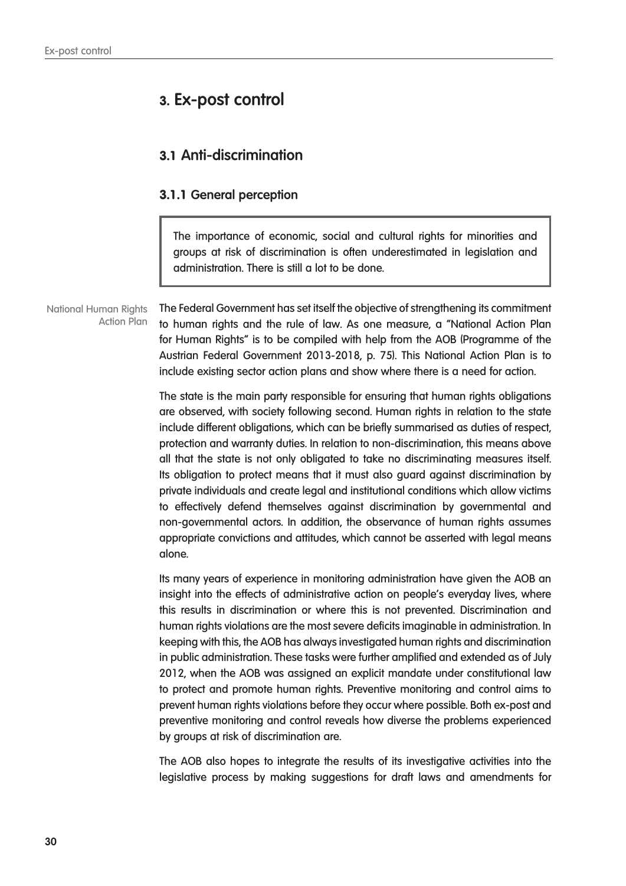# 3. Ex-post control

## 3.1 Anti-discrimination

### 3.1.1 General perception

> The importance of economic, social and cultural rights for minorities and groups at risk of discrimination is often underestimated in legislation and administration. There is still a lot to be done.

National Human Rights Action Plan

The Federal Government has set itself the objective of strengthening its commitment to human rights and the rule of law. As one measure, a "National Action Plan for Human Rights" is to be compiled with help from the AOB (Programme of the Austrian Federal Government 2013-2018, p. 75). This National Action Plan is to include existing sector action plans and show where there is a need for action.

The state is the main party responsible for ensuring that human rights obligations are observed, with society following second. Human rights in relation to the state include different obligations, which can be briefly summarised as duties of respect, protection and warranty duties. In relation to non-discrimination, this means above all that the state is not only obligated to take no discriminating measures itself. Its obligation to protect means that it must also guard against discrimination by private individuals and create legal and institutional conditions which allow victims to effectively defend themselves against discrimination by governmental and non-governmental actors. In addition, the observance of human rights assumes appropriate convictions and attitudes, which cannot be asserted with legal means alone.

Its many years of experience in monitoring administration have given the AOB an insight into the effects of administrative action on people's everyday lives, where this results in discrimination or where this is not prevented. Discrimination and human rights violations are the most severe deficits imaginable in administration. In keeping with this, the AOB has always investigated human rights and discrimination in public administration. These tasks were further amplified and extended as of July 2012, when the AOB was assigned an explicit mandate under constitutional law to protect and promote human rights. Preventive monitoring and control aims to prevent human rights violations before they occur where possible. Both ex-post and preventive monitoring and control reveals how diverse the problems experienced by groups at risk of discrimination are.

The AOB also hopes to integrate the results of its investigative activities into the legislative process by making suggestions for draft laws and amendments for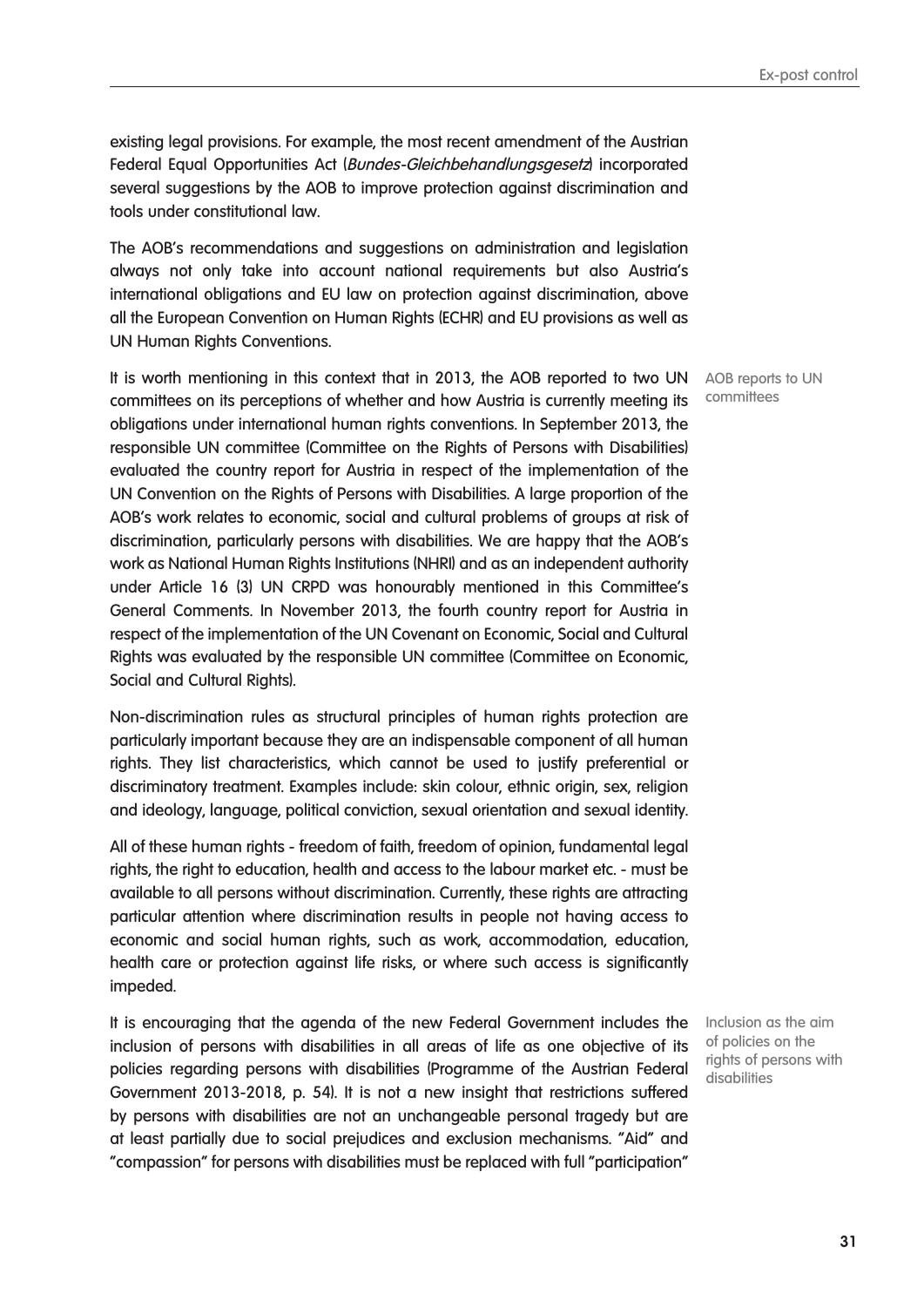existing legal provisions. For example, the most recent amendment of the Austrian Federal Equal Opportunities Act (*Bundes-Gleichbehandlungsgesetz*) incorporated several suggestions by the AOB to improve protection against discrimination and tools under constitutional law.

The AOB's recommendations and suggestions on administration and legislation always not only take into account national requirements but also Austria's international obligations and EU law on protection against discrimination, above all the European Convention on Human Rights (ECHR) and EU provisions as well as UN Human Rights Conventions.

AOB reports to UN committees

It is worth mentioning in this context that in 2013, the AOB reported to two UN committees on its perceptions of whether and how Austria is currently meeting its obligations under international human rights conventions. In September 2013, the responsible UN committee (Committee on the Rights of Persons with Disabilities) evaluated the country report for Austria in respect of the implementation of the UN Convention on the Rights of Persons with Disabilities. A large proportion of the AOB's work relates to economic, social and cultural problems of groups at risk of discrimination, particularly persons with disabilities. We are happy that the AOB's work as National Human Rights Institutions (NHRI) and as an independent authority under Article 16 (3) UN CRPD was honourably mentioned in this Committee's General Comments. In November 2013, the fourth country report for Austria in respect of the implementation of the UN Covenant on Economic, Social and Cultural Rights was evaluated by the responsible UN committee (Committee on Economic, Social and Cultural Rights).

Non-discrimination rules as structural principles of human rights protection are particularly important because they are an indispensable component of all human rights. They list characteristics, which cannot be used to justify preferential or discriminatory treatment. Examples include: skin colour, ethnic origin, sex, religion and ideology, language, political conviction, sexual orientation and sexual identity.

All of these human rights - freedom of faith, freedom of opinion, fundamental legal rights, the right to education, health and access to the labour market etc. - must be available to all persons without discrimination. Currently, these rights are attracting particular attention where discrimination results in people not having access to economic and social human rights, such as work, accommodation, education, health care or protection against life risks, or where such access is significantly impeded.

Inclusion as the aim of policies on the rights of persons with disabilities

It is encouraging that the agenda of the new Federal Government includes the inclusion of persons with disabilities in all areas of life as one objective of its policies regarding persons with disabilities (Programme of the Austrian Federal Government 2013-2018, p. 54). It is not a new insight that restrictions suffered by persons with disabilities are not an unchangeable personal tragedy but are at least partially due to social prejudices and exclusion mechanisms. "Aid" and "compassion" for persons with disabilities must be replaced with full "participation"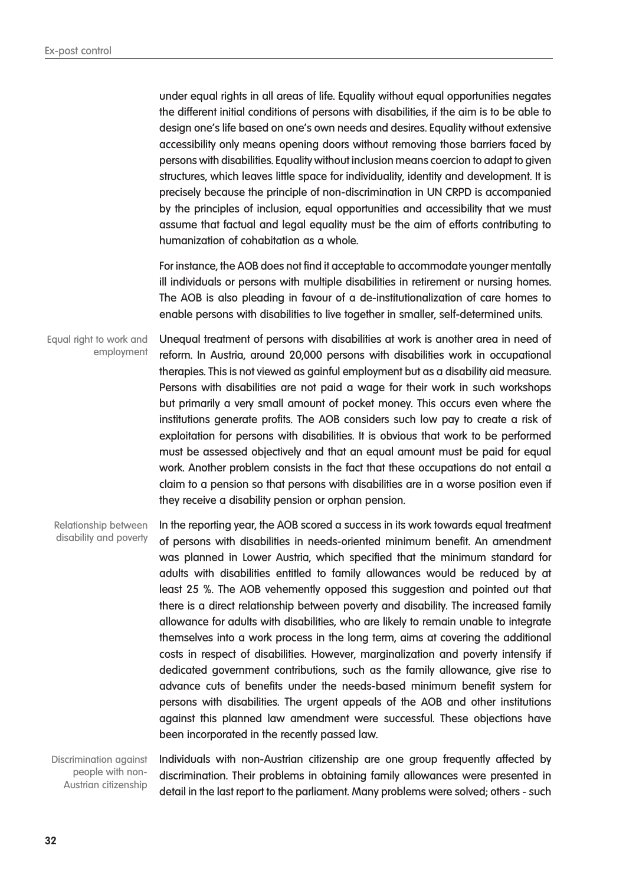under equal rights in all areas of life. Equality without equal opportunities negates the different initial conditions of persons with disabilities, if the aim is to be able to design one's life based on one's own needs and desires. Equality without extensive accessibility only means opening doors without removing those barriers faced by persons with disabilities. Equality without inclusion means coercion to adapt to given structures, which leaves little space for individuality, identity and development. It is precisely because the principle of non-discrimination in UN CRPD is accompanied by the principles of inclusion, equal opportunities and accessibility that we must assume that factual and legal equality must be the aim of efforts contributing to humanization of cohabitation as a whole.

For instance, the AOB does not find it acceptable to accommodate younger mentally ill individuals or persons with multiple disabilities in retirement or nursing homes. The AOB is also pleading in favour of a de-institutionalization of care homes to enable persons with disabilities to live together in smaller, self-determined units.

*Equal right to work and employment*

Unequal treatment of persons with disabilities at work is another area in need of reform. In Austria, around 20,000 persons with disabilities work in occupational therapies. This is not viewed as gainful employment but as a disability aid measure. Persons with disabilities are not paid a wage for their work in such workshops but primarily a very small amount of pocket money. This occurs even where the institutions generate profits. The AOB considers such low pay to create a risk of exploitation for persons with disabilities. It is obvious that work to be performed must be assessed objectively and that an equal amount must be paid for equal work. Another problem consists in the fact that these occupations do not entail a claim to a pension so that persons with disabilities are in a worse position even if they receive a disability pension or orphan pension.

*Relationship between disability and poverty*

In the reporting year, the AOB scored a success in its work towards equal treatment of persons with disabilities in needs-oriented minimum benefit. An amendment was planned in Lower Austria, which specified that the minimum standard for adults with disabilities entitled to family allowances would be reduced by at least 25 %. The AOB vehemently opposed this suggestion and pointed out that there is a direct relationship between poverty and disability. The increased family allowance for adults with disabilities, who are likely to remain unable to integrate themselves into a work process in the long term, aims at covering the additional costs in respect of disabilities. However, marginalization and poverty intensify if dedicated government contributions, such as the family allowance, give rise to advance cuts of benefits under the needs-based minimum benefit system for persons with disabilities. The urgent appeals of the AOB and other institutions against this planned law amendment were successful. These objections have been incorporated in the recently passed law.

*Discrimination against people with non-Austrian citizenship*

Individuals with non-Austrian citizenship are one group frequently affected by discrimination. Their problems in obtaining family allowances were presented in detail in the last report to the parliament. Many problems were solved; others - such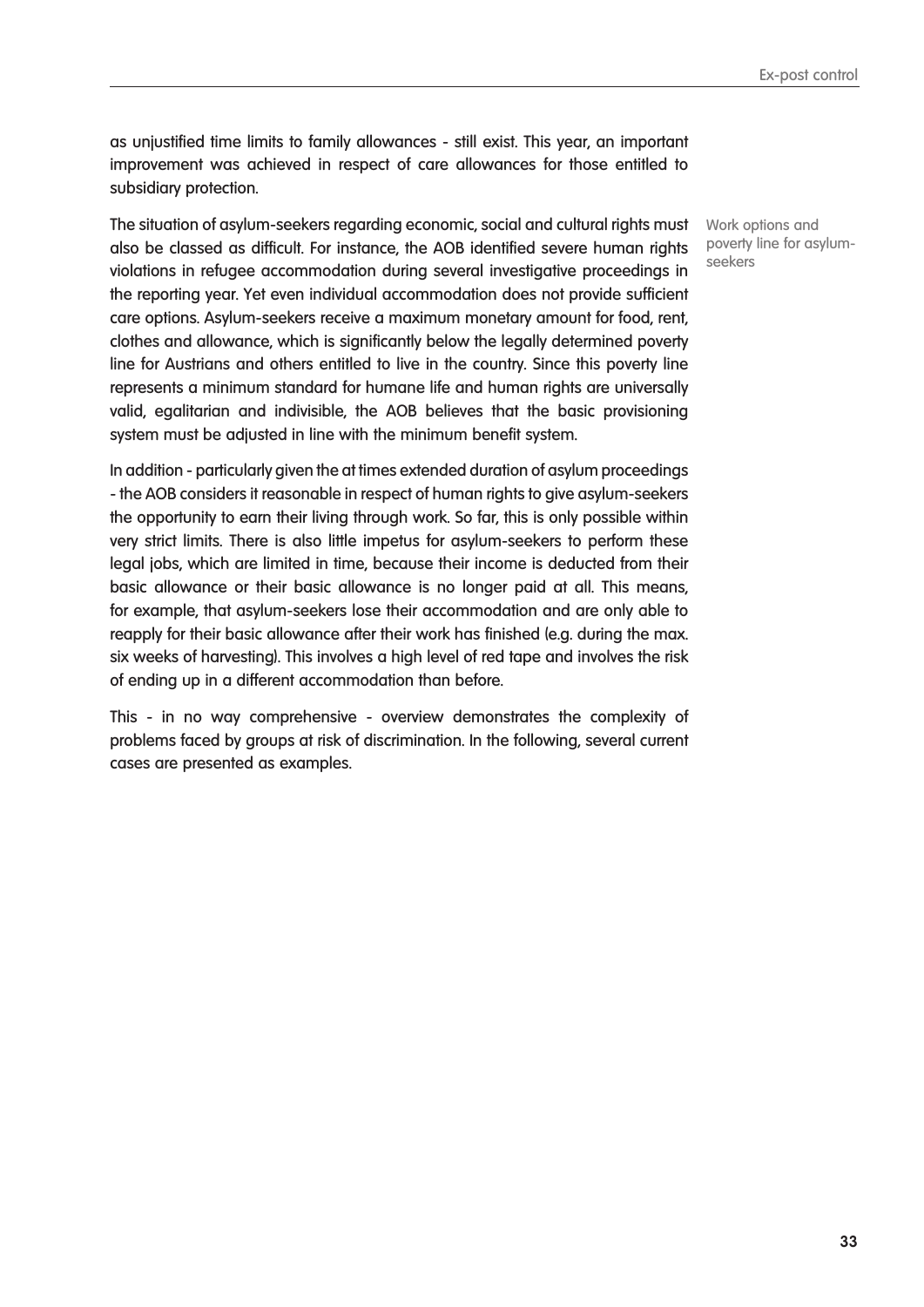as unjustified time limits to family allowances - still exist. This year, an important improvement was achieved in respect of care allowances for those entitled to subsidiary protection.

Work options and poverty line for asylum-seekers

The situation of asylum-seekers regarding economic, social and cultural rights must also be classed as difficult. For instance, the AOB identified severe human rights violations in refugee accommodation during several investigative proceedings in the reporting year. Yet even individual accommodation does not provide sufficient care options. Asylum-seekers receive a maximum monetary amount for food, rent, clothes and allowance, which is significantly below the legally determined poverty line for Austrians and others entitled to live in the country. Since this poverty line represents a minimum standard for humane life and human rights are universally valid, egalitarian and indivisible, the AOB believes that the basic provisioning system must be adjusted in line with the minimum benefit system.

In addition - particularly given the at times extended duration of asylum proceedings - the AOB considers it reasonable in respect of human rights to give asylum-seekers the opportunity to earn their living through work. So far, this is only possible within very strict limits. There is also little impetus for asylum-seekers to perform these legal jobs, which are limited in time, because their income is deducted from their basic allowance or their basic allowance is no longer paid at all. This means, for example, that asylum-seekers lose their accommodation and are only able to reapply for their basic allowance after their work has finished (e.g. during the max. six weeks of harvesting). This involves a high level of red tape and involves the risk of ending up in a different accommodation than before.

This - in no way comprehensive - overview demonstrates the complexity of problems faced by groups at risk of discrimination. In the following, several current cases are presented as examples.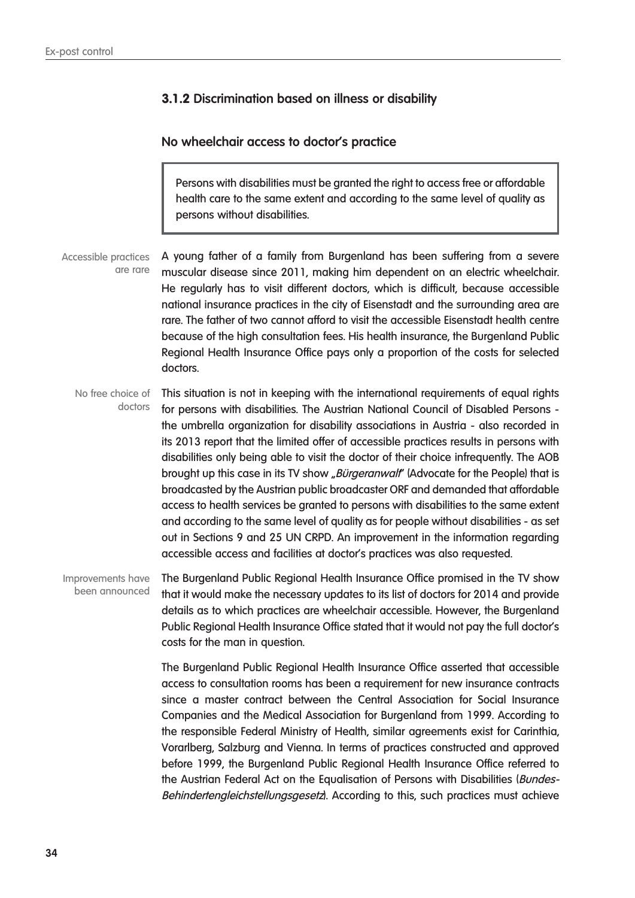### 3.1.2 Discrimination based on illness or disability

#### No wheelchair access to doctor's practice

> Persons with disabilities must be granted the right to access free or affordable health care to the same extent and according to the same level of quality as persons without disabilities.

Accessible practices are rare

A young father of a family from Burgenland has been suffering from a severe muscular disease since 2011, making him dependent on an electric wheelchair. He regularly has to visit different doctors, which is difficult, because accessible national insurance practices in the city of Eisenstadt and the surrounding area are rare. The father of two cannot afford to visit the accessible Eisenstadt health centre because of the high consultation fees. His health insurance, the Burgenland Public Regional Health Insurance Office pays only a proportion of the costs for selected doctors.

No free choice of doctors

This situation is not in keeping with the international requirements of equal rights for persons with disabilities. The Austrian National Council of Disabled Persons - the umbrella organization for disability associations in Austria - also recorded in its 2013 report that the limited offer of accessible practices results in persons with disabilities only being able to visit the doctor of their choice infrequently. The AOB brought up this case in its TV show *„Bürgeranwalt"* (Advocate for the People) that is broadcasted by the Austrian public broadcaster ORF and demanded that affordable access to health services be granted to persons with disabilities to the same extent and according to the same level of quality as for people without disabilities - as set out in Sections 9 and 25 UN CRPD. An improvement in the information regarding accessible access and facilities at doctor's practices was also requested.

Improvements have been announced

The Burgenland Public Regional Health Insurance Office promised in the TV show that it would make the necessary updates to its list of doctors for 2014 and provide details as to which practices are wheelchair accessible. However, the Burgenland Public Regional Health Insurance Office stated that it would not pay the full doctor's costs for the man in question.

The Burgenland Public Regional Health Insurance Office asserted that accessible access to consultation rooms has been a requirement for new insurance contracts since a master contract between the Central Association for Social Insurance Companies and the Medical Association for Burgenland from 1999. According to the responsible Federal Ministry of Health, similar agreements exist for Carinthia, Vorarlberg, Salzburg and Vienna. In terms of practices constructed and approved before 1999, the Burgenland Public Regional Health Insurance Office referred to the Austrian Federal Act on the Equalisation of Persons with Disabilities (*Bundes-Behindertengleichstellungsgesetz*). According to this, such practices must achieve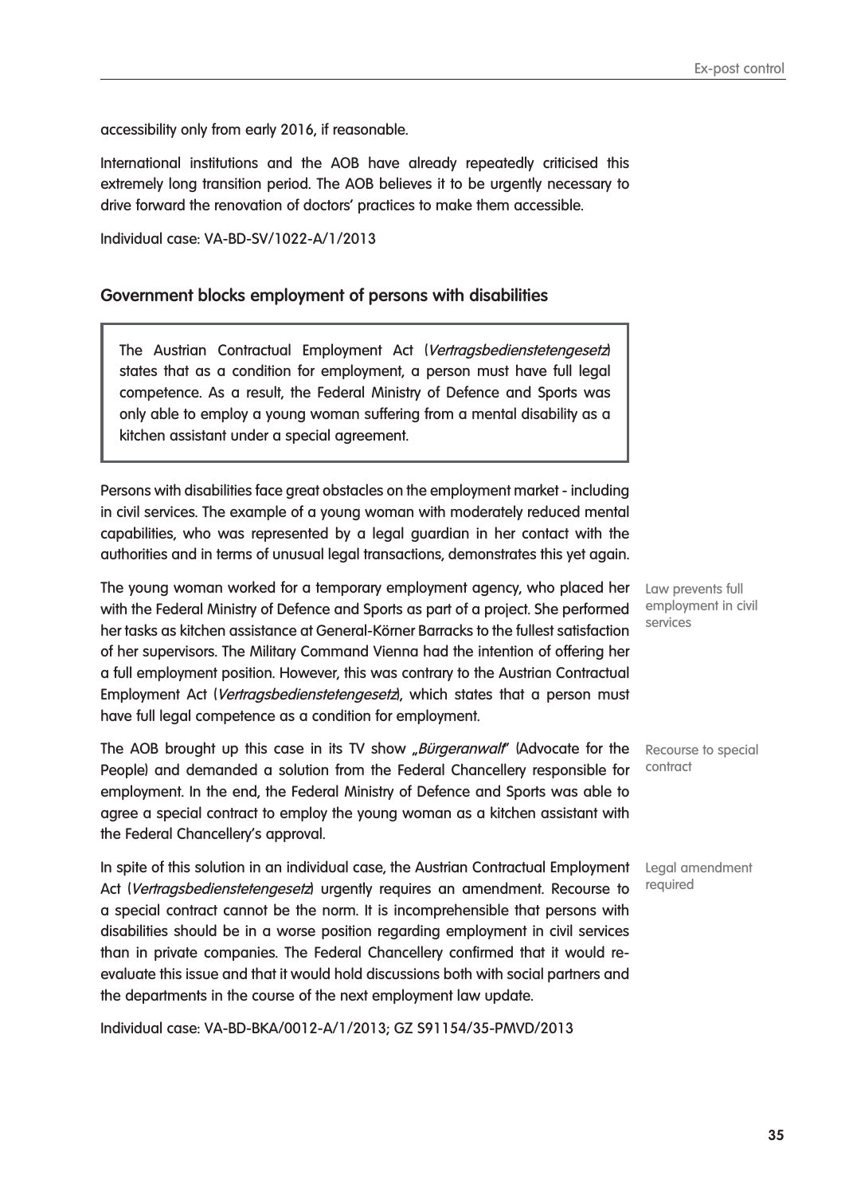accessibility only from early 2016, if reasonable.

International institutions and the AOB have already repeatedly criticised this extremely long transition period. The AOB believes it to be urgently necessary to drive forward the renovation of doctors' practices to make them accessible.

Individual case: VA-BD-SV/1022-A/1/2013

### Government blocks employment of persons with disabilities

> The Austrian Contractual Employment Act (*Vertragsbedienstetengesetz*) states that as a condition for employment, a person must have full legal competence. As a result, the Federal Ministry of Defence and Sports was only able to employ a young woman suffering from a mental disability as a kitchen assistant under a special agreement.

Persons with disabilities face great obstacles on the employment market - including in civil services. The example of a young woman with moderately reduced mental capabilities, who was represented by a legal guardian in her contact with the authorities and in terms of unusual legal transactions, demonstrates this yet again.

Law prevents full employment in civil services

The young woman worked for a temporary employment agency, who placed her with the Federal Ministry of Defence and Sports as part of a project. She performed her tasks as kitchen assistance at General-Körner Barracks to the fullest satisfaction of her supervisors. The Military Command Vienna had the intention of offering her a full employment position. However, this was contrary to the Austrian Contractual Employment Act (*Vertragsbedienstetengesetz*), which states that a person must have full legal competence as a condition for employment.

Recourse to special contract

The AOB brought up this case in its TV show „*Bürgeranwalt*" (Advocate for the People) and demanded a solution from the Federal Chancellery responsible for employment. In the end, the Federal Ministry of Defence and Sports was able to agree a special contract to employ the young woman as a kitchen assistant with the Federal Chancellery's approval.

Legal amendment required

In spite of this solution in an individual case, the Austrian Contractual Employment Act (*Vertragsbedienstetengesetz*) urgently requires an amendment. Recourse to a special contract cannot be the norm. It is incomprehensible that persons with disabilities should be in a worse position regarding employment in civil services than in private companies. The Federal Chancellery confirmed that it would re-evaluate this issue and that it would hold discussions both with social partners and the departments in the course of the next employment law update.

Individual case: VA-BD-BKA/0012-A/1/2013; GZ S91154/35-PMVD/2013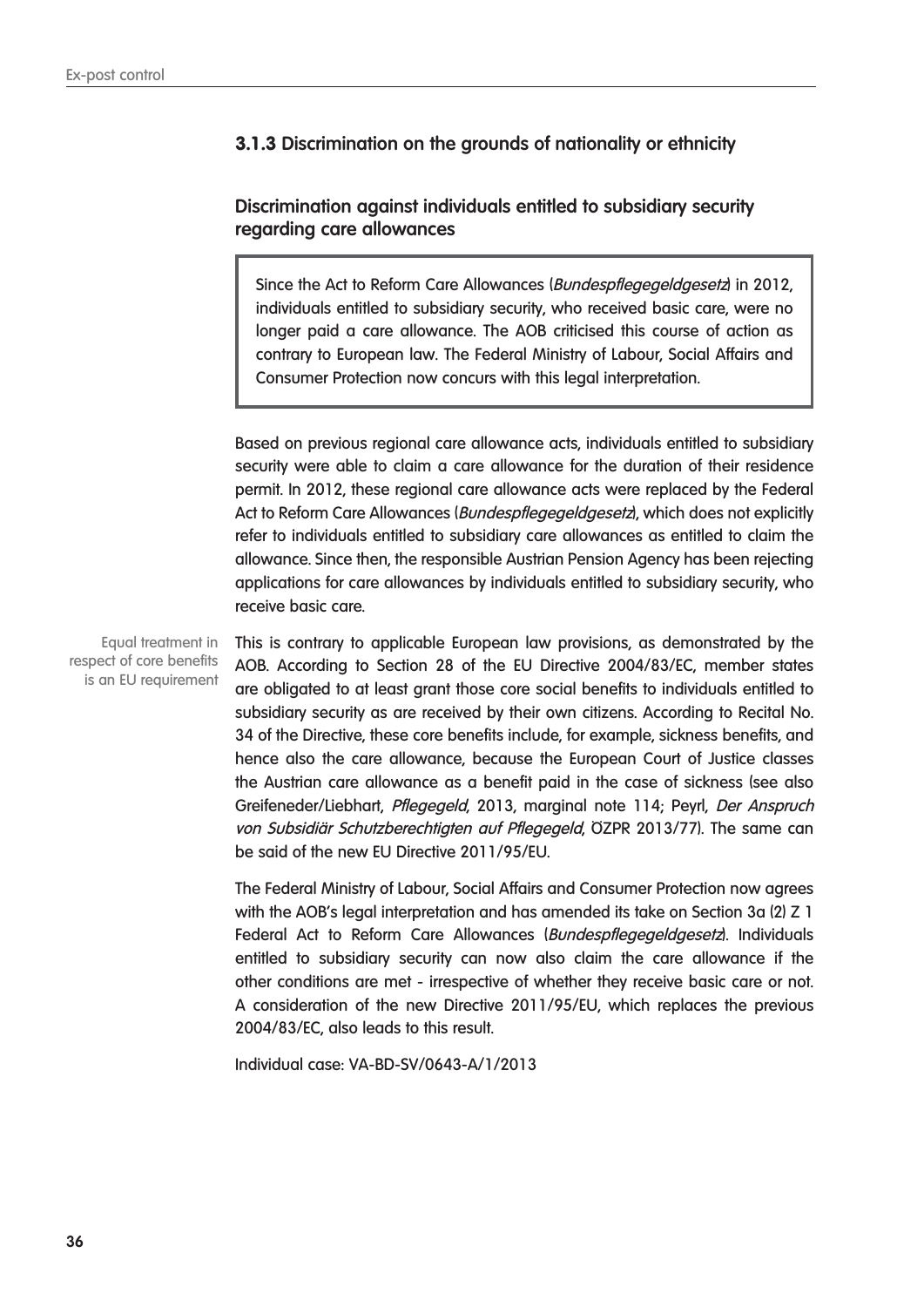### **3.1.3** Discrimination on the grounds of nationality or ethnicity

#### Discrimination against individuals entitled to subsidiary security regarding care allowances

> Since the Act to Reform Care Allowances (*Bundespflegegeldgesetz*) in 2012, individuals entitled to subsidiary security, who received basic care, were no longer paid a care allowance. The AOB criticised this course of action as contrary to European law. The Federal Ministry of Labour, Social Affairs and Consumer Protection now concurs with this legal interpretation.

Based on previous regional care allowance acts, individuals entitled to subsidiary security were able to claim a care allowance for the duration of their residence permit. In 2012, these regional care allowance acts were replaced by the Federal Act to Reform Care Allowances (*Bundespflegegeldgesetz*), which does not explicitly refer to individuals entitled to subsidiary care allowances as entitled to claim the allowance. Since then, the responsible Austrian Pension Agency has been rejecting applications for care allowances by individuals entitled to subsidiary security, who receive basic care.

Equal treatment in respect of core benefits is an EU requirement

This is contrary to applicable European law provisions, as demonstrated by the AOB. According to Section 28 of the EU Directive 2004/83/EC, member states are obligated to at least grant those core social benefits to individuals entitled to subsidiary security as are received by their own citizens. According to Recital No. 34 of the Directive, these core benefits include, for example, sickness benefits, and hence also the care allowance, because the European Court of Justice classes the Austrian care allowance as a benefit paid in the case of sickness (see also Greifeneder/Liebhart, *Pflegegeld*, 2013, marginal note 114; Peyrl, *Der Anspruch von Subsidiär Schutzberechtigten auf Pflegegeld*, ÖZPR 2013/77). The same can be said of the new EU Directive 2011/95/EU.

The Federal Ministry of Labour, Social Affairs and Consumer Protection now agrees with the AOB's legal interpretation and has amended its take on Section 3a (2) Z 1 Federal Act to Reform Care Allowances (*Bundespflegegeldgesetz*). Individuals entitled to subsidiary security can now also claim the care allowance if the other conditions are met - irrespective of whether they receive basic care or not. A consideration of the new Directive 2011/95/EU, which replaces the previous 2004/83/EC, also leads to this result.

Individual case: VA-BD-SV/0643-A/1/2013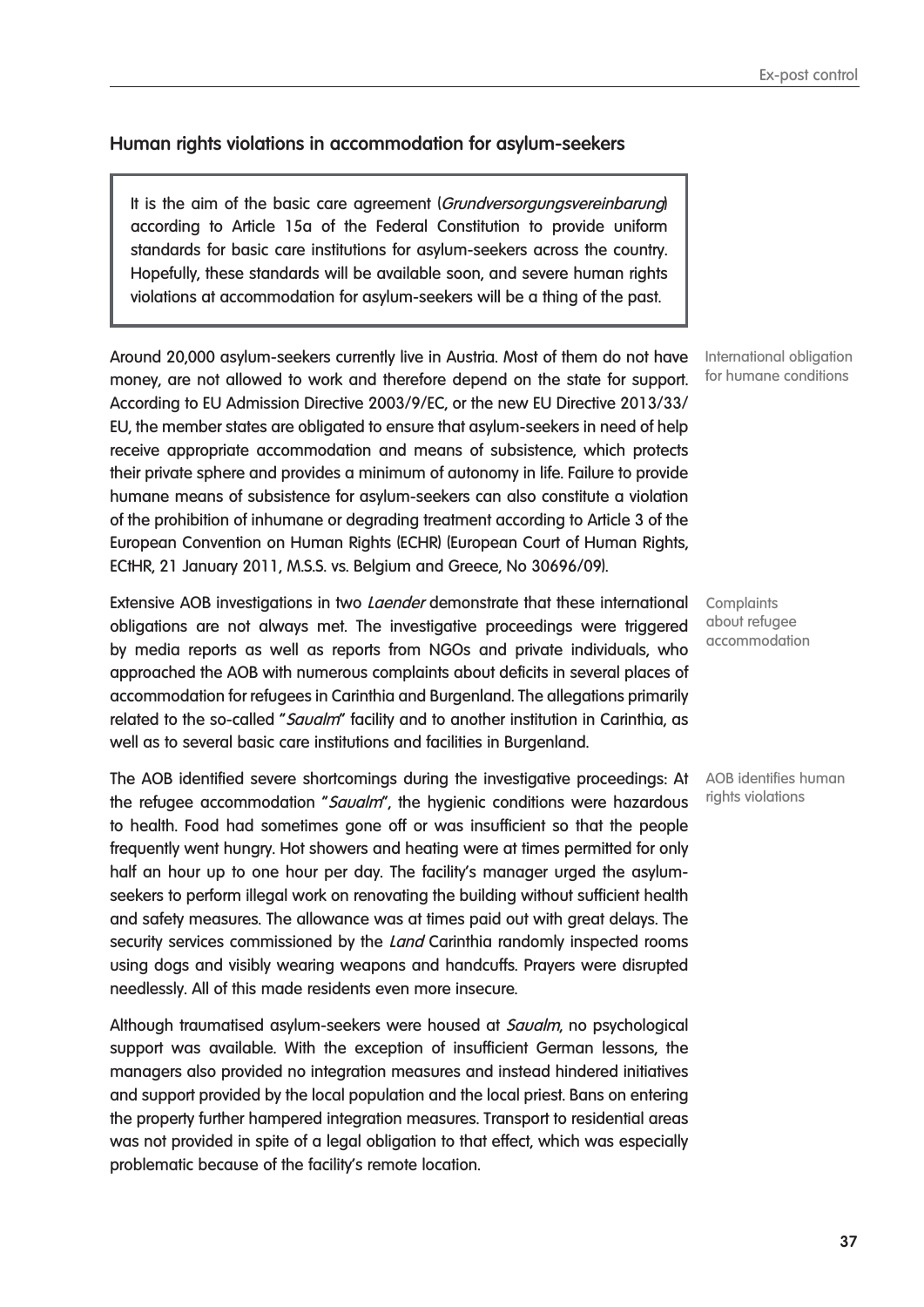## Human rights violations in accommodation for asylum-seekers

> It is the aim of the basic care agreement (*Grundversorgungsvereinbarung*) according to Article 15a of the Federal Constitution to provide uniform standards for basic care institutions for asylum-seekers across the country. Hopefully, these standards will be available soon, and severe human rights violations at accommodation for asylum-seekers will be a thing of the past.

International obligation for humane conditions

Around 20,000 asylum-seekers currently live in Austria. Most of them do not have money, are not allowed to work and therefore depend on the state for support. According to EU Admission Directive 2003/9/EC, or the new EU Directive 2013/33/EU, the member states are obligated to ensure that asylum-seekers in need of help receive appropriate accommodation and means of subsistence, which protects their private sphere and provides a minimum of autonomy in life. Failure to provide humane means of subsistence for asylum-seekers can also constitute a violation of the prohibition of inhumane or degrading treatment according to Article 3 of the European Convention on Human Rights (ECHR) (European Court of Human Rights, ECtHR, 21 January 2011, M.S.S. vs. Belgium and Greece, No 30696/09).

Complaints about refugee accommodation

Extensive AOB investigations in two *Laender* demonstrate that these international obligations are not always met. The investigative proceedings were triggered by media reports as well as reports from NGOs and private individuals, who approached the AOB with numerous complaints about deficits in several places of accommodation for refugees in Carinthia and Burgenland. The allegations primarily related to the so-called "*Saualm*" facility and to another institution in Carinthia, as well as to several basic care institutions and facilities in Burgenland.

AOB identifies human rights violations

The AOB identified severe shortcomings during the investigative proceedings: At the refugee accommodation "*Saualm*", the hygienic conditions were hazardous to health. Food had sometimes gone off or was insufficient so that the people frequently went hungry. Hot showers and heating were at times permitted for only half an hour up to one hour per day. The facility's manager urged the asylum-seekers to perform illegal work on renovating the building without sufficient health and safety measures. The allowance was at times paid out with great delays. The security services commissioned by the *Land* Carinthia randomly inspected rooms using dogs and visibly wearing weapons and handcuffs. Prayers were disrupted needlessly. All of this made residents even more insecure.

Although traumatised asylum-seekers were housed at *Saualm*, no psychological support was available. With the exception of insufficient German lessons, the managers also provided no integration measures and instead hindered initiatives and support provided by the local population and the local priest. Bans on entering the property further hampered integration measures. Transport to residential areas was not provided in spite of a legal obligation to that effect, which was especially problematic because of the facility's remote location.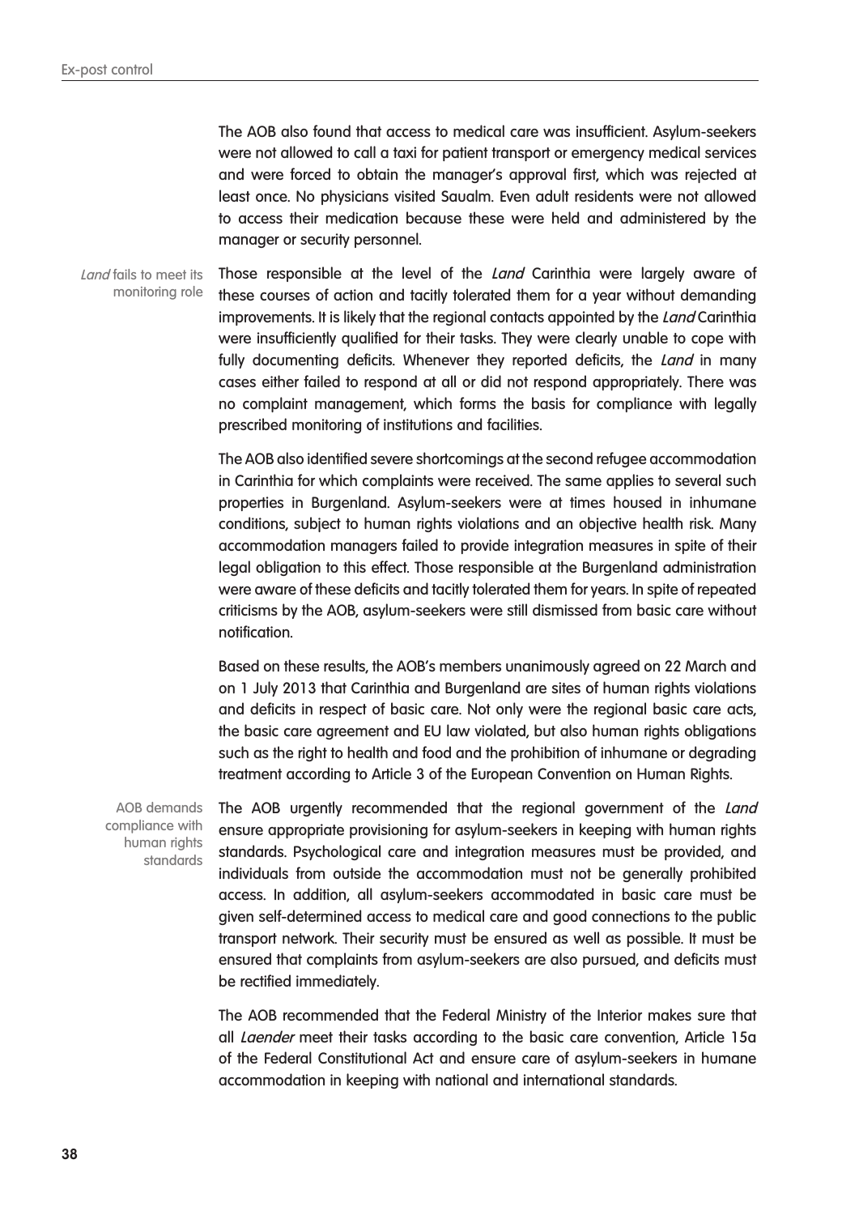The AOB also found that access to medical care was insufficient. Asylum-seekers were not allowed to call a taxi for patient transport or emergency medical services and were forced to obtain the manager's approval first, which was rejected at least once. No physicians visited Saualm. Even adult residents were not allowed to access their medication because these were held and administered by the manager or security personnel.

*Land* fails to meet its monitoring role

Those responsible at the level of the *Land* Carinthia were largely aware of these courses of action and tacitly tolerated them for a year without demanding improvements. It is likely that the regional contacts appointed by the *Land* Carinthia were insufficiently qualified for their tasks. They were clearly unable to cope with fully documenting deficits. Whenever they reported deficits, the *Land* in many cases either failed to respond at all or did not respond appropriately. There was no complaint management, which forms the basis for compliance with legally prescribed monitoring of institutions and facilities.

The AOB also identified severe shortcomings at the second refugee accommodation in Carinthia for which complaints were received. The same applies to several such properties in Burgenland. Asylum-seekers were at times housed in inhumane conditions, subject to human rights violations and an objective health risk. Many accommodation managers failed to provide integration measures in spite of their legal obligation to this effect. Those responsible at the Burgenland administration were aware of these deficits and tacitly tolerated them for years. In spite of repeated criticisms by the AOB, asylum-seekers were still dismissed from basic care without notification.

Based on these results, the AOB's members unanimously agreed on 22 March and on 1 July 2013 that Carinthia and Burgenland are sites of human rights violations and deficits in respect of basic care. Not only were the regional basic care acts, the basic care agreement and EU law violated, but also human rights obligations such as the right to health and food and the prohibition of inhumane or degrading treatment according to Article 3 of the European Convention on Human Rights.

AOB demands compliance with human rights standards

The AOB urgently recommended that the regional government of the *Land* ensure appropriate provisioning for asylum-seekers in keeping with human rights standards. Psychological care and integration measures must be provided, and individuals from outside the accommodation must not be generally prohibited access. In addition, all asylum-seekers accommodated in basic care must be given self-determined access to medical care and good connections to the public transport network. Their security must be ensured as well as possible. It must be ensured that complaints from asylum-seekers are also pursued, and deficits must be rectified immediately.

The AOB recommended that the Federal Ministry of the Interior makes sure that all *Laender* meet their tasks according to the basic care convention, Article 15a of the Federal Constitutional Act and ensure care of asylum-seekers in humane accommodation in keeping with national and international standards.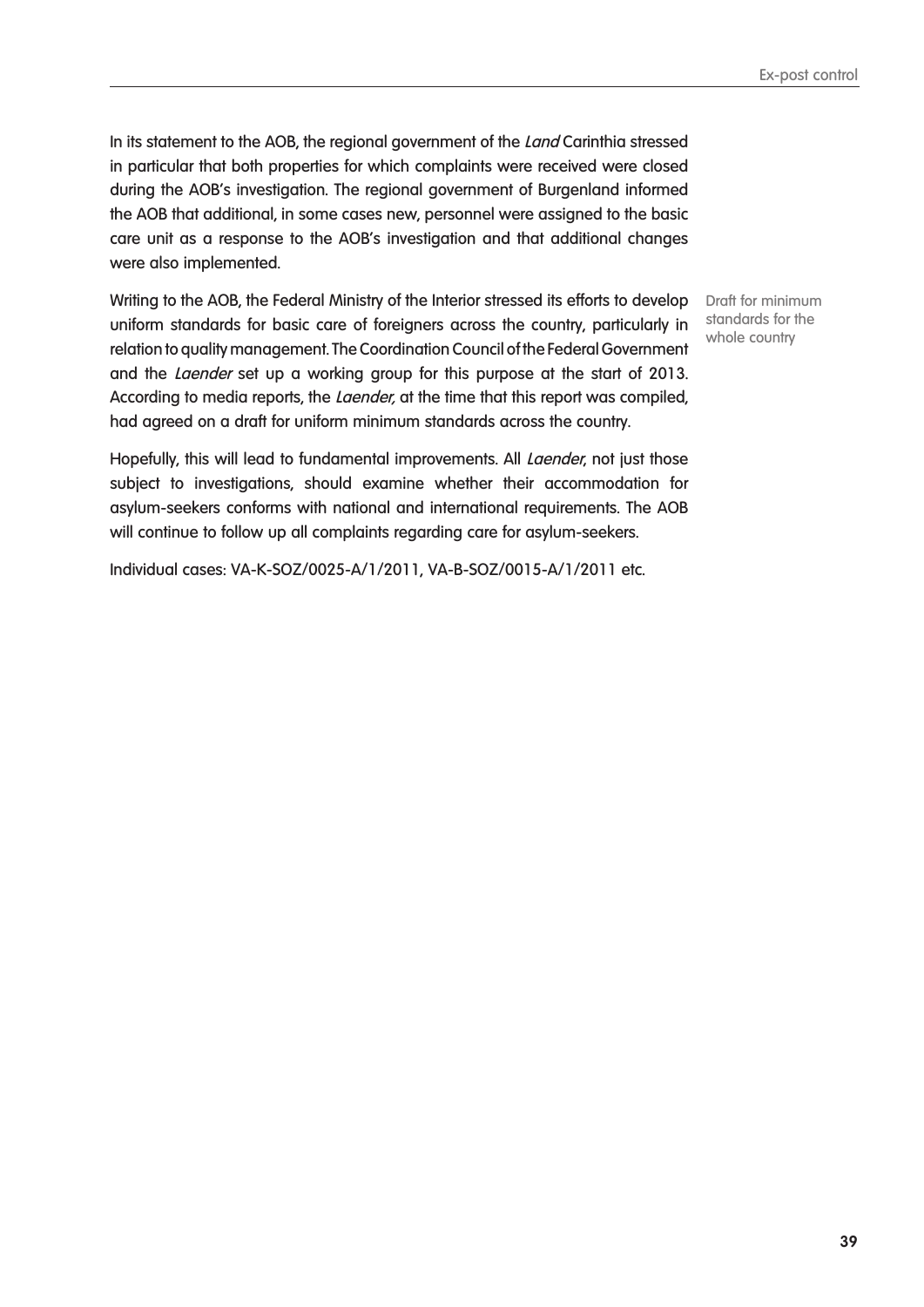In its statement to the AOB, the regional government of the *Land* Carinthia stressed in particular that both properties for which complaints were received were closed during the AOB's investigation. The regional government of Burgenland informed the AOB that additional, in some cases new, personnel were assigned to the basic care unit as a response to the AOB's investigation and that additional changes were also implemented.

Draft for minimum standards for the whole country

Writing to the AOB, the Federal Ministry of the Interior stressed its efforts to develop uniform standards for basic care of foreigners across the country, particularly in relation to quality management. The Coordination Council of the Federal Government and the *Laender* set up a working group for this purpose at the start of 2013. According to media reports, the *Laender,* at the time that this report was compiled, had agreed on a draft for uniform minimum standards across the country.

Hopefully, this will lead to fundamental improvements. All *Laender,* not just those subject to investigations, should examine whether their accommodation for asylum-seekers conforms with national and international requirements. The AOB will continue to follow up all complaints regarding care for asylum-seekers.

Individual cases: VA-K-SOZ/0025-A/1/2011, VA-B-SOZ/0015-A/1/2011 etc.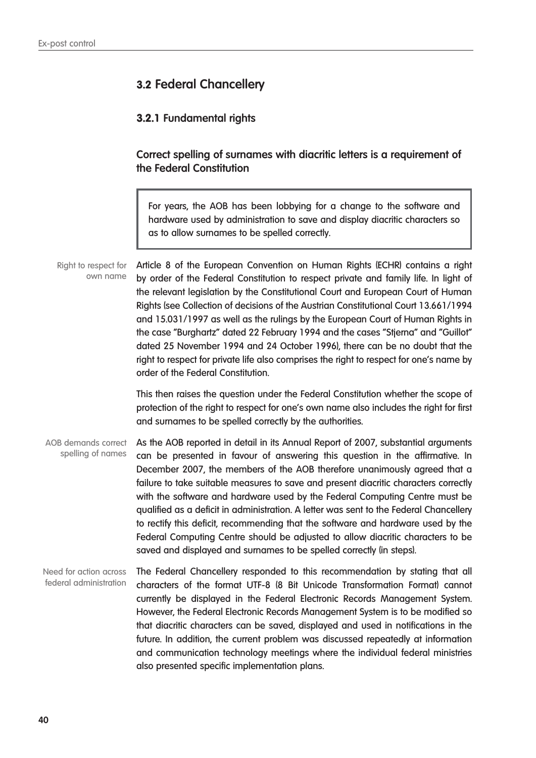## 3.2 Federal Chancellery

### 3.2.1 Fundamental rights

#### Correct spelling of surnames with diacritic letters is a requirement of the Federal Constitution

> For years, the AOB has been lobbying for a change to the software and hardware used by administration to save and display diacritic characters so as to allow surnames to be spelled correctly.

Right to respect for own name

Article 8 of the European Convention on Human Rights (ECHR) contains a right by order of the Federal Constitution to respect private and family life. In light of the relevant legislation by the Constitutional Court and European Court of Human Rights (see Collection of decisions of the Austrian Constitutional Court 13.661/1994 and 15.031/1997 as well as the rulings by the European Court of Human Rights in the case "Burghartz" dated 22 February 1994 and the cases "Stjerna" and "Guillot" dated 25 November 1994 and 24 October 1996), there can be no doubt that the right to respect for private life also comprises the right to respect for one's name by order of the Federal Constitution.

This then raises the question under the Federal Constitution whether the scope of protection of the right to respect for one's own name also includes the right for first and surnames to be spelled correctly by the authorities.

AOB demands correct spelling of names

As the AOB reported in detail in its Annual Report of 2007, substantial arguments can be presented in favour of answering this question in the affirmative. In December 2007, the members of the AOB therefore unanimously agreed that a failure to take suitable measures to save and present diacritic characters correctly with the software and hardware used by the Federal Computing Centre must be qualified as a deficit in administration. A letter was sent to the Federal Chancellery to rectify this deficit, recommending that the software and hardware used by the Federal Computing Centre should be adjusted to allow diacritic characters to be saved and displayed and surnames to be spelled correctly (in steps).

Need for action across federal administration

The Federal Chancellery responded to this recommendation by stating that all characters of the format UTF-8 (8 Bit Unicode Transformation Format) cannot currently be displayed in the Federal Electronic Records Management System. However, the Federal Electronic Records Management System is to be modified so that diacritic characters can be saved, displayed and used in notifications in the future. In addition, the current problem was discussed repeatedly at information and communication technology meetings where the individual federal ministries also presented specific implementation plans.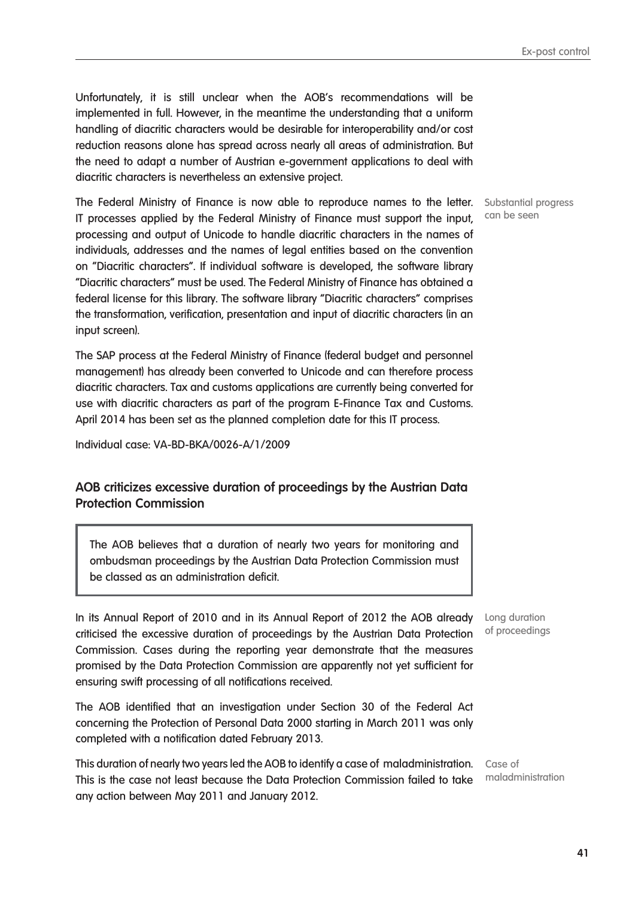Unfortunately, it is still unclear when the AOB's recommendations will be implemented in full. However, in the meantime the understanding that a uniform handling of diacritic characters would be desirable for interoperability and/or cost reduction reasons alone has spread across nearly all areas of administration. But the need to adapt a number of Austrian e-government applications to deal with diacritic characters is nevertheless an extensive project.

Substantial progress can be seen

The Federal Ministry of Finance is now able to reproduce names to the letter. IT processes applied by the Federal Ministry of Finance must support the input, processing and output of Unicode to handle diacritic characters in the names of individuals, addresses and the names of legal entities based on the convention on "Diacritic characters". If individual software is developed, the software library "Diacritic characters" must be used. The Federal Ministry of Finance has obtained a federal license for this library. The software library "Diacritic characters" comprises the transformation, verification, presentation and input of diacritic characters (in an input screen).

The SAP process at the Federal Ministry of Finance (federal budget and personnel management) has already been converted to Unicode and can therefore process diacritic characters. Tax and customs applications are currently being converted for use with diacritic characters as part of the program E-Finance Tax and Customs. April 2014 has been set as the planned completion date for this IT process.

Individual case: VA-BD-BKA/0026-A/1/2009

## AOB criticizes excessive duration of proceedings by the Austrian Data Protection Commission

> The AOB believes that a duration of nearly two years for monitoring and ombudsman proceedings by the Austrian Data Protection Commission must be classed as an administration deficit.

Long duration of proceedings

In its Annual Report of 2010 and in its Annual Report of 2012 the AOB already criticised the excessive duration of proceedings by the Austrian Data Protection Commission. Cases during the reporting year demonstrate that the measures promised by the Data Protection Commission are apparently not yet sufficient for ensuring swift processing of all notifications received.

The AOB identified that an investigation under Section 30 of the Federal Act concerning the Protection of Personal Data 2000 starting in March 2011 was only completed with a notification dated February 2013.

Case of maladministration

This duration of nearly two years led the AOB to identify a case of maladministration. This is the case not least because the Data Protection Commission failed to take any action between May 2011 and January 2012.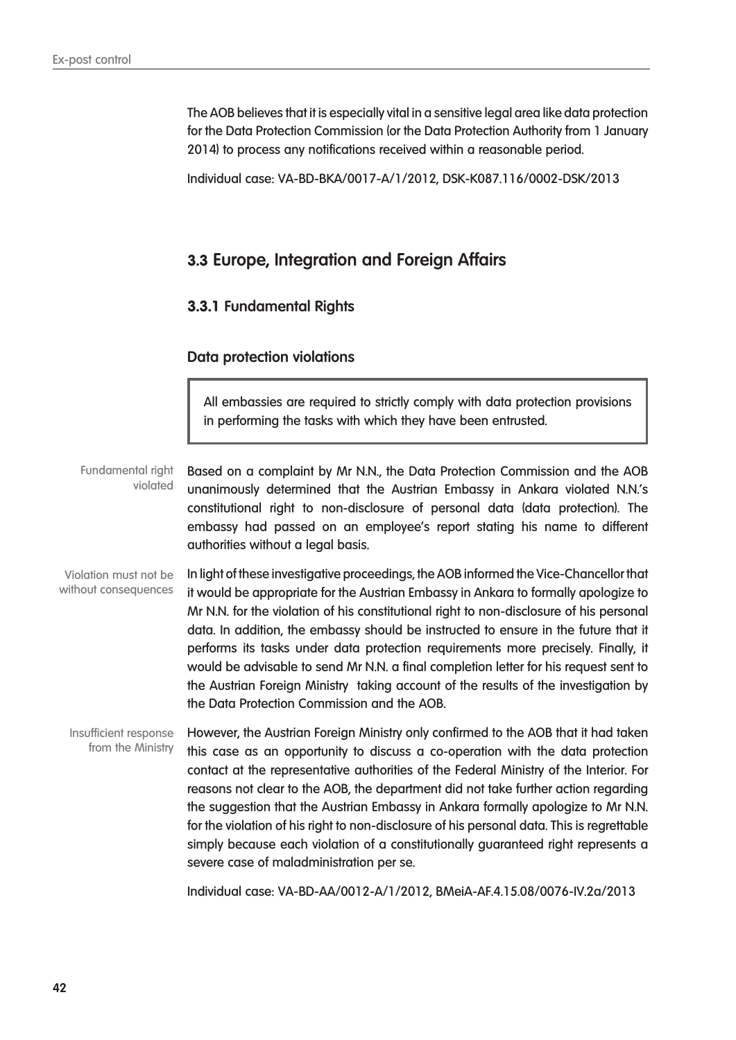The AOB believes that it is especially vital in a sensitive legal area like data protection for the Data Protection Commission (or the Data Protection Authority from 1 January 2014) to process any notifications received within a reasonable period.

Individual case: VA-BD-BKA/0017-A/1/2012, DSK-K087.116/0002-DSK/2013

## 3.3 Europe, Integration and Foreign Affairs

### 3.3.1 Fundamental Rights

#### Data protection violations

> All embassies are required to strictly comply with data protection provisions in performing the tasks with which they have been entrusted.

*Fundamental right violated*

Based on a complaint by Mr N.N., the Data Protection Commission and the AOB unanimously determined that the Austrian Embassy in Ankara violated N.N.'s constitutional right to non-disclosure of personal data (data protection). The embassy had passed on an employee's report stating his name to different authorities without a legal basis.

*Violation must not be without consequences*

In light of these investigative proceedings, the AOB informed the Vice-Chancellor that it would be appropriate for the Austrian Embassy in Ankara to formally apologize to Mr N.N. for the violation of his constitutional right to non-disclosure of his personal data. In addition, the embassy should be instructed to ensure in the future that it performs its tasks under data protection requirements more precisely. Finally, it would be advisable to send Mr N.N. a final completion letter for his request sent to the Austrian Foreign Ministry taking account of the results of the investigation by the Data Protection Commission and the AOB.

*Insufficient response from the Ministry*

However, the Austrian Foreign Ministry only confirmed to the AOB that it had taken this case as an opportunity to discuss a co-operation with the data protection contact at the representative authorities of the Federal Ministry of the Interior. For reasons not clear to the AOB, the department did not take further action regarding the suggestion that the Austrian Embassy in Ankara formally apologize to Mr N.N. for the violation of his right to non-disclosure of his personal data. This is regrettable simply because each violation of a constitutionally guaranteed right represents a severe case of maladministration per se.

Individual case: VA-BD-AA/0012-A/1/2012, BMeiA-AF.4.15.08/0076-IV.2a/2013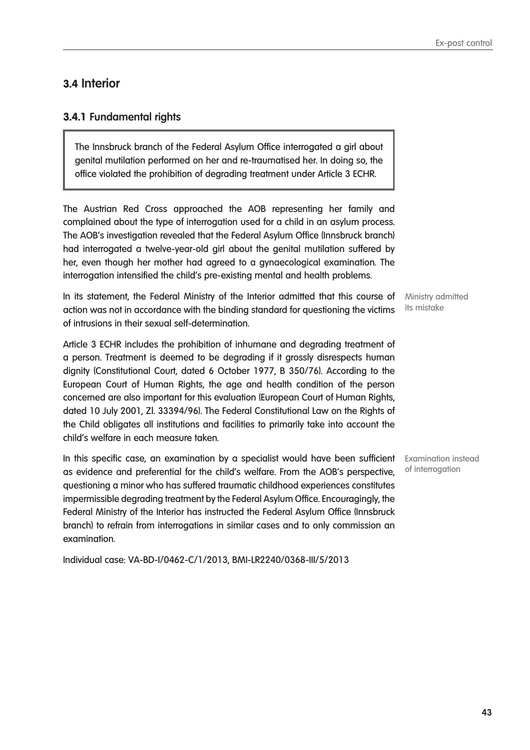## 3.4 Interior

### 3.4.1 Fundamental rights

> The Innsbruck branch of the Federal Asylum Office interrogated a girl about genital mutilation performed on her and re-traumatised her. In doing so, the office violated the prohibition of degrading treatment under Article 3 ECHR.

The Austrian Red Cross approached the AOB representing her family and complained about the type of interrogation used for a child in an asylum process. The AOB's investigation revealed that the Federal Asylum Office (Innsbruck branch) had interrogated a twelve-year-old girl about the genital mutilation suffered by her, even though her mother had agreed to a gynaecological examination. The interrogation intensified the child's pre-existing mental and health problems.

*Ministry admitted its mistake*

In its statement, the Federal Ministry of the Interior admitted that this course of action was not in accordance with the binding standard for questioning the victims of intrusions in their sexual self-determination.

Article 3 ECHR includes the prohibition of inhumane and degrading treatment of a person. Treatment is deemed to be degrading if it grossly disrespects human dignity (Constitutional Court, dated 6 October 1977, B 350/76). According to the European Court of Human Rights, the age and health condition of the person concerned are also important for this evaluation (European Court of Human Rights, dated 10 July 2001, Zl. 33394/96). The Federal Constitutional Law on the Rights of the Child obligates all institutions and facilities to primarily take into account the child's welfare in each measure taken.

*Examination instead of interrogation*

In this specific case, an examination by a specialist would have been sufficient as evidence and preferential for the child's welfare. From the AOB's perspective, questioning a minor who has suffered traumatic childhood experiences constitutes impermissible degrading treatment by the Federal Asylum Office. Encouragingly, the Federal Ministry of the Interior has instructed the Federal Asylum Office (Innsbruck branch) to refrain from interrogations in similar cases and to only commission an examination.

Individual case: VA-BD-I/0462-C/1/2013, BMI-LR2240/0368-III/5/2013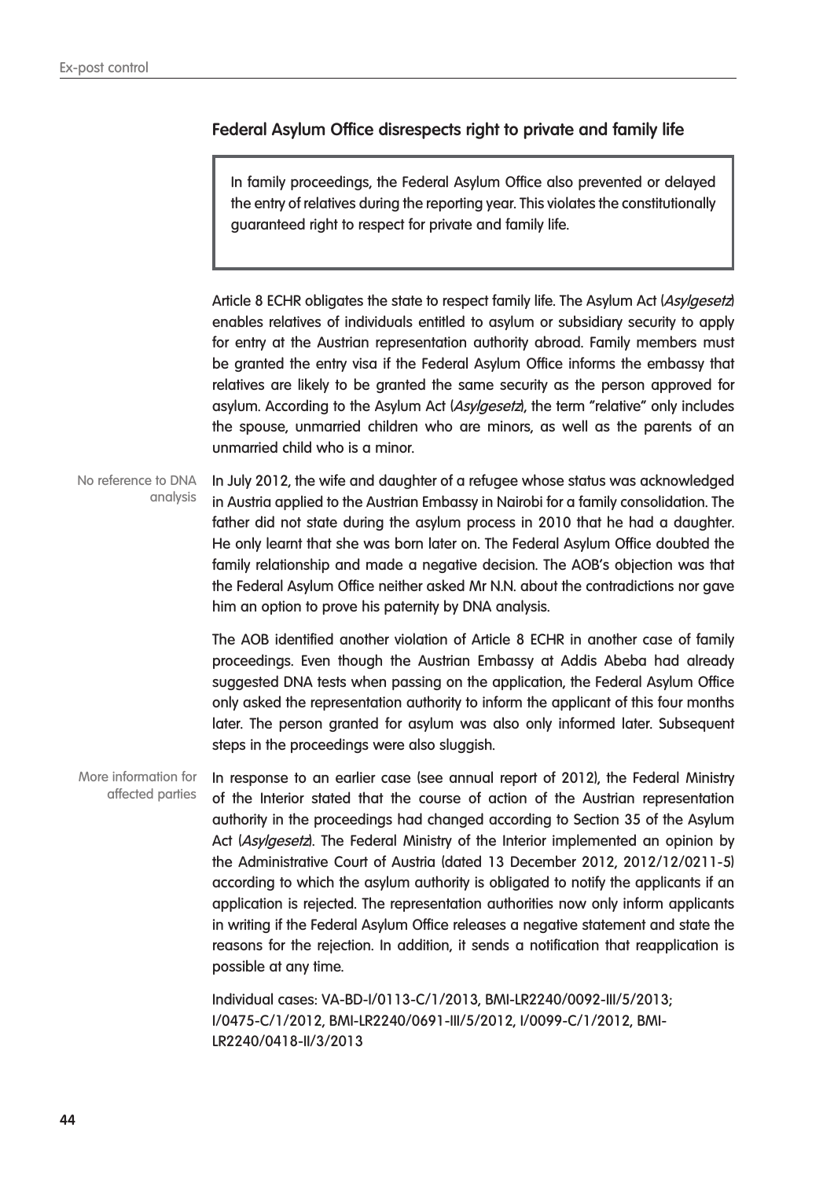## Federal Asylum Office disrespects right to private and family life

> In family proceedings, the Federal Asylum Office also prevented or delayed the entry of relatives during the reporting year. This violates the constitutionally guaranteed right to respect for private and family life.

Article 8 ECHR obligates the state to respect family life. The Asylum Act (*Asylgesetz*) enables relatives of individuals entitled to asylum or subsidiary security to apply for entry at the Austrian representation authority abroad. Family members must be granted the entry visa if the Federal Asylum Office informs the embassy that relatives are likely to be granted the same security as the person approved for asylum. According to the Asylum Act (*Asylgesetz*), the term "relative" only includes the spouse, unmarried children who are minors, as well as the parents of an unmarried child who is a minor.

No reference to DNA analysis

In July 2012, the wife and daughter of a refugee whose status was acknowledged in Austria applied to the Austrian Embassy in Nairobi for a family consolidation. The father did not state during the asylum process in 2010 that he had a daughter. He only learnt that she was born later on. The Federal Asylum Office doubted the family relationship and made a negative decision. The AOB's objection was that the Federal Asylum Office neither asked Mr N.N. about the contradictions nor gave him an option to prove his paternity by DNA analysis.

The AOB identified another violation of Article 8 ECHR in another case of family proceedings. Even though the Austrian Embassy at Addis Abeba had already suggested DNA tests when passing on the application, the Federal Asylum Office only asked the representation authority to inform the applicant of this four months later. The person granted for asylum was also only informed later. Subsequent steps in the proceedings were also sluggish.

More information for affected parties

In response to an earlier case (see annual report of 2012), the Federal Ministry of the Interior stated that the course of action of the Austrian representation authority in the proceedings had changed according to Section 35 of the Asylum Act (*Asylgesetz*). The Federal Ministry of the Interior implemented an opinion by the Administrative Court of Austria (dated 13 December 2012, 2012/12/0211-5) according to which the asylum authority is obligated to notify the applicants if an application is rejected. The representation authorities now only inform applicants in writing if the Federal Asylum Office releases a negative statement and state the reasons for the rejection. In addition, it sends a notification that reapplication is possible at any time.

Individual cases: VA-BD-I/0113-C/1/2013, BMI-LR2240/0092-III/5/2013; I/0475-C/1/2012, BMI-LR2240/0691-III/5/2012, I/0099-C/1/2012, BMI-LR2240/0418-II/3/2013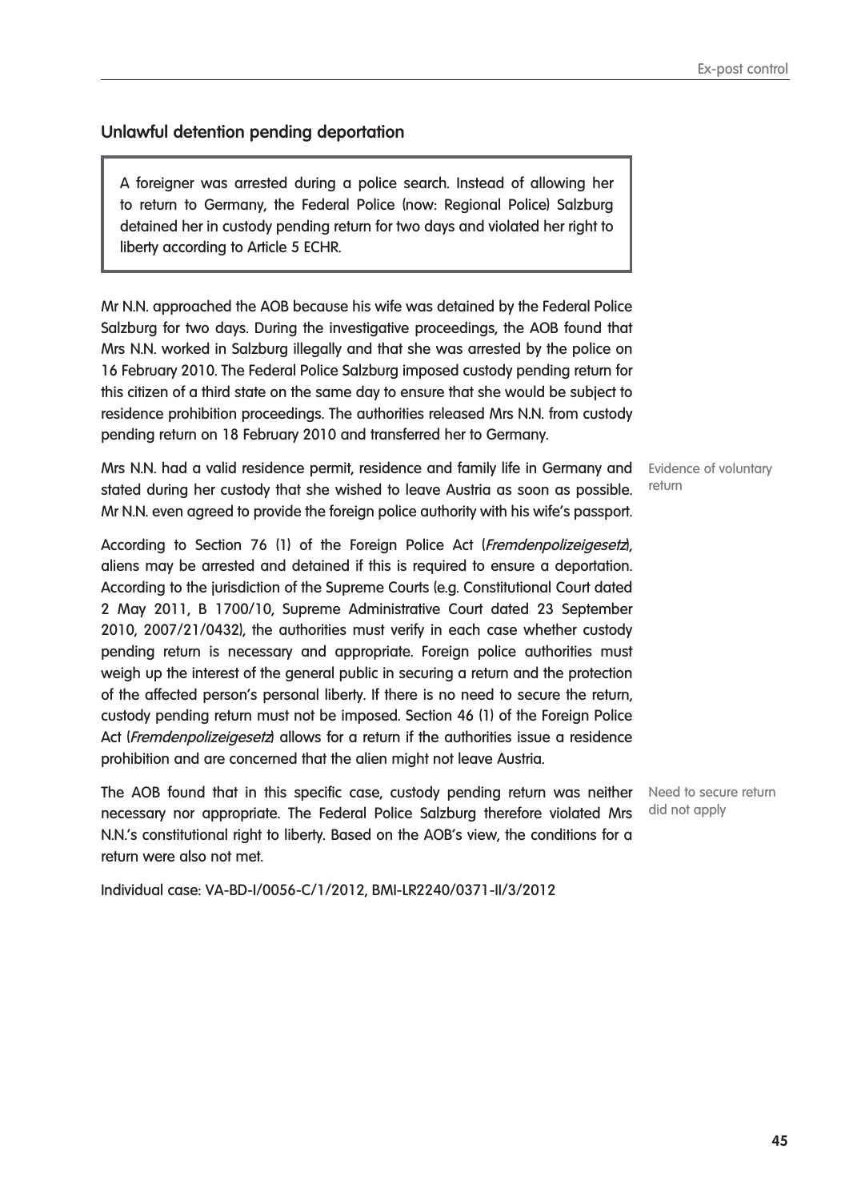## Unlawful detention pending deportation

> A foreigner was arrested during a police search. Instead of allowing her to return to Germany, the Federal Police (now: Regional Police) Salzburg detained her in custody pending return for two days and violated her right to liberty according to Article 5 ECHR.

Mr N.N. approached the AOB because his wife was detained by the Federal Police Salzburg for two days. During the investigative proceedings, the AOB found that Mrs N.N. worked in Salzburg illegally and that she was arrested by the police on 16 February 2010. The Federal Police Salzburg imposed custody pending return for this citizen of a third state on the same day to ensure that she would be subject to residence prohibition proceedings. The authorities released Mrs N.N. from custody pending return on 18 February 2010 and transferred her to Germany.

Evidence of voluntary return

Mrs N.N. had a valid residence permit, residence and family life in Germany and stated during her custody that she wished to leave Austria as soon as possible. Mr N.N. even agreed to provide the foreign police authority with his wife's passport.

According to Section 76 (1) of the Foreign Police Act (*Fremdenpolizeigesetz*), aliens may be arrested and detained if this is required to ensure a deportation. According to the jurisdiction of the Supreme Courts (e.g. Constitutional Court dated 2 May 2011, B 1700/10, Supreme Administrative Court dated 23 September 2010, 2007/21/0432), the authorities must verify in each case whether custody pending return is necessary and appropriate. Foreign police authorities must weigh up the interest of the general public in securing a return and the protection of the affected person's personal liberty. If there is no need to secure the return, custody pending return must not be imposed. Section 46 (1) of the Foreign Police Act (*Fremdenpolizeigesetz*) allows for a return if the authorities issue a residence prohibition and are concerned that the alien might not leave Austria.

Need to secure return did not apply

The AOB found that in this specific case, custody pending return was neither necessary nor appropriate. The Federal Police Salzburg therefore violated Mrs N.N.'s constitutional right to liberty. Based on the AOB's view, the conditions for a return were also not met.

Individual case: VA-BD-I/0056-C/1/2012, BMI-LR2240/0371-II/3/2012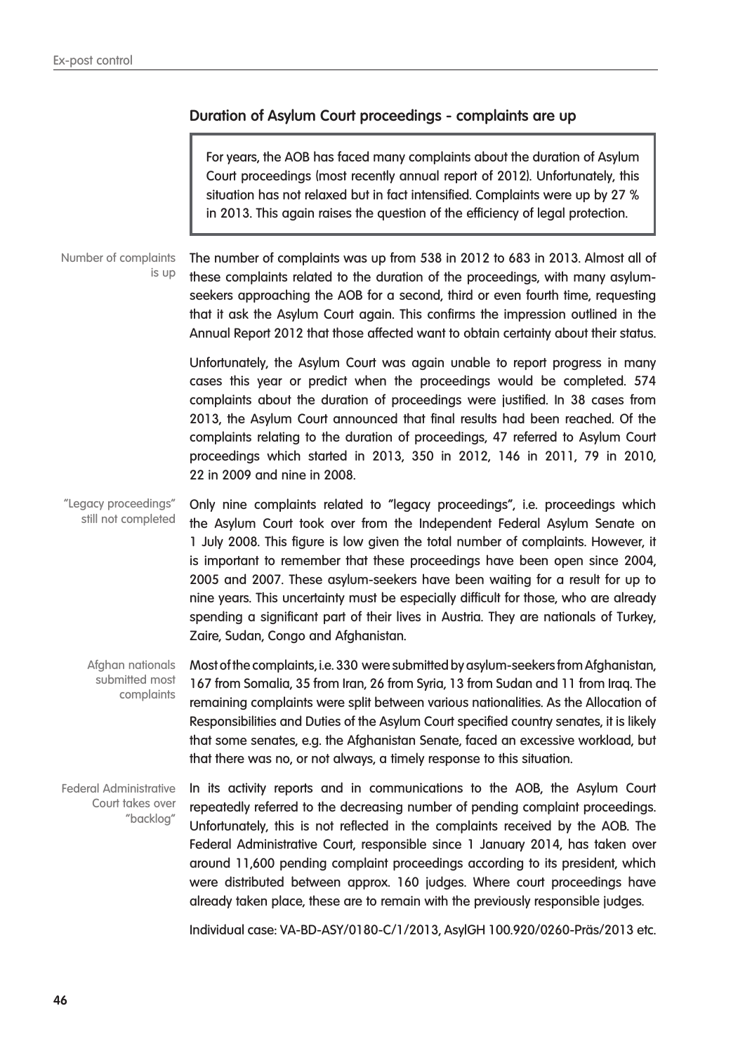## Duration of Asylum Court proceedings - complaints are up

> For years, the AOB has faced many complaints about the duration of Asylum Court proceedings (most recently annual report of 2012). Unfortunately, this situation has not relaxed but in fact intensified. Complaints were up by 27 % in 2013. This again raises the question of the efficiency of legal protection.

*Number of complaints is up*

The number of complaints was up from 538 in 2012 to 683 in 2013. Almost all of these complaints related to the duration of the proceedings, with many asylum-seekers approaching the AOB for a second, third or even fourth time, requesting that it ask the Asylum Court again. This confirms the impression outlined in the Annual Report 2012 that those affected want to obtain certainty about their status.

Unfortunately, the Asylum Court was again unable to report progress in many cases this year or predict when the proceedings would be completed. 574 complaints about the duration of proceedings were justified. In 38 cases from 2013, the Asylum Court announced that final results had been reached. Of the complaints relating to the duration of proceedings, 47 referred to Asylum Court proceedings which started in 2013, 350 in 2012, 146 in 2011, 79 in 2010, 22 in 2009 and nine in 2008.

*"Legacy proceedings" still not completed*

Only nine complaints related to "legacy proceedings", i.e. proceedings which the Asylum Court took over from the Independent Federal Asylum Senate on 1 July 2008. This figure is low given the total number of complaints. However, it is important to remember that these proceedings have been open since 2004, 2005 and 2007. These asylum-seekers have been waiting for a result for up to nine years. This uncertainty must be especially difficult for those, who are already spending a significant part of their lives in Austria. They are nationals of Turkey, Zaire, Sudan, Congo and Afghanistan.

*Afghan nationals submitted most complaints*

Most of the complaints, i.e. 330 were submitted by asylum-seekers from Afghanistan, 167 from Somalia, 35 from Iran, 26 from Syria, 13 from Sudan and 11 from Iraq. The remaining complaints were split between various nationalities. As the Allocation of Responsibilities and Duties of the Asylum Court specified country senates, it is likely that some senates, e.g. the Afghanistan Senate, faced an excessive workload, but that there was no, or not always, a timely response to this situation.

*Federal Administrative Court takes over "backlog"*

In its activity reports and in communications to the AOB, the Asylum Court repeatedly referred to the decreasing number of pending complaint proceedings. Unfortunately, this is not reflected in the complaints received by the AOB. The Federal Administrative Court, responsible since 1 January 2014, has taken over around 11,600 pending complaint proceedings according to its president, which were distributed between approx. 160 judges. Where court proceedings have already taken place, these are to remain with the previously responsible judges.

Individual case: VA-BD-ASY/0180-C/1/2013, AsylGH 100.920/0260-Präs/2013 etc.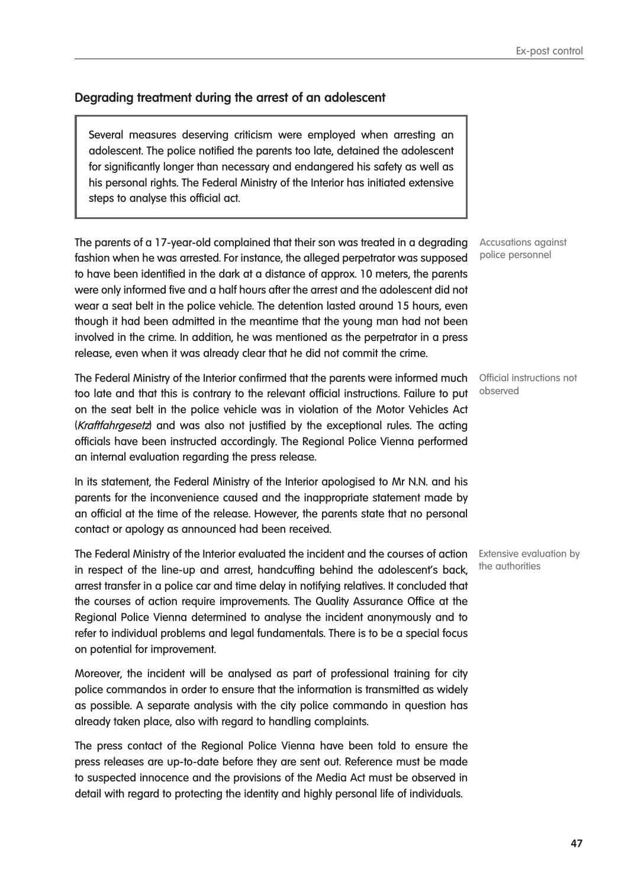## Degrading treatment during the arrest of an adolescent

> Several measures deserving criticism were employed when arresting an adolescent. The police notified the parents too late, detained the adolescent for significantly longer than necessary and endangered his safety as well as his personal rights. The Federal Ministry of the Interior has initiated extensive steps to analyse this official act.

Accusations against police personnel

The parents of a 17-year-old complained that their son was treated in a degrading fashion when he was arrested. For instance, the alleged perpetrator was supposed to have been identified in the dark at a distance of approx. 10 meters, the parents were only informed five and a half hours after the arrest and the adolescent did not wear a seat belt in the police vehicle. The detention lasted around 15 hours, even though it had been admitted in the meantime that the young man had not been involved in the crime. In addition, he was mentioned as the perpetrator in a press release, even when it was already clear that he did not commit the crime.

Official instructions not observed

The Federal Ministry of the Interior confirmed that the parents were informed much too late and that this is contrary to the relevant official instructions. Failure to put on the seat belt in the police vehicle was in violation of the Motor Vehicles Act (*Kraftfahrgesetz*) and was also not justified by the exceptional rules. The acting officials have been instructed accordingly. The Regional Police Vienna performed an internal evaluation regarding the press release.

In its statement, the Federal Ministry of the Interior apologised to Mr N.N. and his parents for the inconvenience caused and the inappropriate statement made by an official at the time of the release. However, the parents state that no personal contact or apology as announced had been received.

Extensive evaluation by the authorities

The Federal Ministry of the Interior evaluated the incident and the courses of action in respect of the line-up and arrest, handcuffing behind the adolescent's back, arrest transfer in a police car and time delay in notifying relatives. It concluded that the courses of action require improvements. The Quality Assurance Office at the Regional Police Vienna determined to analyse the incident anonymously and to refer to individual problems and legal fundamentals. There is to be a special focus on potential for improvement.

Moreover, the incident will be analysed as part of professional training for city police commandos in order to ensure that the information is transmitted as widely as possible. A separate analysis with the city police commando in question has already taken place, also with regard to handling complaints.

The press contact of the Regional Police Vienna have been told to ensure the press releases are up-to-date before they are sent out. Reference must be made to suspected innocence and the provisions of the Media Act must be observed in detail with regard to protecting the identity and highly personal life of individuals.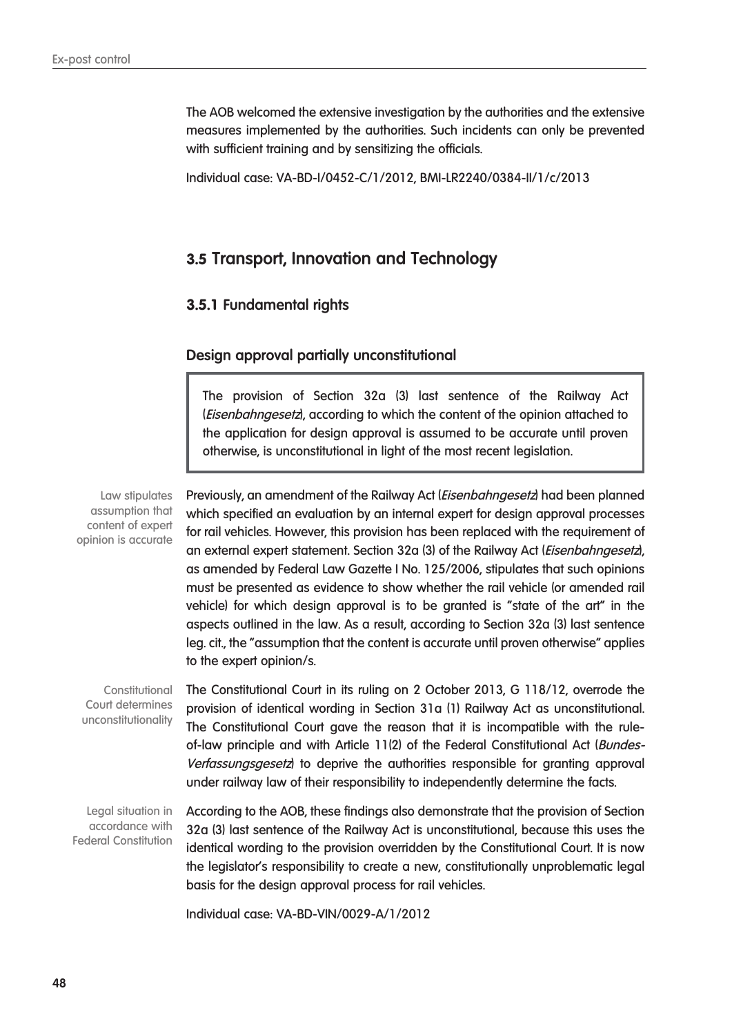The AOB welcomed the extensive investigation by the authorities and the extensive measures implemented by the authorities. Such incidents can only be prevented with sufficient training and by sensitizing the officials.

Individual case: VA-BD-I/0452-C/1/2012, BMI-LR2240/0384-II/1/c/2013

## 3.5 Transport, Innovation and Technology

### 3.5.1 Fundamental rights

#### Design approval partially unconstitutional

> The provision of Section 32a (3) last sentence of the Railway Act (*Eisenbahngesetz*), according to which the content of the opinion attached to the application for design approval is assumed to be accurate until proven otherwise, is unconstitutional in light of the most recent legislation.

Law stipulates assumption that content of expert opinion is accurate

Previously, an amendment of the Railway Act (*Eisenbahngesetz*) had been planned which specified an evaluation by an internal expert for design approval processes for rail vehicles. However, this provision has been replaced with the requirement of an external expert statement. Section 32a (3) of the Railway Act (*Eisenbahngesetz*), as amended by Federal Law Gazette I No. 125/2006, stipulates that such opinions must be presented as evidence to show whether the rail vehicle (or amended rail vehicle) for which design approval is to be granted is "state of the art" in the aspects outlined in the law. As a result, according to Section 32a (3) last sentence leg. cit., the "assumption that the content is accurate until proven otherwise" applies to the expert opinion/s.

Constitutional Court determines unconstitutionality

The Constitutional Court in its ruling on 2 October 2013, G 118/12, overrode the provision of identical wording in Section 31a (1) Railway Act as unconstitutional. The Constitutional Court gave the reason that it is incompatible with the rule-of-law principle and with Article 11(2) of the Federal Constitutional Act (*Bundes-Verfassungsgesetz*) to deprive the authorities responsible for granting approval under railway law of their responsibility to independently determine the facts.

Legal situation in accordance with Federal Constitution

According to the AOB, these findings also demonstrate that the provision of Section 32a (3) last sentence of the Railway Act is unconstitutional, because this uses the identical wording to the provision overridden by the Constitutional Court. It is now the legislator's responsibility to create a new, constitutionally unproblematic legal basis for the design approval process for rail vehicles.

Individual case: VA-BD-VIN/0029-A/1/2012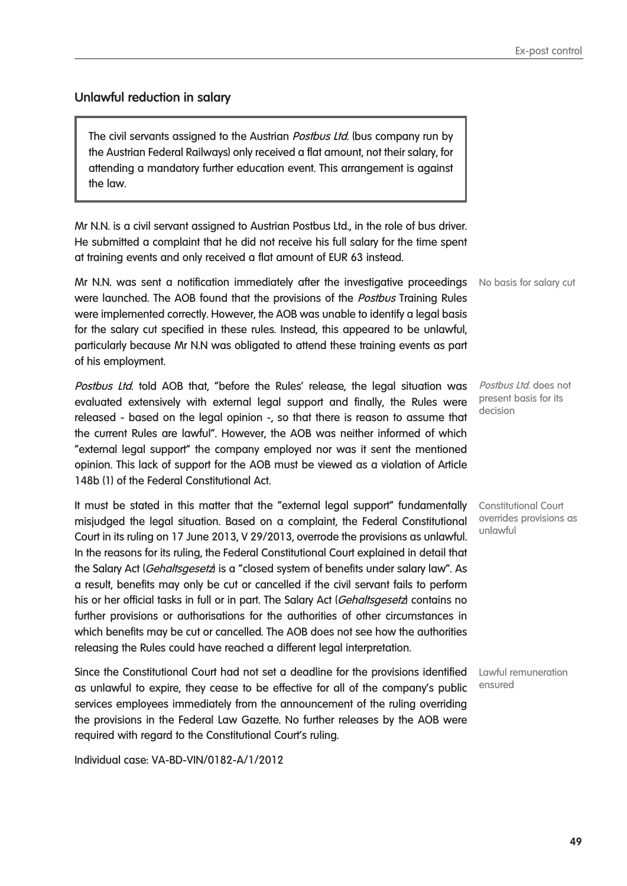## Unlawful reduction in salary

> The civil servants assigned to the Austrian *Postbus Ltd.* (bus company run by the Austrian Federal Railways) only received a flat amount, not their salary, for attending a mandatory further education event. This arrangement is against the law.

Mr N.N. is a civil servant assigned to Austrian Postbus Ltd., in the role of bus driver. He submitted a complaint that he did not receive his full salary for the time spent at training events and only received a flat amount of EUR 63 instead.

*No basis for salary cut*

Mr N.N. was sent a notification immediately after the investigative proceedings were launched. The AOB found that the provisions of the *Postbus* Training Rules were implemented correctly. However, the AOB was unable to identify a legal basis for the salary cut specified in these rules. Instead, this appeared to be unlawful, particularly because Mr N.N was obligated to attend these training events as part of his employment.

*Postbus Ltd. does not present basis for its decision*

*Postbus Ltd.* told AOB that, "before the Rules' release, the legal situation was evaluated extensively with external legal support and finally, the Rules were released - based on the legal opinion -, so that there is reason to assume that the current Rules are lawful". However, the AOB was neither informed of which "external legal support" the company employed nor was it sent the mentioned opinion. This lack of support for the AOB must be viewed as a violation of Article 148b (1) of the Federal Constitutional Act.

*Constitutional Court overrides provisions as unlawful*

It must be stated in this matter that the "external legal support" fundamentally misjudged the legal situation. Based on a complaint, the Federal Constitutional Court in its ruling on 17 June 2013, V 29/2013, overrode the provisions as unlawful. In the reasons for its ruling, the Federal Constitutional Court explained in detail that the Salary Act (*Gehaltsgesetz*) is a "closed system of benefits under salary law". As a result, benefits may only be cut or cancelled if the civil servant fails to perform his or her official tasks in full or in part. The Salary Act (*Gehaltsgesetz*) contains no further provisions or authorisations for the authorities of other circumstances in which benefits may be cut or cancelled. The AOB does not see how the authorities releasing the Rules could have reached a different legal interpretation.

*Lawful remuneration ensured*

Since the Constitutional Court had not set a deadline for the provisions identified as unlawful to expire, they cease to be effective for all of the company's public services employees immediately from the announcement of the ruling overriding the provisions in the Federal Law Gazette. No further releases by the AOB were required with regard to the Constitutional Court's ruling.

Individual case: VA-BD-VIN/0182-A/1/2012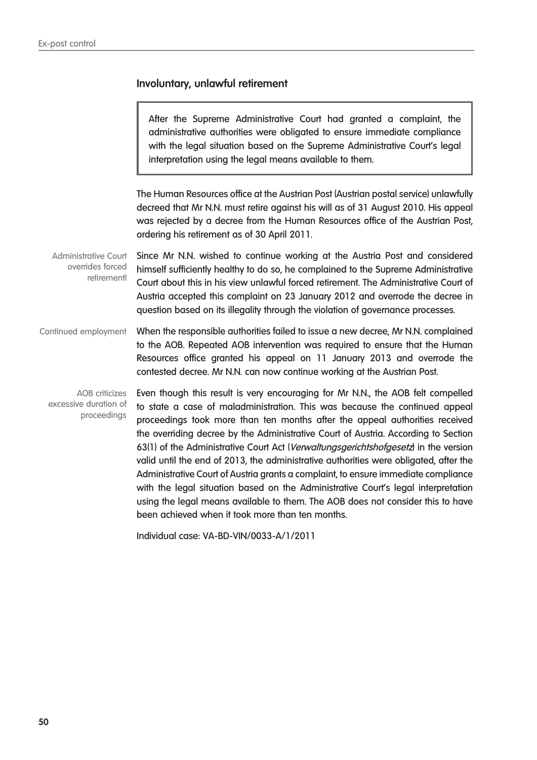## Involuntary, unlawful retirement

> After the Supreme Administrative Court had granted a complaint, the administrative authorities were obligated to ensure immediate compliance with the legal situation based on the Supreme Administrative Court's legal interpretation using the legal means available to them.

The Human Resources office at the Austrian Post (Austrian postal service) unlawfully decreed that Mr N.N. must retire against his will as of 31 August 2010. His appeal was rejected by a decree from the Human Resources office of the Austrian Post, ordering his retirement as of 30 April 2011.

*Administrative Court overrides forced retirementl*

Since Mr N.N. wished to continue working at the Austria Post and considered himself sufficiently healthy to do so, he complained to the Supreme Administrative Court about this in his view unlawful forced retirement. The Administrative Court of Austria accepted this complaint on 23 January 2012 and overrode the decree in question based on its illegality through the violation of governance processes.

*Continued employment*

When the responsible authorities failed to issue a new decree, Mr N.N. complained to the AOB. Repeated AOB intervention was required to ensure that the Human Resources office granted his appeal on 11 January 2013 and overrode the contested decree. Mr N.N. can now continue working at the Austrian Post.

*AOB criticizes excessive duration of proceedings*

Even though this result is very encouraging for Mr N.N., the AOB felt compelled to state a case of maladministration. This was because the continued appeal proceedings took more than ten months after the appeal authorities received the overriding decree by the Administrative Court of Austria. According to Section 63(1) of the Administrative Court Act (*Verwaltungsgerichtshofgesetz*) in the version valid until the end of 2013, the administrative authorities were obligated, after the Administrative Court of Austria grants a complaint, to ensure immediate compliance with the legal situation based on the Administrative Court's legal interpretation using the legal means available to them. The AOB does not consider this to have been achieved when it took more than ten months.

Individual case: VA-BD-VIN/0033-A/1/2011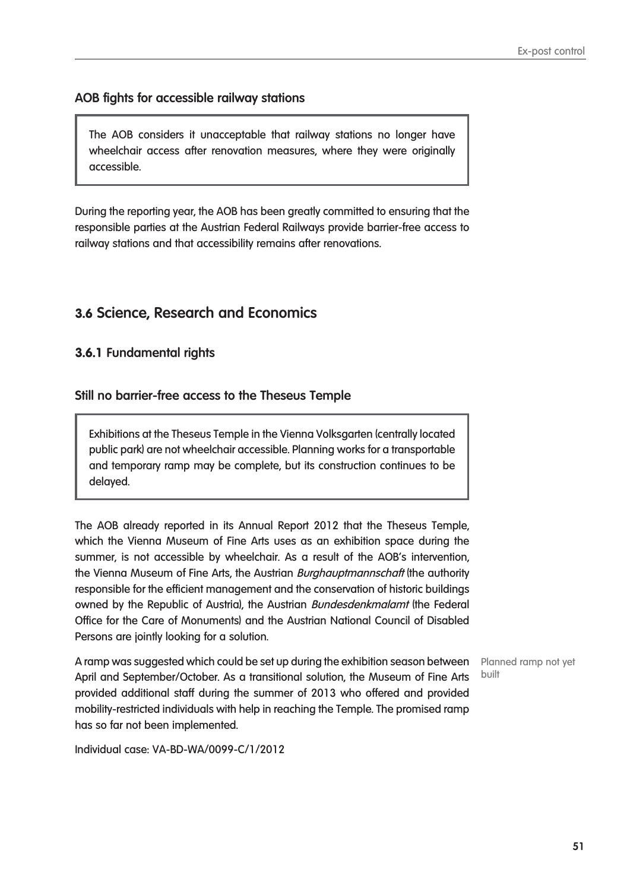### AOB fights for accessible railway stations

> The AOB considers it unacceptable that railway stations no longer have wheelchair access after renovation measures, where they were originally accessible.

During the reporting year, the AOB has been greatly committed to ensuring that the responsible parties at the Austrian Federal Railways provide barrier-free access to railway stations and that accessibility remains after renovations.

## 3.6 Science, Research and Economics

### 3.6.1 Fundamental rights

### Still no barrier-free access to the Theseus Temple

> Exhibitions at the Theseus Temple in the Vienna Volksgarten (centrally located public park) are not wheelchair accessible. Planning works for a transportable and temporary ramp may be complete, but its construction continues to be delayed.

The AOB already reported in its Annual Report 2012 that the Theseus Temple, which the Vienna Museum of Fine Arts uses as an exhibition space during the summer, is not accessible by wheelchair. As a result of the AOB's intervention, the Vienna Museum of Fine Arts, the Austrian *Burghauptmannschaft* (the authority responsible for the efficient management and the conservation of historic buildings owned by the Republic of Austria), the Austrian *Bundesdenkmalamt* (the Federal Office for the Care of Monuments) and the Austrian National Council of Disabled Persons are jointly looking for a solution.

Planned ramp not yet built

A ramp was suggested which could be set up during the exhibition season between April and September/October. As a transitional solution, the Museum of Fine Arts provided additional staff during the summer of 2013 who offered and provided mobility-restricted individuals with help in reaching the Temple. The promised ramp has so far not been implemented.

Individual case: VA-BD-WA/0099-C/1/2012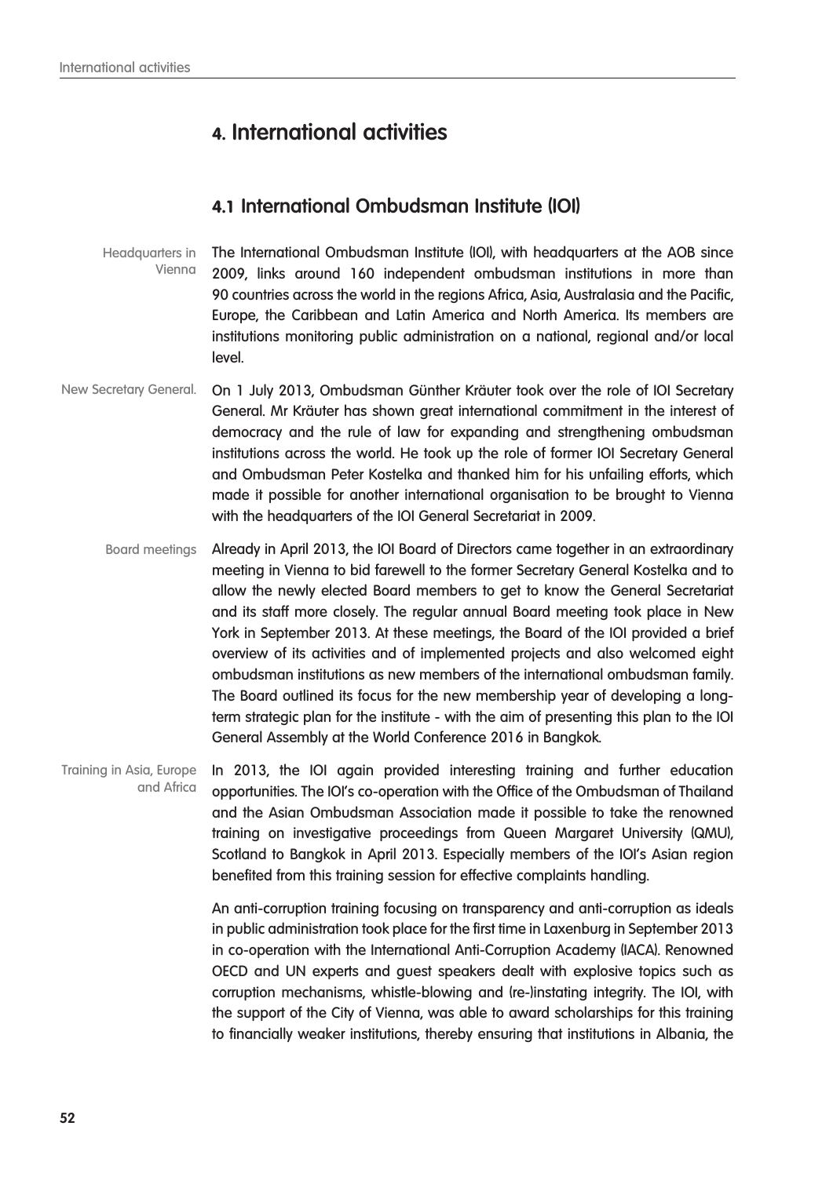# 4. International activities

## 4.1 International Ombudsman Institute (IOI)

Headquarters in Vienna

The International Ombudsman Institute (IOI), with headquarters at the AOB since 2009, links around 160 independent ombudsman institutions in more than 90 countries across the world in the regions Africa, Asia, Australasia and the Pacific, Europe, the Caribbean and Latin America and North America. Its members are institutions monitoring public administration on a national, regional and/or local level.

New Secretary General.

On 1 July 2013, Ombudsman Günther Kräuter took over the role of IOI Secretary General. Mr Kräuter has shown great international commitment in the interest of democracy and the rule of law for expanding and strengthening ombudsman institutions across the world. He took up the role of former IOI Secretary General and Ombudsman Peter Kostelka and thanked him for his unfailing efforts, which made it possible for another international organisation to be brought to Vienna with the headquarters of the IOI General Secretariat in 2009.

Board meetings

Already in April 2013, the IOI Board of Directors came together in an extraordinary meeting in Vienna to bid farewell to the former Secretary General Kostelka and to allow the newly elected Board members to get to know the General Secretariat and its staff more closely. The regular annual Board meeting took place in New York in September 2013. At these meetings, the Board of the IOI provided a brief overview of its activities and of implemented projects and also welcomed eight ombudsman institutions as new members of the international ombudsman family. The Board outlined its focus for the new membership year of developing a long-term strategic plan for the institute - with the aim of presenting this plan to the IOI General Assembly at the World Conference 2016 in Bangkok.

Training in Asia, Europe and Africa

In 2013, the IOI again provided interesting training and further education opportunities. The IOI's co-operation with the Office of the Ombudsman of Thailand and the Asian Ombudsman Association made it possible to take the renowned training on investigative proceedings from Queen Margaret University (QMU), Scotland to Bangkok in April 2013. Especially members of the IOI's Asian region benefited from this training session for effective complaints handling.

An anti-corruption training focusing on transparency and anti-corruption as ideals in public administration took place for the first time in Laxenburg in September 2013 in co-operation with the International Anti-Corruption Academy (IACA). Renowned OECD and UN experts and guest speakers dealt with explosive topics such as corruption mechanisms, whistle-blowing and (re-)instating integrity. The IOI, with the support of the City of Vienna, was able to award scholarships for this training to financially weaker institutions, thereby ensuring that institutions in Albania, the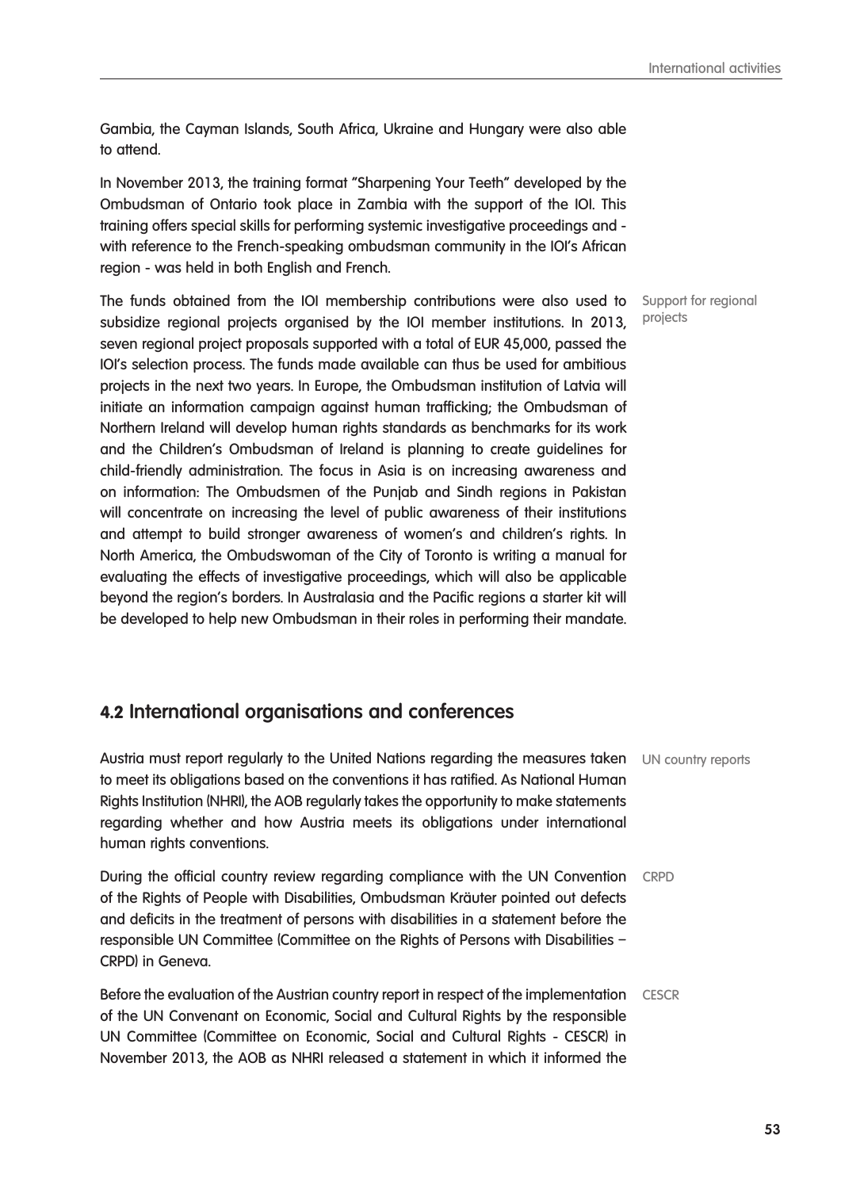Gambia, the Cayman Islands, South Africa, Ukraine and Hungary were also able to attend.

In November 2013, the training format "Sharpening Your Teeth" developed by the Ombudsman of Ontario took place in Zambia with the support of the IOI. This training offers special skills for performing systemic investigative proceedings and - with reference to the French-speaking ombudsman community in the IOI's African region - was held in both English and French.

Support for regional projects

The funds obtained from the IOI membership contributions were also used to subsidize regional projects organised by the IOI member institutions. In 2013, seven regional project proposals supported with a total of EUR 45,000, passed the IOI's selection process. The funds made available can thus be used for ambitious projects in the next two years. In Europe, the Ombudsman institution of Latvia will initiate an information campaign against human trafficking; the Ombudsman of Northern Ireland will develop human rights standards as benchmarks for its work and the Children's Ombudsman of Ireland is planning to create guidelines for child-friendly administration. The focus in Asia is on increasing awareness and on information: The Ombudsmen of the Punjab and Sindh regions in Pakistan will concentrate on increasing the level of public awareness of their institutions and attempt to build stronger awareness of women's and children's rights. In North America, the Ombudswoman of the City of Toronto is writing a manual for evaluating the effects of investigative proceedings, which will also be applicable beyond the region's borders. In Australasia and the Pacific regions a starter kit will be developed to help new Ombudsman in their roles in performing their mandate.

## 4.2 International organisations and conferences

UN country reports

Austria must report regularly to the United Nations regarding the measures taken to meet its obligations based on the conventions it has ratified. As National Human Rights Institution (NHRI), the AOB regularly takes the opportunity to make statements regarding whether and how Austria meets its obligations under international human rights conventions.

CRPD

During the official country review regarding compliance with the UN Convention of the Rights of People with Disabilities, Ombudsman Kräuter pointed out defects and deficits in the treatment of persons with disabilities in a statement before the responsible UN Committee (Committee on the Rights of Persons with Disabilities – CRPD) in Geneva.

CESCR

Before the evaluation of the Austrian country report in respect of the implementation of the UN Convenant on Economic, Social and Cultural Rights by the responsible UN Committee (Committee on Economic, Social and Cultural Rights - CESCR) in November 2013, the AOB as NHRI released a statement in which it informed the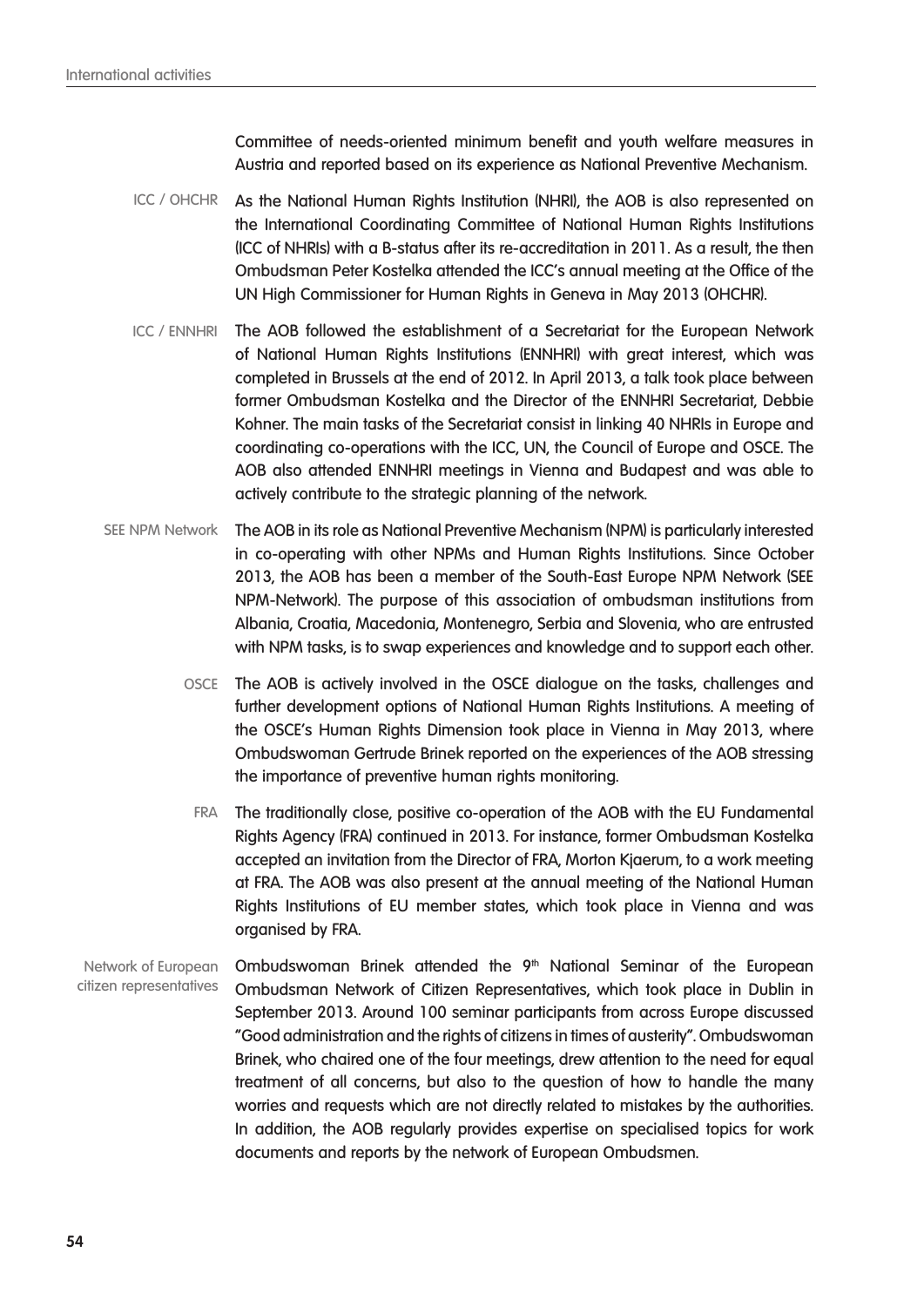Committee of needs-oriented minimum benefit and youth welfare measures in Austria and reported based on its experience as National Preventive Mechanism.

ICC / OHCHR

As the National Human Rights Institution (NHRI), the AOB is also represented on the International Coordinating Committee of National Human Rights Institutions (ICC of NHRIs) with a B-status after its re-accreditation in 2011. As a result, the then Ombudsman Peter Kostelka attended the ICC's annual meeting at the Office of the UN High Commissioner for Human Rights in Geneva in May 2013 (OHCHR).

ICC / ENNHRI

The AOB followed the establishment of a Secretariat for the European Network of National Human Rights Institutions (ENNHRI) with great interest, which was completed in Brussels at the end of 2012. In April 2013, a talk took place between former Ombudsman Kostelka and the Director of the ENNHRI Secretariat, Debbie Kohner. The main tasks of the Secretariat consist in linking 40 NHRIs in Europe and coordinating co-operations with the ICC, UN, the Council of Europe and OSCE. The AOB also attended ENNHRI meetings in Vienna and Budapest and was able to actively contribute to the strategic planning of the network.

SEE NPM Network

The AOB in its role as National Preventive Mechanism (NPM) is particularly interested in co-operating with other NPMs and Human Rights Institutions. Since October 2013, the AOB has been a member of the South-East Europe NPM Network (SEE NPM-Network). The purpose of this association of ombudsman institutions from Albania, Croatia, Macedonia, Montenegro, Serbia and Slovenia, who are entrusted with NPM tasks, is to swap experiences and knowledge and to support each other.

OSCE

The AOB is actively involved in the OSCE dialogue on the tasks, challenges and further development options of National Human Rights Institutions. A meeting of the OSCE's Human Rights Dimension took place in Vienna in May 2013, where Ombudswoman Gertrude Brinek reported on the experiences of the AOB stressing the importance of preventive human rights monitoring.

FRA

The traditionally close, positive co-operation of the AOB with the EU Fundamental Rights Agency (FRA) continued in 2013. For instance, former Ombudsman Kostelka accepted an invitation from the Director of FRA, Morton Kjaerum, to a work meeting at FRA. The AOB was also present at the annual meeting of the National Human Rights Institutions of EU member states, which took place in Vienna and was organised by FRA.

Network of European citizen representatives

Ombudswoman Brinek attended the 9th National Seminar of the European Ombudsman Network of Citizen Representatives, which took place in Dublin in September 2013. Around 100 seminar participants from across Europe discussed "Good administration and the rights of citizens in times of austerity". Ombudswoman Brinek, who chaired one of the four meetings, drew attention to the need for equal treatment of all concerns, but also to the question of how to handle the many worries and requests which are not directly related to mistakes by the authorities. In addition, the AOB regularly provides expertise on specialised topics for work documents and reports by the network of European Ombudsmen.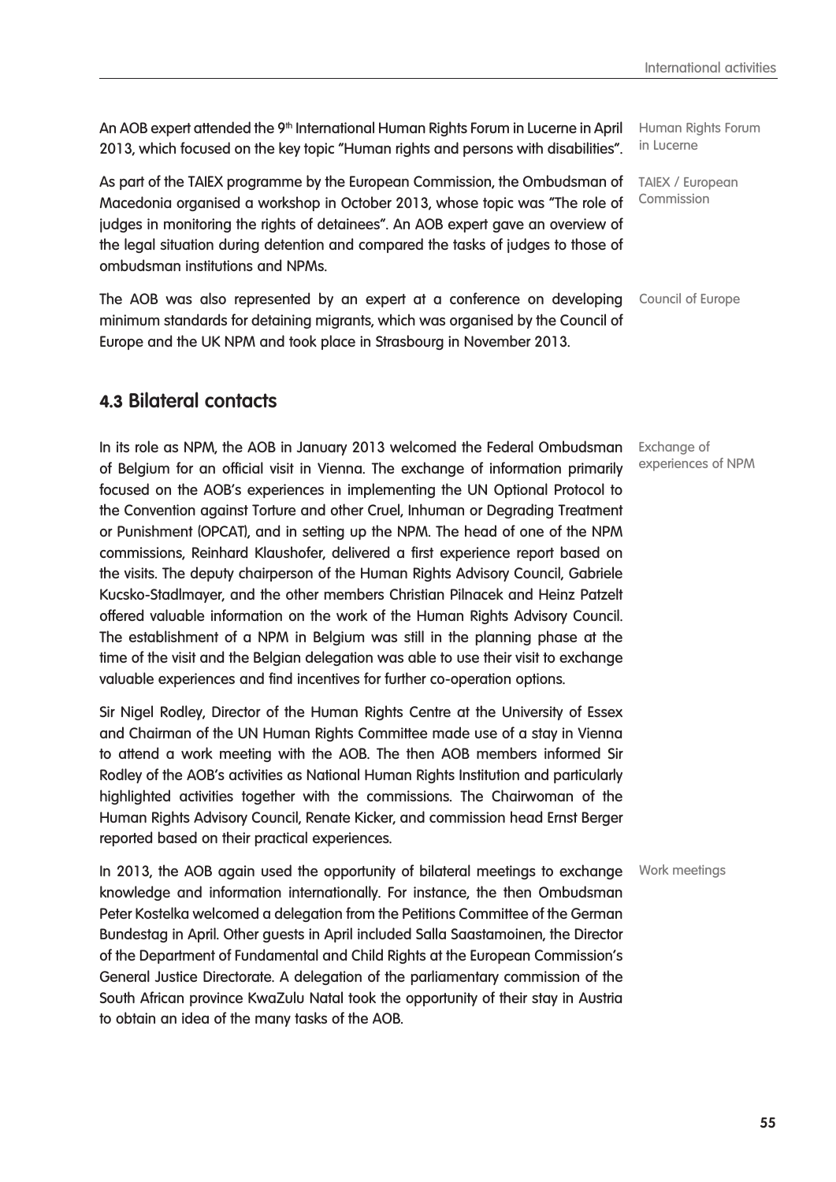Human Rights Forum in Lucerne

An AOB expert attended the 9th International Human Rights Forum in Lucerne in April 2013, which focused on the key topic "Human rights and persons with disabilities".

TAIEX / European Commission

As part of the TAIEX programme by the European Commission, the Ombudsman of Macedonia organised a workshop in October 2013, whose topic was "The role of judges in monitoring the rights of detainees". An AOB expert gave an overview of the legal situation during detention and compared the tasks of judges to those of ombudsman institutions and NPMs.

Council of Europe

The AOB was also represented by an expert at a conference on developing minimum standards for detaining migrants, which was organised by the Council of Europe and the UK NPM and took place in Strasbourg in November 2013.

## 4.3 Bilateral contacts

Exchange of experiences of NPM

In its role as NPM, the AOB in January 2013 welcomed the Federal Ombudsman of Belgium for an official visit in Vienna. The exchange of information primarily focused on the AOB's experiences in implementing the UN Optional Protocol to the Convention against Torture and other Cruel, Inhuman or Degrading Treatment or Punishment (OPCAT), and in setting up the NPM. The head of one of the NPM commissions, Reinhard Klaushofer, delivered a first experience report based on the visits. The deputy chairperson of the Human Rights Advisory Council, Gabriele Kucsko-Stadlmayer, and the other members Christian Pilnacek and Heinz Patzelt offered valuable information on the work of the Human Rights Advisory Council. The establishment of a NPM in Belgium was still in the planning phase at the time of the visit and the Belgian delegation was able to use their visit to exchange valuable experiences and find incentives for further co-operation options.

Sir Nigel Rodley, Director of the Human Rights Centre at the University of Essex and Chairman of the UN Human Rights Committee made use of a stay in Vienna to attend a work meeting with the AOB. The then AOB members informed Sir Rodley of the AOB's activities as National Human Rights Institution and particularly highlighted activities together with the commissions. The Chairwoman of the Human Rights Advisory Council, Renate Kicker, and commission head Ernst Berger reported based on their practical experiences.

Work meetings

In 2013, the AOB again used the opportunity of bilateral meetings to exchange knowledge and information internationally. For instance, the then Ombudsman Peter Kostelka welcomed a delegation from the Petitions Committee of the German Bundestag in April. Other guests in April included Salla Saastamoinen, the Director of the Department of Fundamental and Child Rights at the European Commission's General Justice Directorate. A delegation of the parliamentary commission of the South African province KwaZulu Natal took the opportunity of their stay in Austria to obtain an idea of the many tasks of the AOB.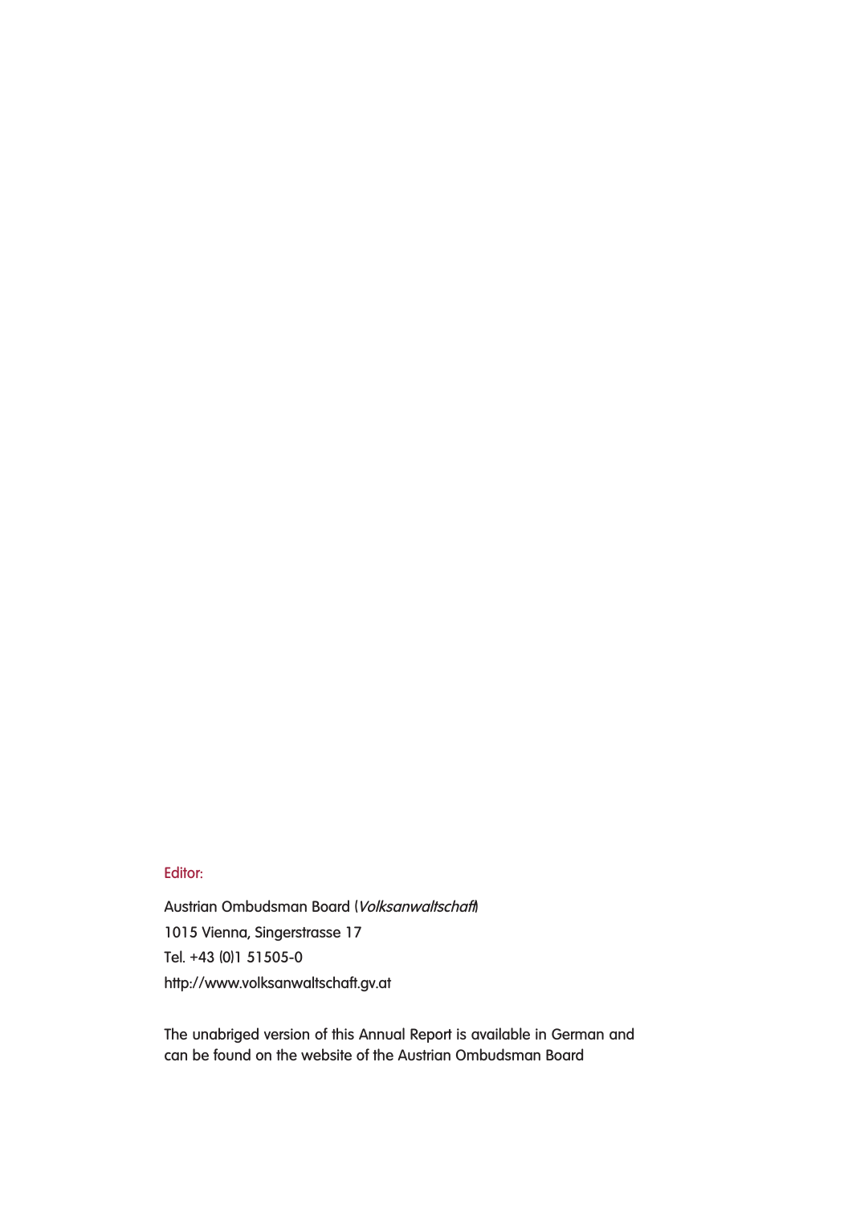Editor:

Austrian Ombudsman Board (*Volksanwaltschaft*)

1015 Vienna, Singerstrasse 17

Tel. +43 (0)1 51505-0

http://www.volksanwaltschaft.gv.at

The unabriged version of this Annual Report is available in German and can be found on the website of the Austrian Ombudsman Board